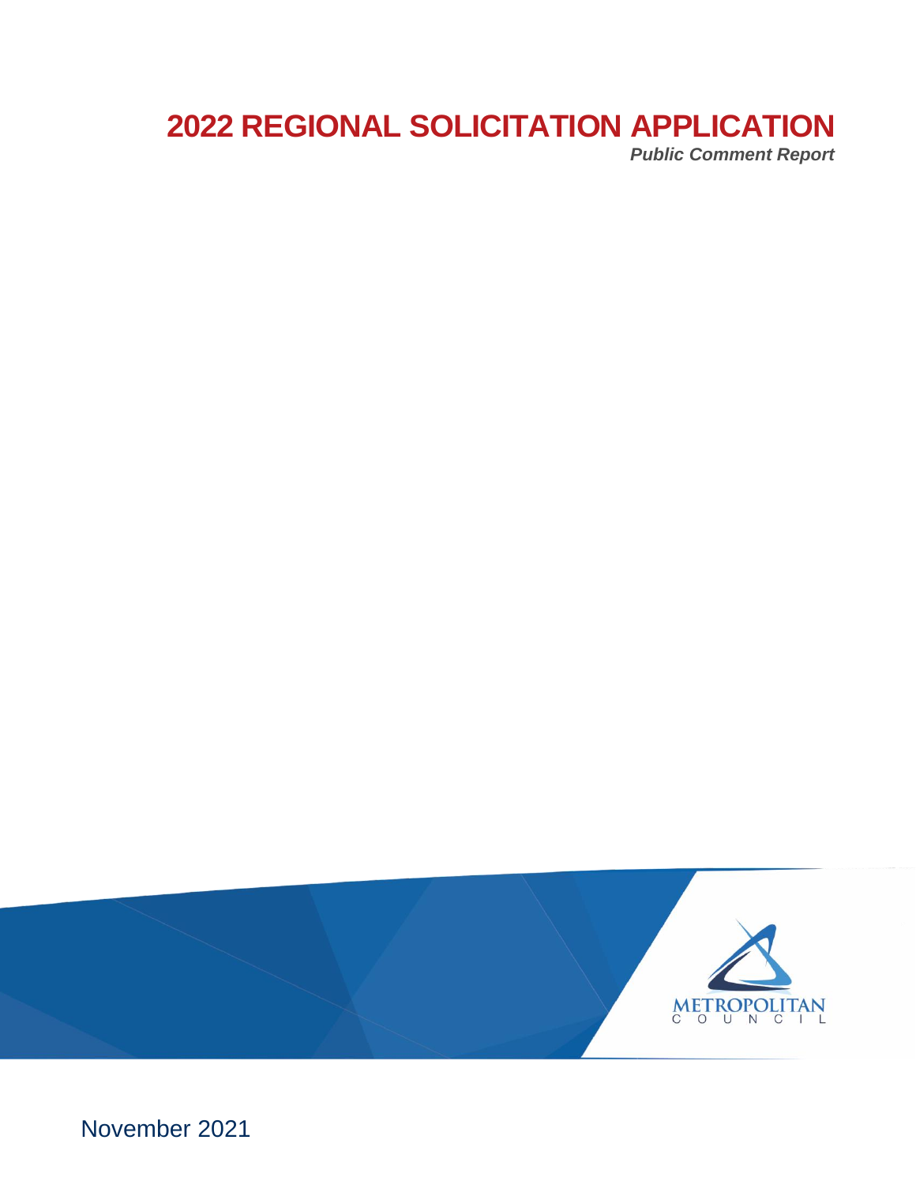# 2022 REGIONAL SOLICITATION APPLICATION

***Public Comment Report***

METROPOLITAN COUNCIL

November 2021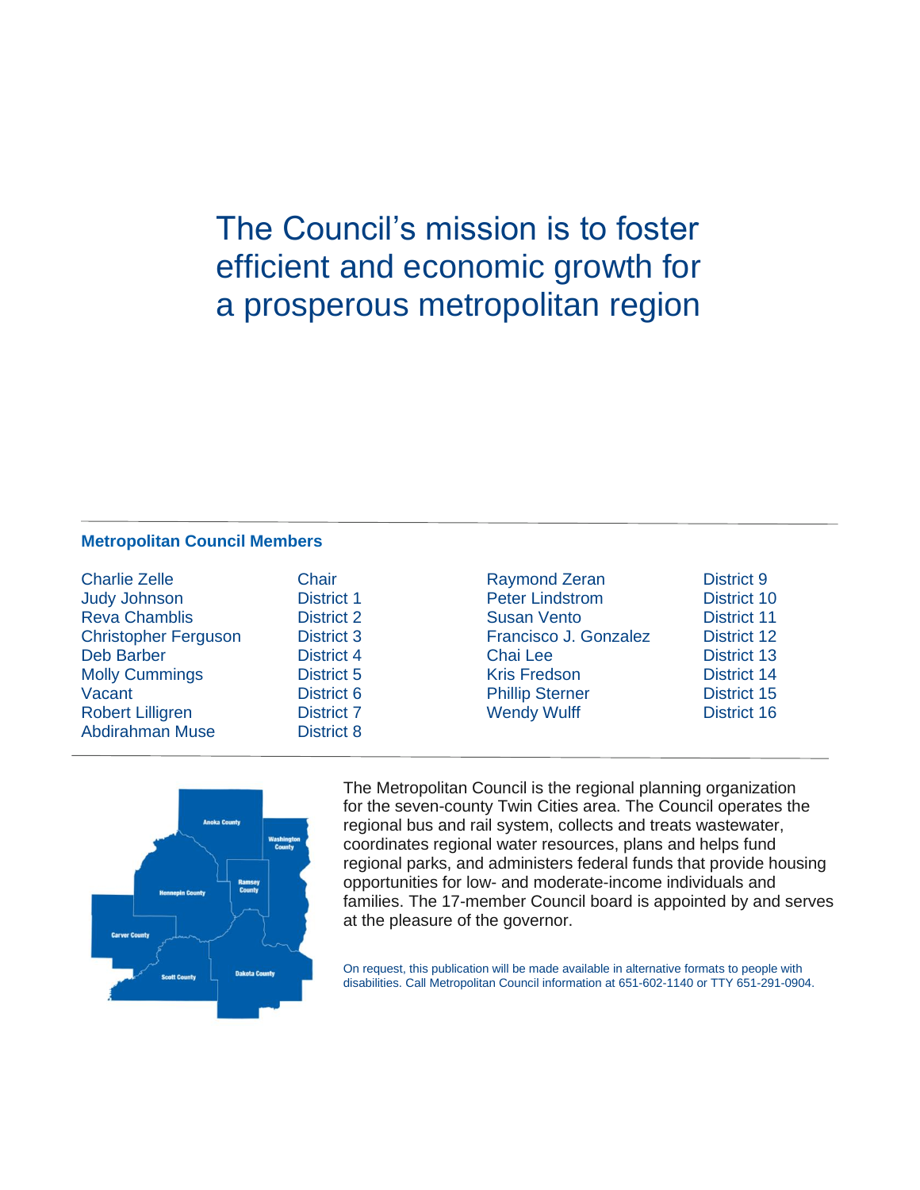# The Council's mission is to foster efficient and economic growth for a prosperous metropolitan region

**Metropolitan Council Members**

| | | | |
|---|---|---|---|
| Charlie Zelle | Chair | Raymond Zeran | District 9 |
| Judy Johnson | District 1 | Peter Lindstrom | District 10 |
| Reva Chamblis | District 2 | Susan Vento | District 11 |
| Christopher Ferguson | District 3 | Francisco J. Gonzalez | District 12 |
| Deb Barber | District 4 | Chai Lee | District 13 |
| Molly Cummings | District 5 | Kris Fredson | District 14 |
| Vacant | District 6 | Phillip Sterner | District 15 |
| Robert Lilligren | District 7 | Wendy Wulff | District 16 |
| Abdirahman Muse | District 8 | | |

Anoka County, Washington County, Ramsey County, Hennepin County, Carver County, Scott County, Dakota County

The Metropolitan Council is the regional planning organization for the seven-county Twin Cities area. The Council operates the regional bus and rail system, collects and treats wastewater, coordinates regional water resources, plans and helps fund regional parks, and administers federal funds that provide housing opportunities for low- and moderate-income individuals and families. The 17-member Council board is appointed by and serves at the pleasure of the governor.

On request, this publication will be made available in alternative formats to people with disabilities. Call Metropolitan Council information at 651-602-1140 or TTY 651-291-0904.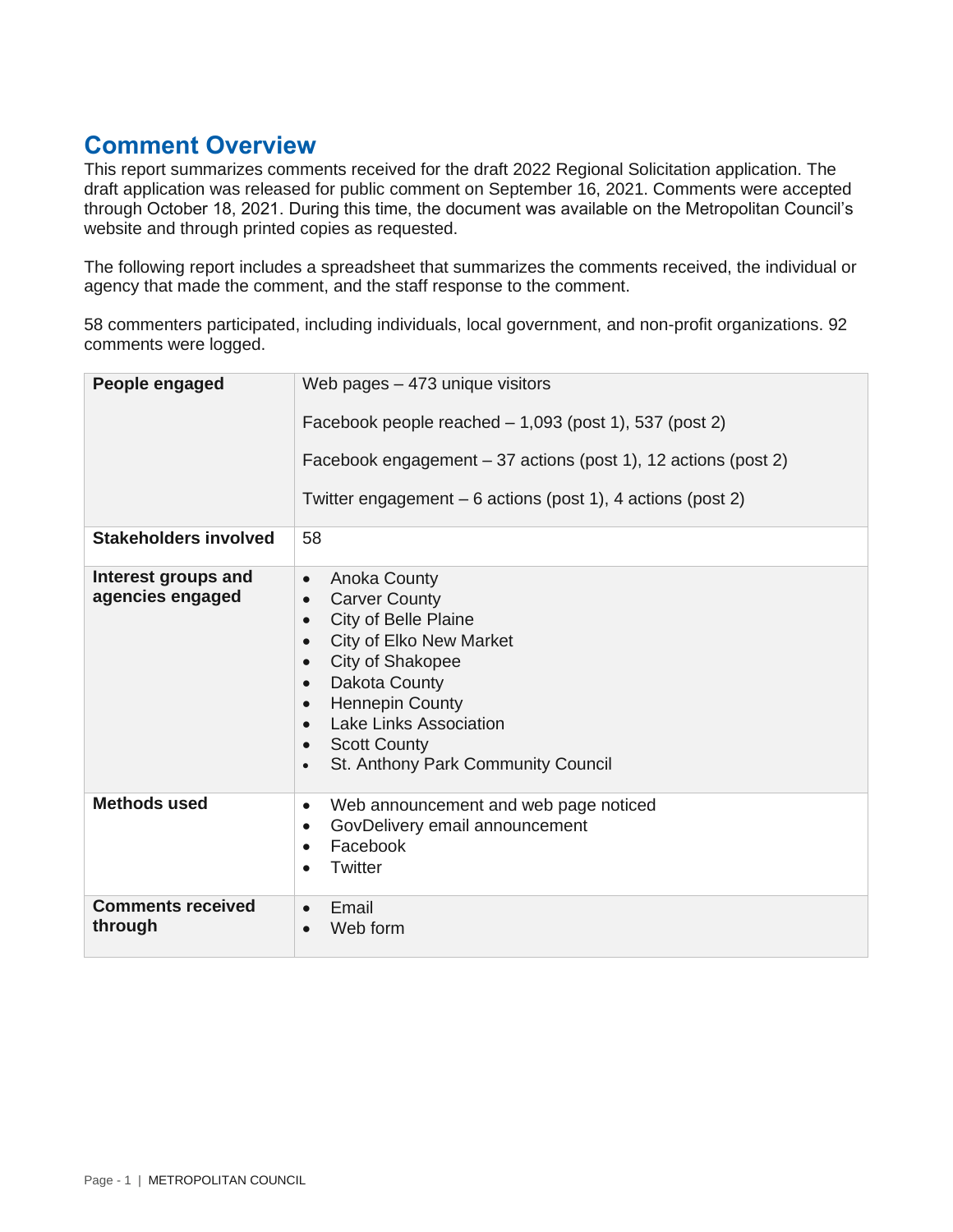## Comment Overview

This report summarizes comments received for the draft 2022 Regional Solicitation application. The draft application was released for public comment on September 16, 2021. Comments were accepted through October 18, 2021. During this time, the document was available on the Metropolitan Council's website and through printed copies as requested.

The following report includes a spreadsheet that summarizes the comments received, the individual or agency that made the comment, and the staff response to the comment.

58 commenters participated, including individuals, local government, and non-profit organizations. 92 comments were logged.

| | |
|---|---|
| **People engaged** | Web pages – 473 unique visitors<br><br>Facebook people reached – 1,093 (post 1), 537 (post 2)<br><br>Facebook engagement – 37 actions (post 1), 12 actions (post 2)<br><br>Twitter engagement – 6 actions (post 1), 4 actions (post 2) |
| **Stakeholders involved** | 58 |
| **Interest groups and agencies engaged** | • Anoka County<br>• Carver County<br>• City of Belle Plaine<br>• City of Elko New Market<br>• City of Shakopee<br>• Dakota County<br>• Hennepin County<br>• Lake Links Association<br>• Scott County<br>• St. Anthony Park Community Council |
| **Methods used** | • Web announcement and web page noticed<br>• GovDelivery email announcement<br>• Facebook<br>• Twitter |
| **Comments received through** | • Email<br>• Web form |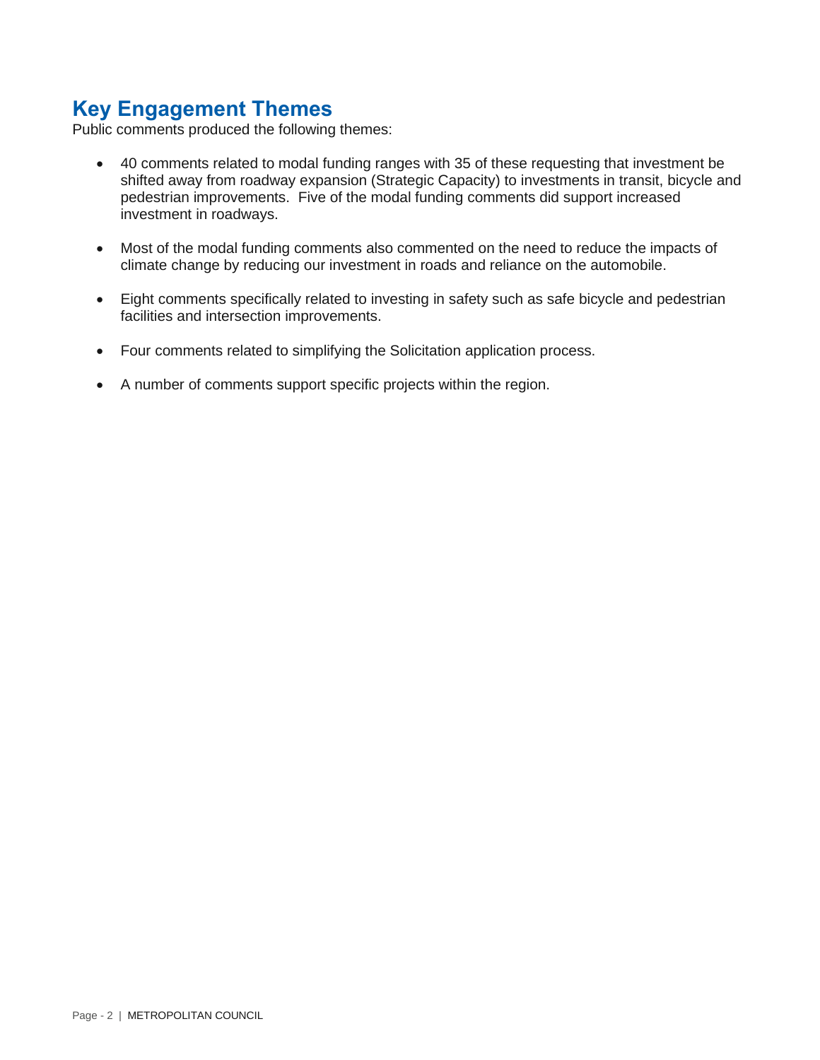## Key Engagement Themes

Public comments produced the following themes:

- 40 comments related to modal funding ranges with 35 of these requesting that investment be shifted away from roadway expansion (Strategic Capacity) to investments in transit, bicycle and pedestrian improvements. Five of the modal funding comments did support increased investment in roadways.
- Most of the modal funding comments also commented on the need to reduce the impacts of climate change by reducing our investment in roads and reliance on the automobile.
- Eight comments specifically related to investing in safety such as safe bicycle and pedestrian facilities and intersection improvements.
- Four comments related to simplifying the Solicitation application process.
- A number of comments support specific projects within the region.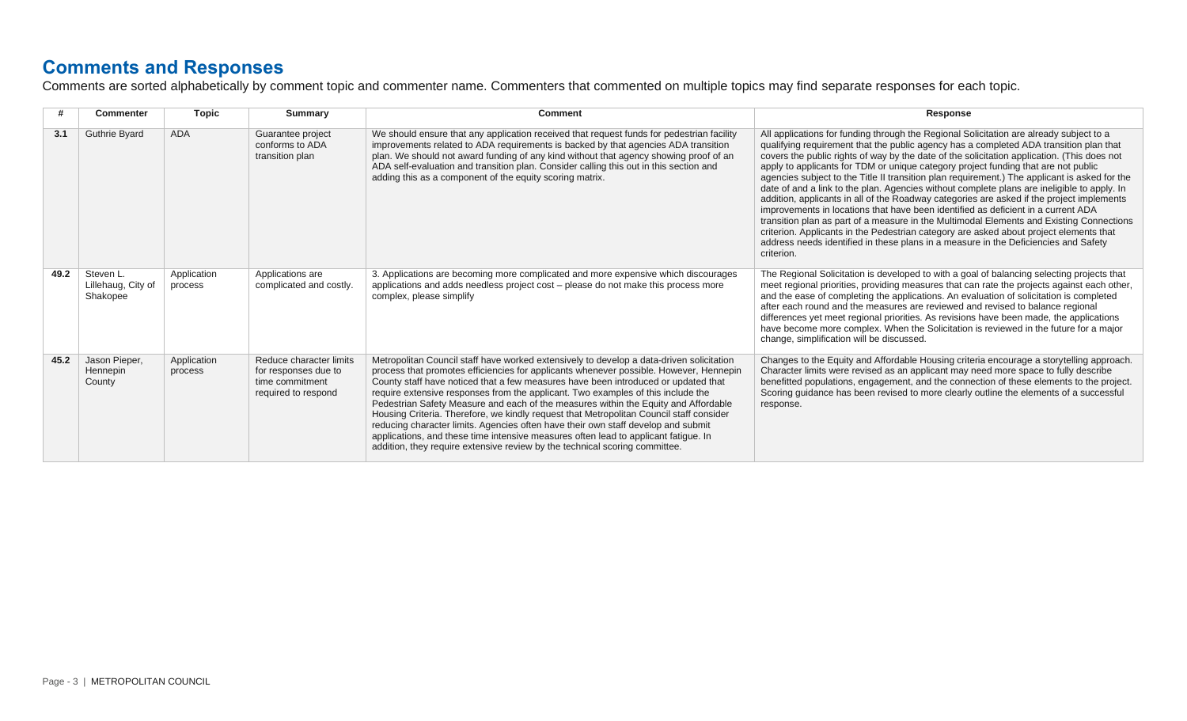## Comments and Responses

Comments are sorted alphabetically by comment topic and commenter name. Commenters that commented on multiple topics may find separate responses for each topic.

| # | Commenter | Topic | Summary | Comment | Response |
|---|---|---|---|---|---|
| 3.1 | Guthrie Byard | ADA | Guarantee project conforms to ADA transition plan | We should ensure that any application received that request funds for pedestrian facility improvements related to ADA requirements is backed by that agencies ADA transition plan. We should not award funding of any kind without that agency showing proof of an ADA self-evaluation and transition plan. Consider calling this out in this section and adding this as a component of the equity scoring matrix. | All applications for funding through the Regional Solicitation are already subject to a qualifying requirement that the public agency has a completed ADA transition plan that covers the public rights of way by the date of the solicitation application. (This does not apply to applicants for TDM or unique category project funding that are not public agencies subject to the Title II transition plan requirement.) The applicant is asked for the date of and a link to the plan. Agencies without complete plans are ineligible to apply. In addition, applicants in all of the Roadway categories are asked if the project implements improvements in locations that have been identified as deficient in a current ADA transition plan as part of a measure in the Multimodal Elements and Existing Connections criterion. Applicants in the Pedestrian category are asked about project elements that address needs identified in these plans in a measure in the Deficiencies and Safety criterion. |
| 49.2 | Steven L. Lillehaug, City of Shakopee | Application process | Applications are complicated and costly. | 3. Applications are becoming more complicated and more expensive which discourages applications and adds needless project cost – please do not make this process more complex, please simplify | The Regional Solicitation is developed to with a goal of balancing selecting projects that meet regional priorities, providing measures that can rate the projects against each other, and the ease of completing the applications. An evaluation of solicitation is completed after each round and the measures are reviewed and revised to balance regional differences yet meet regional priorities. As revisions have been made, the applications have become more complex. When the Solicitation is reviewed in the future for a major change, simplification will be discussed. |
| 45.2 | Jason Pieper, Hennepin County | Application process | Reduce character limits for responses due to time commitment required to respond | Metropolitan Council staff have worked extensively to develop a data-driven solicitation process that promotes efficiencies for applicants whenever possible. However, Hennepin County staff have noticed that a few measures have been introduced or updated that require extensive responses from the applicant. Two examples of this include the Pedestrian Safety Measure and each of the measures within the Equity and Affordable Housing Criteria. Therefore, we kindly request that Metropolitan Council staff consider reducing character limits. Agencies often have their own staff develop and submit applications, and these time intensive measures often lead to applicant fatigue. In addition, they require extensive review by the technical scoring committee. | Changes to the Equity and Affordable Housing criteria encourage a storytelling approach. Character limits were revised as an applicant may need more space to fully describe benefitted populations, engagement, and the connection of these elements to the project. Scoring guidance has been revised to more clearly outline the elements of a successful response. |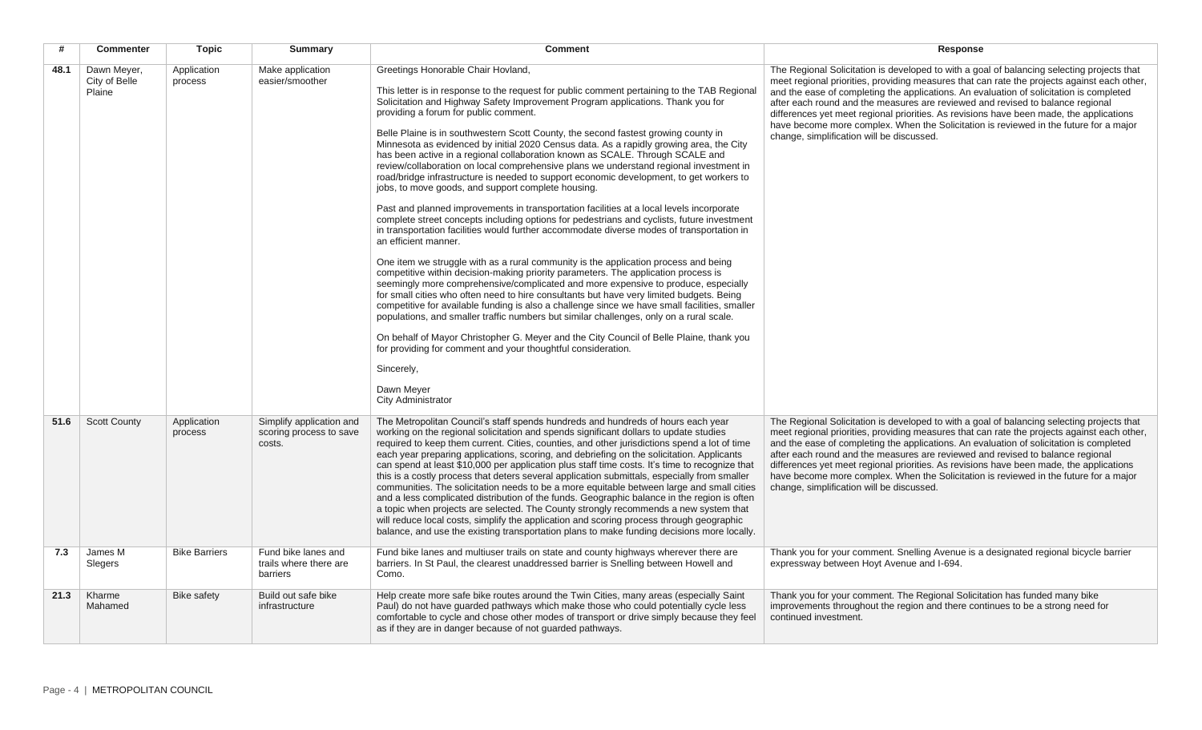| # | Commenter | Topic | Summary | Comment | Response |
|---|---|---|---|---|---|
| 48.1 | Dawn Meyer, City of Belle Plaine | Application process | Make application easier/smoother | Greetings Honorable Chair Hovland,<br><br>This letter is in response to the request for public comment pertaining to the TAB Regional Solicitation and Highway Safety Improvement Program applications. Thank you for providing a forum for public comment.<br><br>Belle Plaine is in southwestern Scott County, the second fastest growing county in Minnesota as evidenced by initial 2020 Census data. As a rapidly growing area, the City has been active in a regional collaboration known as SCALE. Through SCALE and review/collaboration on local comprehensive plans we understand regional investment in road/bridge infrastructure is needed to support economic development, to get workers to jobs, to move goods, and support complete housing.<br><br>Past and planned improvements in transportation facilities at a local levels incorporate complete street concepts including options for pedestrians and cyclists, future investment in transportation facilities would further accommodate diverse modes of transportation in an efficient manner.<br><br>One item we struggle with as a rural community is the application process and being competitive within decision-making priority parameters. The application process is seemingly more comprehensive/complicated and more expensive to produce, especially for small cities who often need to hire consultants but have very limited budgets. Being competitive for available funding is also a challenge since we have small facilities, smaller populations, and smaller traffic numbers but similar challenges, only on a rural scale.<br><br>On behalf of Mayor Christopher G. Meyer and the City Council of Belle Plaine, thank you for providing for comment and your thoughtful consideration.<br><br>Sincerely,<br><br>Dawn Meyer<br>City Administrator | The Regional Solicitation is developed to with a goal of balancing selecting projects that meet regional priorities, providing measures that can rate the projects against each other, and the ease of completing the applications. An evaluation of solicitation is completed after each round and the measures are reviewed and revised to balance regional differences yet meet regional priorities. As revisions have been made, the applications have become more complex. When the Solicitation is reviewed in the future for a major change, simplification will be discussed. |
| 51.6 | Scott County | Application process | Simplify application and scoring process to save costs. | The Metropolitan Council's staff spends hundreds and hundreds of hours each year working on the regional solicitation and spends significant dollars to update studies required to keep them current. Cities, counties, and other jurisdictions spend a lot of time each year preparing applications, scoring, and debriefing on the solicitation. Applicants can spend at least $10,000 per application plus staff time costs. It's time to recognize that this is a costly process that deters several application submittals, especially from smaller communities. The solicitation needs to be a more equitable between large and small cities and a less complicated distribution of the funds. Geographic balance in the region is often a topic when projects are selected. The County strongly recommends a new system that will reduce local costs, simplify the application and scoring process through geographic balance, and use the existing transportation plans to make funding decisions more locally. | The Regional Solicitation is developed to with a goal of balancing selecting projects that meet regional priorities, providing measures that can rate the projects against each other, and the ease of completing the applications. An evaluation of solicitation is completed after each round and the measures are reviewed and revised to balance regional differences yet meet regional priorities. As revisions have been made, the applications have become more complex. When the Solicitation is reviewed in the future for a major change, simplification will be discussed. |
| 7.3 | James M Slegers | Bike Barriers | Fund bike lanes and trails where there are barriers | Fund bike lanes and multiuser trails on state and county highways wherever there are barriers. In St Paul, the clearest unaddressed barrier is Snelling between Howell and Como. | Thank you for your comment. Snelling Avenue is a designated regional bicycle barrier expressway between Hoyt Avenue and I-694. |
| 21.3 | Kharme Mahamed | Bike safety | Build out safe bike infrastructure | Help create more safe bike routes around the Twin Cities, many areas (especially Saint Paul) do not have guarded pathways which make those who could potentially cycle less comfortable to cycle and chose other modes of transport or drive simply because they feel as if they are in danger because of not guarded pathways. | Thank you for your comment. The Regional Solicitation has funded many bike improvements throughout the region and there continues to be a strong need for continued investment. |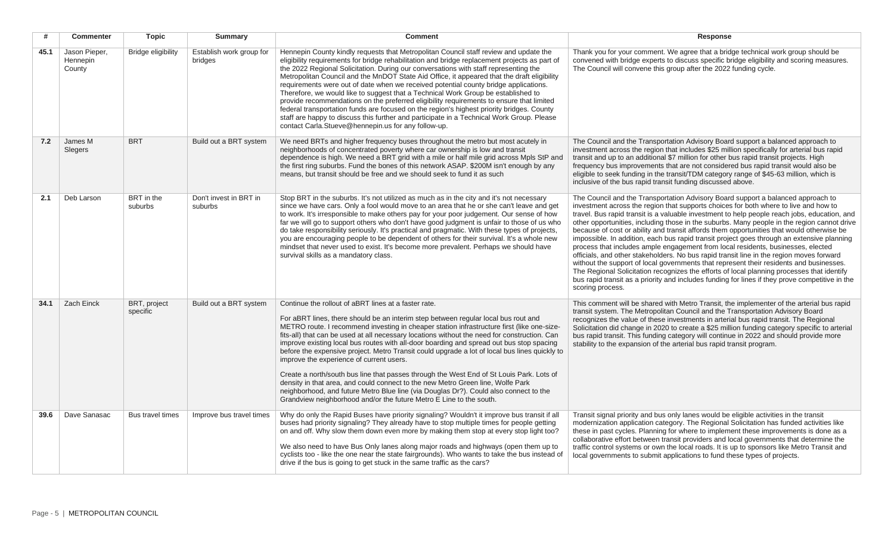| # | Commenter | Topic | Summary | Comment | Response |
|---|---|---|---|---|---|
| 45.1 | Jason Pieper, Hennepin County | Bridge eligibility | Establish work group for bridges | Hennepin County kindly requests that Metropolitan Council staff review and update the eligibility requirements for bridge rehabilitation and bridge replacement projects as part of the 2022 Regional Solicitation. During our conversations with staff representing the Metropolitan Council and the MnDOT State Aid Office, it appeared that the draft eligibility requirements were out of date when we received potential county bridge applications. Therefore, we would like to suggest that a Technical Work Group be established to provide recommendations on the preferred eligibility requirements to ensure that limited federal transportation funds are focused on the region's highest priority bridges. County staff are happy to discuss this further and participate in a Technical Work Group. Please contact Carla.Stueve@hennepin.us for any follow-up. | Thank you for your comment. We agree that a bridge technical work group should be convened with bridge experts to discuss specific bridge eligibility and scoring measures. The Council will convene this group after the 2022 funding cycle. |
| 7.2 | James M Slegers | BRT | Build out a BRT system | We need BRTs and higher frequency buses throughout the metro but most acutely in neighborhoods of concentrated poverty where car ownership is low and transit dependence is high. We need a BRT grid with a mile or half mile grid across Mpls StP and the first ring suburbs. Fund the bones of this network ASAP. $200M isn't enough by any means, but transit should be free and we should seek to fund it as such | The Council and the Transportation Advisory Board support a balanced approach to investment across the region that includes $25 million specifically for arterial bus rapid transit and up to an additional $7 million for other bus rapid transit projects. High frequency bus improvements that are not considered bus rapid transit would also be eligible to seek funding in the transit/TDM category range of $45-63 million, which is inclusive of the bus rapid transit funding discussed above. |
| 2.1 | Deb Larson | BRT in the suburbs | Don't invest in BRT in suburbs | Stop BRT in the suburbs. It's not utilized as much as in the city and it's not necessary since we have cars. Only a fool would move to an area that he or she can't leave and get to work. It's irresponsible to make others pay for your poor judgement. Our sense of how far we will go to support others who don't have good judgment is unfair to those of us who do take responsibility seriously. It's practical and pragmatic. With these types of projects, you are encouraging people to be dependent of others for their survival. It's a whole new mindset that never used to exist. It's become more prevalent. Perhaps we should have survival skills as a mandatory class. | The Council and the Transportation Advisory Board support a balanced approach to investment across the region that supports choices for both where to live and how to travel. Bus rapid transit is a valuable investment to help people reach jobs, education, and other opportunities, including those in the suburbs. Many people in the region cannot drive because of cost or ability and transit affords them opportunities that would otherwise be impossible. In addition, each bus rapid transit project goes through an extensive planning process that includes ample engagement from local residents, businesses, elected officials, and other stakeholders. No bus rapid transit line in the region moves forward without the support of local governments that represent their residents and businesses. The Regional Solicitation recognizes the efforts of local planning processes that identify bus rapid transit as a priority and includes funding for lines if they prove competitive in the scoring process. |
| 34.1 | Zach Einck | BRT, project specific | Build out a BRT system | Continue the rollout of aBRT lines at a faster rate.<br><br>For aBRT lines, there should be an interim step between regular local bus rout and METRO route. I recommend investing in cheaper station infrastructure first (like one-size-fits-all) that can be used at all necessary locations without the need for construction. Can improve existing local bus routes with all-door boarding and spread out bus stop spacing before the expensive project. Metro Transit could upgrade a lot of local bus lines quickly to improve the experience of current users.<br><br>Create a north/south bus line that passes through the West End of St Louis Park. Lots of density in that area, and could connect to the new Metro Green line, Wolfe Park neighborhood, and future Metro Blue line (via Douglas Dr?). Could also connect to the Grandview neighborhood and/or the future Metro E Line to the south. | This comment will be shared with Metro Transit, the implementer of the arterial bus rapid transit system. The Metropolitan Council and the Transportation Advisory Board recognizes the value of these investments in arterial bus rapid transit. The Regional Solicitation did change in 2020 to create a $25 million funding category specific to arterial bus rapid transit. This funding category will continue in 2022 and should provide more stability to the expansion of the arterial bus rapid transit program. |
| 39.6 | Dave Sanasac | Bus travel times | Improve bus travel times | Why do only the Rapid Buses have priority signaling? Wouldn't it improve bus transit if all buses had priority signaling? They already have to stop multiple times for people getting on and off. Why slow them down even more by making them stop at every stop light too?<br><br>We also need to have Bus Only lanes along major roads and highways (open them up to cyclists too - like the one near the state fairgrounds). Who wants to take the bus instead of drive if the bus is going to get stuck in the same traffic as the cars? | Transit signal priority and bus only lanes would be eligible activities in the transit modernization application category. The Regional Solicitation has funded activities like these in past cycles. Planning for where to implement these improvements is done as a collaborative effort between transit providers and local governments that determine the traffic control systems or own the local roads. It is up to sponsors like Metro Transit and local governments to submit applications to fund these types of projects. |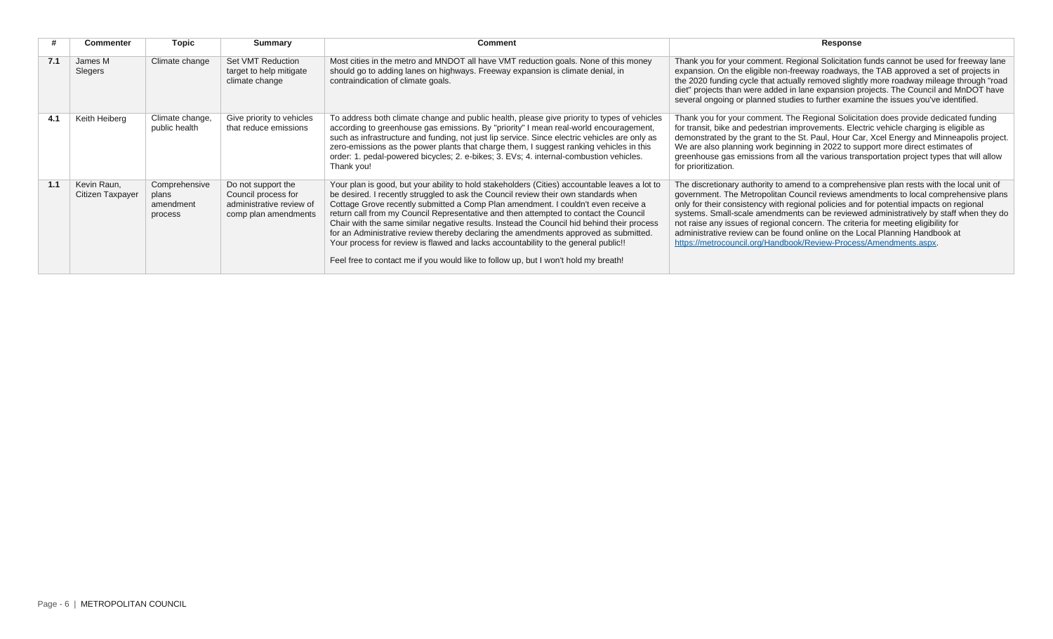| # | Commenter | Topic | Summary | Comment | Response |
|---|---|---|---|---|---|
| 7.1 | James M Slegers | Climate change | Set VMT Reduction target to help mitigate climate change | Most cities in the metro and MNDOT all have VMT reduction goals. None of this money should go to adding lanes on highways. Freeway expansion is climate denial, in contraindication of climate goals. | Thank you for your comment. Regional Solicitation funds cannot be used for freeway lane expansion. On the eligible non-freeway roadways, the TAB approved a set of projects in the 2020 funding cycle that actually removed slightly more roadway mileage through "road diet" projects than were added in lane expansion projects. The Council and MnDOT have several ongoing or planned studies to further examine the issues you've identified. |
| 4.1 | Keith Heiberg | Climate change, public health | Give priority to vehicles that reduce emissions | To address both climate change and public health, please give priority to types of vehicles according to greenhouse gas emissions. By "priority" I mean real-world encouragement, such as infrastructure and funding, not just lip service. Since electric vehicles are only as zero-emissions as the power plants that charge them, I suggest ranking vehicles in this order: 1. pedal-powered bicycles; 2. e-bikes; 3. EVs; 4. internal-combustion vehicles. Thank you! | Thank you for your comment. The Regional Solicitation does provide dedicated funding for transit, bike and pedestrian improvements. Electric vehicle charging is eligible as demonstrated by the grant to the St. Paul, Hour Car, Xcel Energy and Minneapolis project. We are also planning work beginning in 2022 to support more direct estimates of greenhouse gas emissions from all the various transportation project types that will allow for prioritization. |
| 1.1 | Kevin Raun, Citizen Taxpayer | Comprehensive plans amendment process | Do not support the Council process for administrative review of comp plan amendments | Your plan is good, but your ability to hold stakeholders (Cities) accountable leaves a lot to be desired. I recently struggled to ask the Council review their own standards when Cottage Grove recently submitted a Comp Plan amendment. I couldn't even receive a return call from my Council Representative and then attempted to contact the Council Chair with the same similar negative results. Instead the Council hid behind their process for an Administrative review thereby declaring the amendments approved as submitted. Your process for review is flawed and lacks accountability to the general public!! Feel free to contact me if you would like to follow up, but I won't hold my breath! | The discretionary authority to amend to a comprehensive plan rests with the local unit of government. The Metropolitan Council reviews amendments to local comprehensive plans only for their consistency with regional policies and for potential impacts on regional systems. Small-scale amendments can be reviewed administratively by staff when they do not raise any issues of regional concern. The criteria for meeting eligibility for administrative review can be found online on the Local Planning Handbook at https://metrocouncil.org/Handbook/Review-Process/Amendments.aspx. |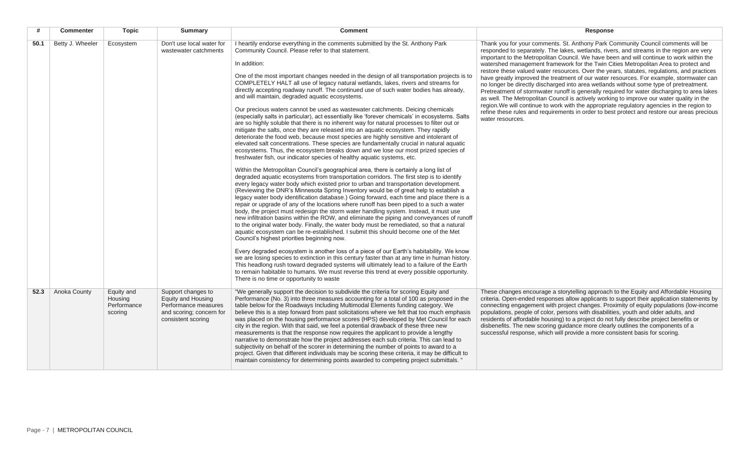| # | Commenter | Topic | Summary | Comment | Response |
|---|---|---|---|---|---|
| 50.1 | Betty J. Wheeler | Ecosystem | Don't use local water for wastewater catchments | I heartily endorse everything in the comments submitted by the St. Anthony Park Community Council. Please refer to that statement.<br><br>In addition:<br><br>One of the most important changes needed in the design of all transportation projects is to COMPLETELY HALT all use of legacy natural wetlands, lakes, rivers and streams for directly accepting roadway runoff. The continued use of such water bodies has already, and will maintain, degraded aquatic ecosystems.<br><br>Our precious waters cannot be used as wastewater catchments. Deicing chemicals (especially salts in particular), act essentially like 'forever chemicals' in ecosystems. Salts are so highly soluble that there is no inherent way for natural processes to filter out or mitigate the salts, once they are released into an aquatic ecosystem. They rapidly deteriorate the food web, because most species are highly sensitive and intolerant of elevated salt concentrations. These species are fundamentally crucial in natural aquatic ecosystems. Thus, the ecosystem breaks down and we lose our most prized species of freshwater fish, our indicator species of healthy aquatic systems, etc.<br><br>Within the Metropolitan Council's geographical area, there is certainly a long list of degraded aquatic ecosystems from transportation corridors. The first step is to identify every legacy water body which existed prior to urban and transportation development. (Reviewing the DNR's Minnesota Spring Inventory would be of great help to establish a legacy water body identification database.) Going forward, each time and place there is a repair or upgrade of any of the locations where runoff has been piped to a such a water body, the project must redesign the storm water handling system. Instead, it must use new infiltration basins within the ROW, and eliminate the piping and conveyances of runoff to the original water body. Finally, the water body must be remediated, so that a natural aquatic ecosystem can be re-established. I submit this should become one of the Met Council's highest priorities beginning now.<br><br>Every degraded ecosystem is another loss of a piece of our Earth's habitability. We know we are losing species to extinction in this century faster than at any time in human history. This headlong rush toward degraded systems will ultimately lead to a failure of the Earth to remain habitable to humans. We must reverse this trend at every possible opportunity. There is no time or opportunity to waste | Thank you for your comments. St. Anthony Park Community Council comments will be responded to separately. The lakes, wetlands, rivers, and streams in the region are very important to the Metropolitan Council. We have been and will continue to work within the watershed management framework for the Twin Cities Metropolitan Area to protect and restore these valued water resources. Over the years, statutes, regulations, and practices have greatly improved the treatment of our water resources. For example, stormwater can no longer be directly discharged into area wetlands without some type of pretreatment. Pretreatment of stormwater runoff is generally required for water discharging to area lakes as well. The Metropolitan Council is actively working to improve our water quality in the region.We will continue to work with the appropriate regulatory agencies in the region to refine these rules and requirements in order to best protect and restore our areas precious water resources. |
| 52.3 | Anoka County | Equity and Housing Performance scoring | Support changes to Equity and Housing Performance measures and scoring; concern for consistent scoring | "We generally support the decision to subdivide the criteria for scoring Equity and Performance (No. 3) into three measures accounting for a total of 100 as proposed in the table below for the Roadways Including Multimodal Elements funding category. We believe this is a step forward from past solicitations where we felt that too much emphasis was placed on the housing performance scores (HPS) developed by Met Council for each city in the region. With that said, we feel a potential drawback of these three new measurements is that the response now requires the applicant to provide a lengthy narrative to demonstrate how the project addresses each sub criteria. This can lead to subjectivity on behalf of the scorer in determining the number of points to award to a project. Given that different individuals may be scoring these criteria, it may be difficult to maintain consistency for determining points awarded to competing project submittals. " | These changes encourage a storytelling approach to the Equity and Affordable Housing criteria. Open-ended responses allow applicants to support their application statements by connecting engagement with project changes. Proximity of equity populations (low-income populations, people of color, persons with disabilities, youth and older adults, and residents of affordable housing) to a project do not fully describe project benefits or disbenefits. The new scoring guidance more clearly outlines the components of a successful response, which will provide a more consistent basis for scoring. |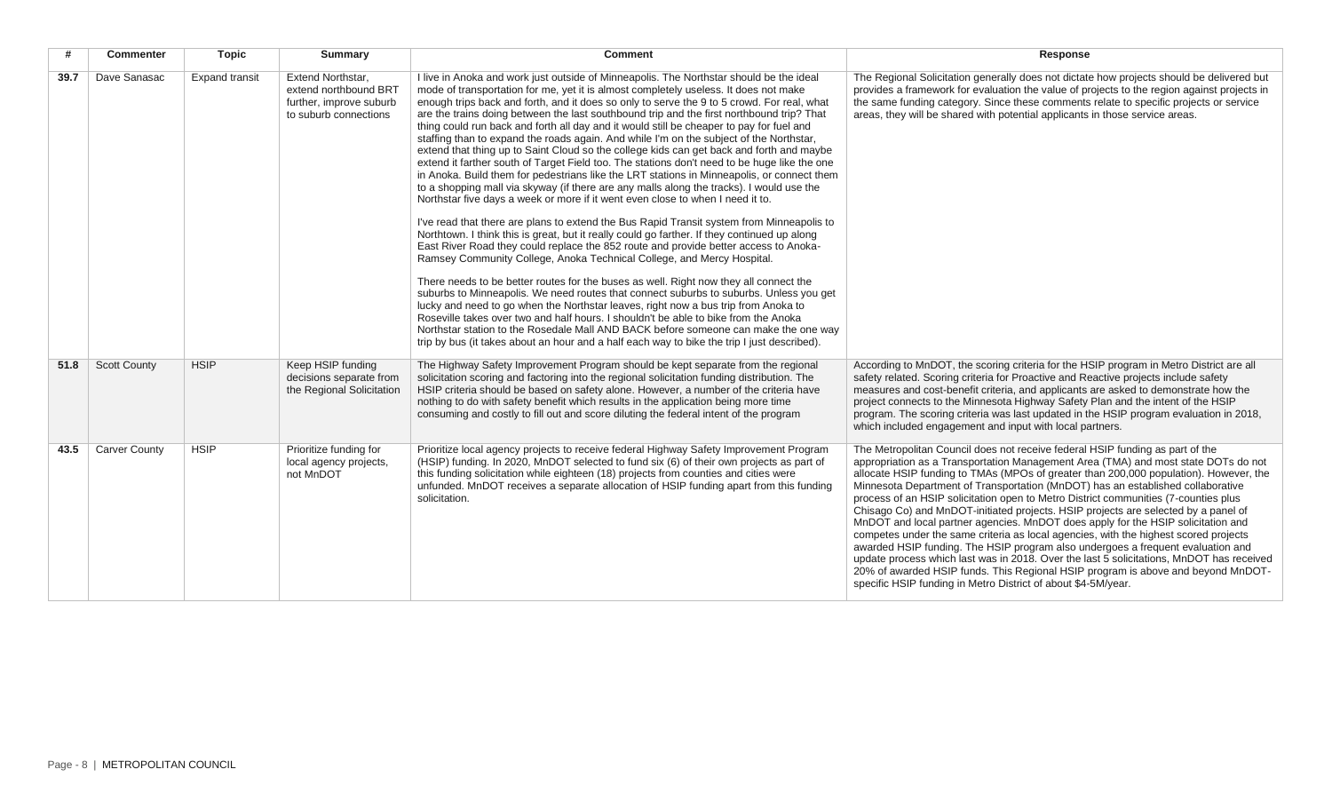| # | Commenter | Topic | Summary | Comment | Response |
|---|---|---|---|---|---|
| 39.7 | Dave Sanasac | Expand transit | Extend Northstar, extend northbound BRT further, improve suburb to suburb connections | I live in Anoka and work just outside of Minneapolis. The Northstar should be the ideal mode of transportation for me, yet it is almost completely useless. It does not make enough trips back and forth, and it does so only to serve the 9 to 5 crowd. For real, what are the trains doing between the last southbound trip and the first northbound trip? That thing could run back and forth all day and it would still be cheaper to pay for fuel and staffing than to expand the roads again. And while I'm on the subject of the Northstar, extend that thing up to Saint Cloud so the college kids can get back and forth and maybe extend it farther south of Target Field too. The stations don't need to be huge like the one in Anoka. Build them for pedestrians like the LRT stations in Minneapolis, or connect them to a shopping mall via skyway (if there are any malls along the tracks). I would use the Northstar five days a week or more if it went even close to when I need it to.<br><br>I've read that there are plans to extend the Bus Rapid Transit system from Minneapolis to Northtown. I think this is great, but it really could go farther. If they continued up along East River Road they could replace the 852 route and provide better access to Anoka-Ramsey Community College, Anoka Technical College, and Mercy Hospital.<br><br>There needs to be better routes for the buses as well. Right now they all connect the suburbs to Minneapolis. We need routes that connect suburbs to suburbs. Unless you get lucky and need to go when the Northstar leaves, right now a bus trip from Anoka to Roseville takes over two and half hours. I shouldn't be able to bike from the Anoka Northstar station to the Rosedale Mall AND BACK before someone can make the one way trip by bus (it takes about an hour and a half each way to bike the trip I just described). | The Regional Solicitation generally does not dictate how projects should be delivered but provides a framework for evaluation the value of projects to the region against projects in the same funding category. Since these comments relate to specific projects or service areas, they will be shared with potential applicants in those service areas. |
| 51.8 | Scott County | HSIP | Keep HSIP funding decisions separate from the Regional Solicitation | The Highway Safety Improvement Program should be kept separate from the regional solicitation scoring and factoring into the regional solicitation funding distribution. The HSIP criteria should be based on safety alone. However, a number of the criteria have nothing to do with safety benefit which results in the application being more time consuming and costly to fill out and score diluting the federal intent of the program | According to MnDOT, the scoring criteria for the HSIP program in Metro District are all safety related. Scoring criteria for Proactive and Reactive projects include safety measures and cost-benefit criteria, and applicants are asked to demonstrate how the project connects to the Minnesota Highway Safety Plan and the intent of the HSIP program. The scoring criteria was last updated in the HSIP program evaluation in 2018, which included engagement and input with local partners. |
| 43.5 | Carver County | HSIP | Prioritize funding for local agency projects, not MnDOT | Prioritize local agency projects to receive federal Highway Safety Improvement Program (HSIP) funding. In 2020, MnDOT selected to fund six (6) of their own projects as part of this funding solicitation while eighteen (18) projects from counties and cities were unfunded. MnDOT receives a separate allocation of HSIP funding apart from this funding solicitation. | The Metropolitan Council does not receive federal HSIP funding as part of the appropriation as a Transportation Management Area (TMA) and most state DOTs do not allocate HSIP funding to TMAs (MPOs of greater than 200,000 population). However, the Minnesota Department of Transportation (MnDOT) has an established collaborative process of an HSIP solicitation open to Metro District communities (7-counties plus Chisago Co) and MnDOT-initiated projects. HSIP projects are selected by a panel of MnDOT and local partner agencies. MnDOT does apply for the HSIP solicitation and competes under the same criteria as local agencies, with the highest scored projects awarded HSIP funding. The HSIP program also undergoes a frequent evaluation and update process which last was in 2018. Over the last 5 solicitations, MnDOT has received 20% of awarded HSIP funds. This Regional HSIP program is above and beyond MnDOT-specific HSIP funding in Metro District of about $4-5M/year. |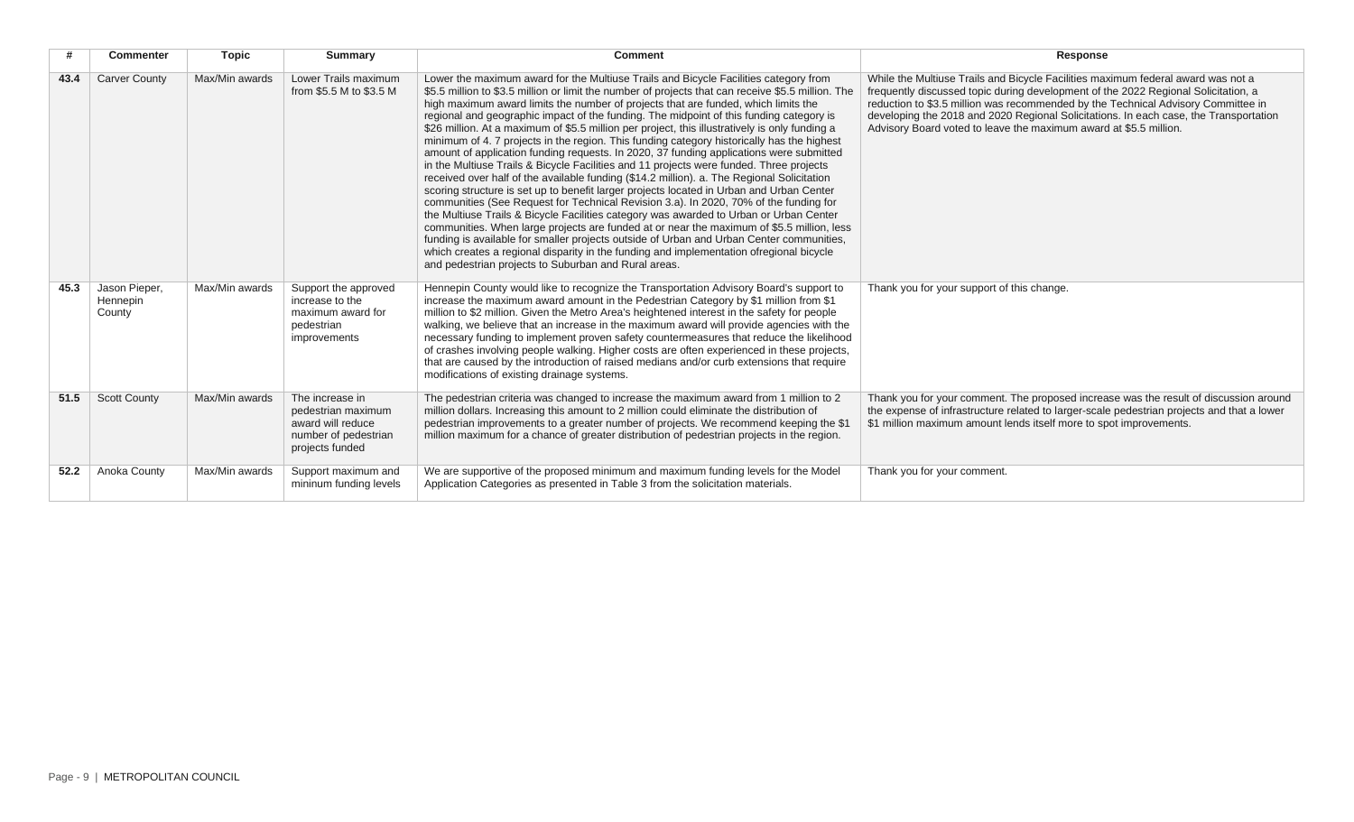| # | Commenter | Topic | Summary | Comment | Response |
|---|---|---|---|---|---|
| **43.4** | Carver County | Max/Min awards | Lower Trails maximum from $5.5 M to $3.5 M | Lower the maximum award for the Multiuse Trails and Bicycle Facilities category from $5.5 million to $3.5 million or limit the number of projects that can receive $5.5 million. The high maximum award limits the number of projects that are funded, which limits the regional and geographic impact of the funding. The midpoint of this funding category is $26 million. At a maximum of $5.5 million per project, this illustratively is only funding a minimum of 4. 7 projects in the region. This funding category historically has the highest amount of application funding requests. In 2020, 37 funding applications were submitted in the Multiuse Trails & Bicycle Facilities and 11 projects were funded. Three projects received over half of the available funding ($14.2 million). a. The Regional Solicitation scoring structure is set up to benefit larger projects located in Urban and Urban Center communities (See Request for Technical Revision 3.a). In 2020, 70% of the funding for the Multiuse Trails & Bicycle Facilities category was awarded to Urban or Urban Center communities. When large projects are funded at or near the maximum of $5.5 million, less funding is available for smaller projects outside of Urban and Urban Center communities, which creates a regional disparity in the funding and implementation ofregional bicycle and pedestrian projects to Suburban and Rural areas. | While the Multiuse Trails and Bicycle Facilities maximum federal award was not a frequently discussed topic during development of the 2022 Regional Solicitation, a reduction to $3.5 million was recommended by the Technical Advisory Committee in developing the 2018 and 2020 Regional Solicitations. In each case, the Transportation Advisory Board voted to leave the maximum award at $5.5 million. |
| **45.3** | Jason Pieper, Hennepin County | Max/Min awards | Support the approved increase to the maximum award for pedestrian improvements | Hennepin County would like to recognize the Transportation Advisory Board's support to increase the maximum award amount in the Pedestrian Category by $1 million from $1 million to $2 million. Given the Metro Area's heightened interest in the safety for people walking, we believe that an increase in the maximum award will provide agencies with the necessary funding to implement proven safety countermeasures that reduce the likelihood of crashes involving people walking. Higher costs are often experienced in these projects, that are caused by the introduction of raised medians and/or curb extensions that require modifications of existing drainage systems. | Thank you for your support of this change. |
| **51.5** | Scott County | Max/Min awards | The increase in pedestrian maximum award will reduce number of pedestrian projects funded | The pedestrian criteria was changed to increase the maximum award from 1 million to 2 million dollars. Increasing this amount to 2 million could eliminate the distribution of pedestrian improvements to a greater number of projects. We recommend keeping the $1 million maximum for a chance of greater distribution of pedestrian projects in the region. | Thank you for your comment. The proposed increase was the result of discussion around the expense of infrastructure related to larger-scale pedestrian projects and that a lower $1 million maximum amount lends itself more to spot improvements. |
| **52.2** | Anoka County | Max/Min awards | Support maximum and mininum funding levels | We are supportive of the proposed minimum and maximum funding levels for the Model Application Categories as presented in Table 3 from the solicitation materials. | Thank you for your comment. |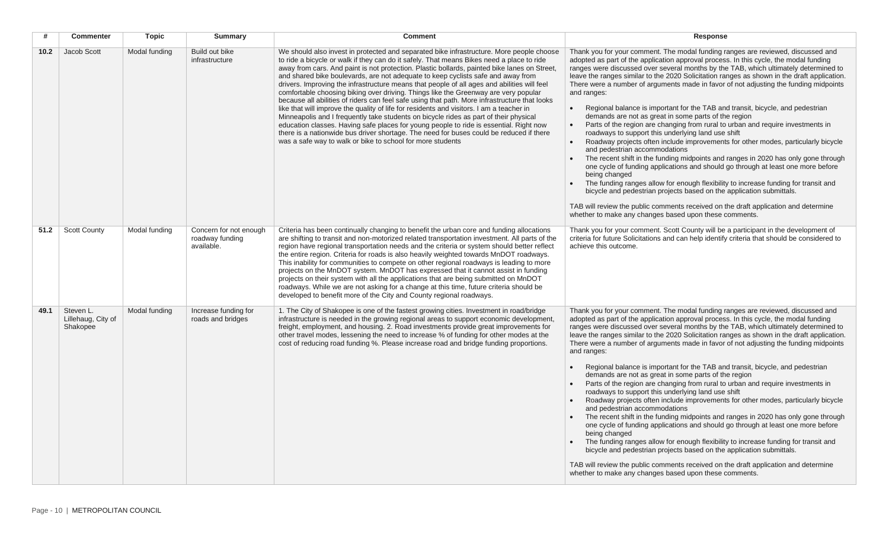| # | Commenter | Topic | Summary | Comment | Response |
|---|---|---|---|---|---|
| **10.2** | Jacob Scott | Modal funding | Build out bike infrastructure | We should also invest in protected and separated bike infrastructure. More people choose to ride a bicycle or walk if they can do it safely. That means Bikes need a place to ride away from cars. And paint is not protection. Plastic bollards, painted bike lanes on Street, and shared bike boulevards, are not adequate to keep cyclists safe and away from drivers. Improving the infrastructure means that people of all ages and abilities will feel comfortable choosing biking over driving. Things like the Greenway are very popular because all abilities of riders can feel safe using that path. More infrastructure that looks like that will improve the quality of life for residents and visitors. I am a teacher in Minneapolis and I frequently take students on bicycle rides as part of their physical education classes. Having safe places for young people to ride is essential. Right now there is a nationwide bus driver shortage. The need for buses could be reduced if there was a safe way to walk or bike to school for more students | Thank you for your comment. The modal funding ranges are reviewed, discussed and adopted as part of the application approval process. In this cycle, the modal funding ranges were discussed over several months by the TAB, which ultimately determined to leave the ranges similar to the 2020 Solicitation ranges as shown in the draft application. There were a number of arguments made in favor of not adjusting the funding midpoints and ranges:<br><br>• Regional balance is important for the TAB and transit, bicycle, and pedestrian demands are not as great in some parts of the region<br>• Parts of the region are changing from rural to urban and require investments in roadways to support this underlying land use shift<br>• Roadway projects often include improvements for other modes, particularly bicycle and pedestrian accommodations<br>• The recent shift in the funding midpoints and ranges in 2020 has only gone through one cycle of funding applications and should go through at least one more before being changed<br>• The funding ranges allow for enough flexibility to increase funding for transit and bicycle and pedestrian projects based on the application submittals.<br><br>TAB will review the public comments received on the draft application and determine whether to make any changes based upon these comments. |
| **51.2** | Scott County | Modal funding | Concern for not enough roadway funding available. | Criteria has been continually changing to benefit the urban core and funding allocations are shifting to transit and non-motorized related transportation investment. All parts of the region have regional transportation needs and the criteria or system should better reflect the entire region. Criteria for roads is also heavily weighted towards MnDOT roadways. This inability for communities to compete on other regional roadways is leading to more projects on the MnDOT system. MnDOT has expressed that it cannot assist in funding projects on their system with all the applications that are being submitted on MnDOT roadways. While we are not asking for a change at this time, future criteria should be developed to benefit more of the City and County regional roadways. | Thank you for your comment. Scott County will be a participant in the development of criteria for future Solicitations and can help identify criteria that should be considered to achieve this outcome. |
| **49.1** | Steven L. Lillehaug, City of Shakopee | Modal funding | Increase funding for roads and bridges | 1. The City of Shakopee is one of the fastest growing cities. Investment in road/bridge infrastructure is needed in the growing regional areas to support economic development, freight, employment, and housing. 2. Road investments provide great improvements for other travel modes, lessening the need to increase % of funding for other modes at the cost of reducing road funding %. Please increase road and bridge funding proportions. | Thank you for your comment. The modal funding ranges are reviewed, discussed and adopted as part of the application approval process. In this cycle, the modal funding ranges were discussed over several months by the TAB, which ultimately determined to leave the ranges similar to the 2020 Solicitation ranges as shown in the draft application. There were a number of arguments made in favor of not adjusting the funding midpoints and ranges:<br><br>• Regional balance is important for the TAB and transit, bicycle, and pedestrian demands are not as great in some parts of the region<br>• Parts of the region are changing from rural to urban and require investments in roadways to support this underlying land use shift<br>• Roadway projects often include improvements for other modes, particularly bicycle and pedestrian accommodations<br>• The recent shift in the funding midpoints and ranges in 2020 has only gone through one cycle of funding applications and should go through at least one more before being changed<br>• The funding ranges allow for enough flexibility to increase funding for transit and bicycle and pedestrian projects based on the application submittals.<br><br>TAB will review the public comments received on the draft application and determine whether to make any changes based upon these comments. |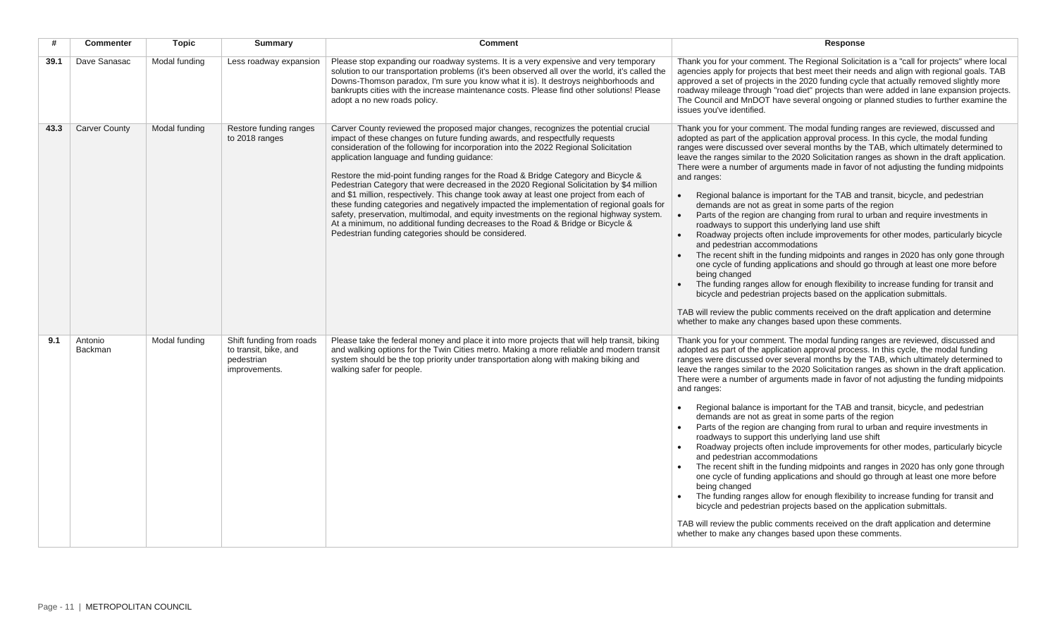| # | Commenter | Topic | Summary | Comment | Response |
|---|---|---|---|---|---|
| 39.1 | Dave Sanasac | Modal funding | Less roadway expansion | Please stop expanding our roadway systems. It is a very expensive and very temporary solution to our transportation problems (it's been observed all over the world, it's called the Downs-Thomson paradox, I'm sure you know what it is). It destroys neighborhoods and bankrupts cities with the increase maintenance costs. Please find other solutions! Please adopt a no new roads policy. | Thank you for your comment. The Regional Solicitation is a "call for projects" where local agencies apply for projects that best meet their needs and align with regional goals. TAB approved a set of projects in the 2020 funding cycle that actually removed slightly more roadway mileage through "road diet" projects than were added in lane expansion projects. The Council and MnDOT have several ongoing or planned studies to further examine the issues you've identified. |
| 43.3 | Carver County | Modal funding | Restore funding ranges to 2018 ranges | Carver County reviewed the proposed major changes, recognizes the potential crucial impact of these changes on future funding awards, and respectfully requests consideration of the following for incorporation into the 2022 Regional Solicitation application language and funding guidance:<br><br>Restore the mid-point funding ranges for the Road & Bridge Category and Bicycle & Pedestrian Category that were decreased in the 2020 Regional Solicitation by $4 million and $1 million, respectively. This change took away at least one project from each of these funding categories and negatively impacted the implementation of regional goals for safety, preservation, multimodal, and equity investments on the regional highway system. At a minimum, no additional funding decreases to the Road & Bridge or Bicycle & Pedestrian funding categories should be considered. | Thank you for your comment. The modal funding ranges are reviewed, discussed and adopted as part of the application approval process. In this cycle, the modal funding ranges were discussed over several months by the TAB, which ultimately determined to leave the ranges similar to the 2020 Solicitation ranges as shown in the draft application. There were a number of arguments made in favor of not adjusting the funding midpoints and ranges:<br><br>• Regional balance is important for the TAB and transit, bicycle, and pedestrian demands are not as great in some parts of the region<br>• Parts of the region are changing from rural to urban and require investments in roadways to support this underlying land use shift<br>• Roadway projects often include improvements for other modes, particularly bicycle and pedestrian accommodations<br>• The recent shift in the funding midpoints and ranges in 2020 has only gone through one cycle of funding applications and should go through at least one more before being changed<br>• The funding ranges allow for enough flexibility to increase funding for transit and bicycle and pedestrian projects based on the application submittals.<br><br>TAB will review the public comments received on the draft application and determine whether to make any changes based upon these comments. |
| 9.1 | Antonio Backman | Modal funding | Shift funding from roads to transit, bike, and pedestrian improvements. | Please take the federal money and place it into more projects that will help transit, biking and walking options for the Twin Cities metro. Making a more reliable and modern transit system should be the top priority under transportation along with making biking and walking safer for people. | Thank you for your comment. The modal funding ranges are reviewed, discussed and adopted as part of the application approval process. In this cycle, the modal funding ranges were discussed over several months by the TAB, which ultimately determined to leave the ranges similar to the 2020 Solicitation ranges as shown in the draft application. There were a number of arguments made in favor of not adjusting the funding midpoints and ranges:<br><br>• Regional balance is important for the TAB and transit, bicycle, and pedestrian demands are not as great in some parts of the region<br>• Parts of the region are changing from rural to urban and require investments in roadways to support this underlying land use shift<br>• Roadway projects often include improvements for other modes, particularly bicycle and pedestrian accommodations<br>• The recent shift in the funding midpoints and ranges in 2020 has only gone through one cycle of funding applications and should go through at least one more before being changed<br>• The funding ranges allow for enough flexibility to increase funding for transit and bicycle and pedestrian projects based on the application submittals.<br><br>TAB will review the public comments received on the draft application and determine whether to make any changes based upon these comments. |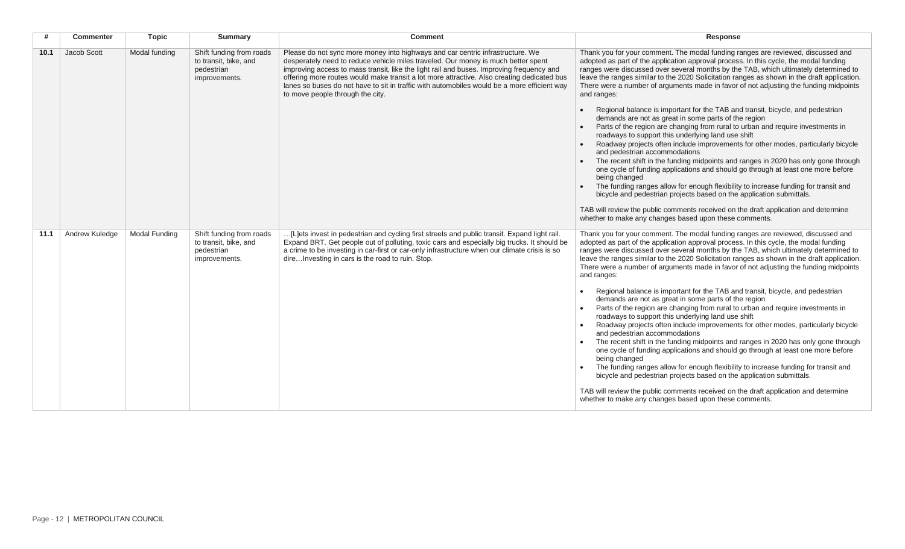| # | Commenter | Topic | Summary | Comment | Response |
|---|---|---|---|---|---|
| **10.1** | Jacob Scott | Modal funding | Shift funding from roads to transit, bike, and pedestrian improvements. | Please do not sync more money into highways and car centric infrastructure. We desperately need to reduce vehicle miles traveled. Our money is much better spent improving access to mass transit, like the light rail and buses. Improving frequency and offering more routes would make transit a lot more attractive. Also creating dedicated bus lanes so buses do not have to sit in traffic with automobiles would be a more efficient way to move people through the city. | Thank you for your comment. The modal funding ranges are reviewed, discussed and adopted as part of the application approval process. In this cycle, the modal funding ranges were discussed over several months by the TAB, which ultimately determined to leave the ranges similar to the 2020 Solicitation ranges as shown in the draft application. There were a number of arguments made in favor of not adjusting the funding midpoints and ranges:<br><br>• Regional balance is important for the TAB and transit, bicycle, and pedestrian demands are not as great in some parts of the region<br>• Parts of the region are changing from rural to urban and require investments in roadways to support this underlying land use shift<br>• Roadway projects often include improvements for other modes, particularly bicycle and pedestrian accommodations<br>• The recent shift in the funding midpoints and ranges in 2020 has only gone through one cycle of funding applications and should go through at least one more before being changed<br>• The funding ranges allow for enough flexibility to increase funding for transit and bicycle and pedestrian projects based on the application submittals.<br><br>TAB will review the public comments received on the draft application and determine whether to make any changes based upon these comments. |
| **11.1** | Andrew Kuledge | Modal Funding | Shift funding from roads to transit, bike, and pedestrian improvements. | …[L]ets invest in pedestrian and cycling first streets and public transit. Expand light rail. Expand BRT. Get people out of polluting, toxic cars and especially big trucks. It should be a crime to be investing in car-first or car-only infrastructure when our climate crisis is so dire…Investing in cars is the road to ruin. Stop. | Thank you for your comment. The modal funding ranges are reviewed, discussed and adopted as part of the application approval process. In this cycle, the modal funding ranges were discussed over several months by the TAB, which ultimately determined to leave the ranges similar to the 2020 Solicitation ranges as shown in the draft application. There were a number of arguments made in favor of not adjusting the funding midpoints and ranges:<br><br>• Regional balance is important for the TAB and transit, bicycle, and pedestrian demands are not as great in some parts of the region<br>• Parts of the region are changing from rural to urban and require investments in roadways to support this underlying land use shift<br>• Roadway projects often include improvements for other modes, particularly bicycle and pedestrian accommodations<br>• The recent shift in the funding midpoints and ranges in 2020 has only gone through one cycle of funding applications and should go through at least one more before being changed<br>• The funding ranges allow for enough flexibility to increase funding for transit and bicycle and pedestrian projects based on the application submittals.<br><br>TAB will review the public comments received on the draft application and determine whether to make any changes based upon these comments. |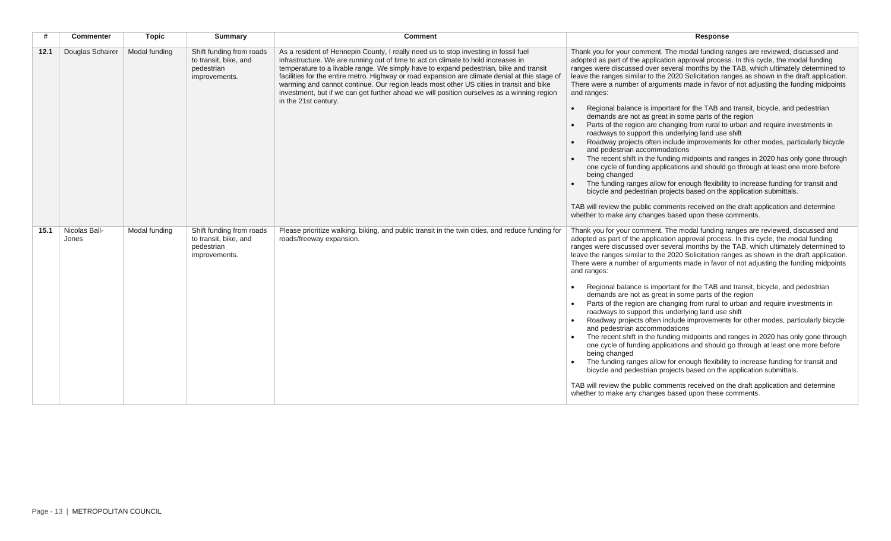| # | Commenter | Topic | Summary | Comment | Response |
|---|---|---|---|---|---|
| **12.1** | Douglas Schairer | Modal funding | Shift funding from roads to transit, bike, and pedestrian improvements. | As a resident of Hennepin County, I really need us to stop investing in fossil fuel infrastructure. We are running out of time to act on climate to hold increases in temperature to a livable range. We simply have to expand pedestrian, bike and transit facilities for the entire metro. Highway or road expansion are climate denial at this stage of warming and cannot continue. Our region leads most other US cities in transit and bike investment, but if we can get further ahead we will position ourselves as a winning region in the 21st century. | Thank you for your comment. The modal funding ranges are reviewed, discussed and adopted as part of the application approval process. In this cycle, the modal funding ranges were discussed over several months by the TAB, which ultimately determined to leave the ranges similar to the 2020 Solicitation ranges as shown in the draft application. There were a number of arguments made in favor of not adjusting the funding midpoints and ranges:<br><br>• Regional balance is important for the TAB and transit, bicycle, and pedestrian demands are not as great in some parts of the region<br>• Parts of the region are changing from rural to urban and require investments in roadways to support this underlying land use shift<br>• Roadway projects often include improvements for other modes, particularly bicycle and pedestrian accommodations<br>• The recent shift in the funding midpoints and ranges in 2020 has only gone through one cycle of funding applications and should go through at least one more before being changed<br>• The funding ranges allow for enough flexibility to increase funding for transit and bicycle and pedestrian projects based on the application submittals.<br><br>TAB will review the public comments received on the draft application and determine whether to make any changes based upon these comments. |
| **15.1** | Nicolas Ball-Jones | Modal funding | Shift funding from roads to transit, bike, and pedestrian improvements. | Please prioritize walking, biking, and public transit in the twin cities, and reduce funding for roads/freeway expansion. | Thank you for your comment. The modal funding ranges are reviewed, discussed and adopted as part of the application approval process. In this cycle, the modal funding ranges were discussed over several months by the TAB, which ultimately determined to leave the ranges similar to the 2020 Solicitation ranges as shown in the draft application. There were a number of arguments made in favor of not adjusting the funding midpoints and ranges:<br><br>• Regional balance is important for the TAB and transit, bicycle, and pedestrian demands are not as great in some parts of the region<br>• Parts of the region are changing from rural to urban and require investments in roadways to support this underlying land use shift<br>• Roadway projects often include improvements for other modes, particularly bicycle and pedestrian accommodations<br>• The recent shift in the funding midpoints and ranges in 2020 has only gone through one cycle of funding applications and should go through at least one more before being changed<br>• The funding ranges allow for enough flexibility to increase funding for transit and bicycle and pedestrian projects based on the application submittals.<br><br>TAB will review the public comments received on the draft application and determine whether to make any changes based upon these comments. |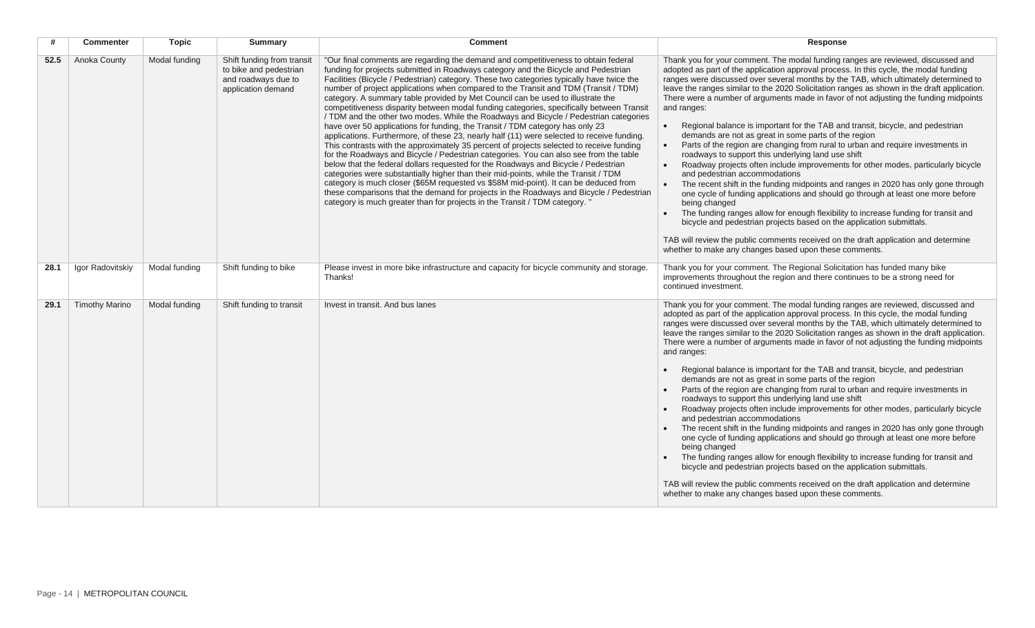| # | Commenter | Topic | Summary | Comment | Response |
|---|---|---|---|---|---|
| **52.5** | Anoka County | Modal funding | Shift funding from transit to bike and pedestrian and roadways due to application demand | "Our final comments are regarding the demand and competitiveness to obtain federal funding for projects submitted in Roadways category and the Bicycle and Pedestrian Facilities (Bicycle / Pedestrian) category. These two categories typically have twice the number of project applications when compared to the Transit and TDM (Transit / TDM) category. A summary table provided by Met Council can be used to illustrate the competitiveness disparity between modal funding categories, specifically between Transit / TDM and the other two modes. While the Roadways and Bicycle / Pedestrian categories have over 50 applications for funding, the Transit / TDM category has only 23 applications. Furthermore, of these 23, nearly half (11) were selected to receive funding. This contrasts with the approximately 35 percent of projects selected to receive funding for the Roadways and Bicycle / Pedestrian categories. You can also see from the table below that the federal dollars requested for the Roadways and Bicycle / Pedestrian categories were substantially higher than their mid-points, while the Transit / TDM category is much closer ($65M requested vs $58M mid-point). It can be deduced from these comparisons that the demand for projects in the Roadways and Bicycle / Pedestrian category is much greater than for projects in the Transit / TDM category. " | Thank you for your comment. The modal funding ranges are reviewed, discussed and adopted as part of the application approval process. In this cycle, the modal funding ranges were discussed over several months by the TAB, which ultimately determined to leave the ranges similar to the 2020 Solicitation ranges as shown in the draft application. There were a number of arguments made in favor of not adjusting the funding midpoints and ranges:<br><br>• Regional balance is important for the TAB and transit, bicycle, and pedestrian demands are not as great in some parts of the region<br>• Parts of the region are changing from rural to urban and require investments in roadways to support this underlying land use shift<br>• Roadway projects often include improvements for other modes, particularly bicycle and pedestrian accommodations<br>• The recent shift in the funding midpoints and ranges in 2020 has only gone through one cycle of funding applications and should go through at least one more before being changed<br>• The funding ranges allow for enough flexibility to increase funding for transit and bicycle and pedestrian projects based on the application submittals.<br><br>TAB will review the public comments received on the draft application and determine whether to make any changes based upon these comments. |
| **28.1** | Igor Radovitskiy | Modal funding | Shift funding to bike | Please invest in more bike infrastructure and capacity for bicycle community and storage. Thanks! | Thank you for your comment. The Regional Solicitation has funded many bike improvements throughout the region and there continues to be a strong need for continued investment. |
| **29.1** | Timothy Marino | Modal funding | Shift funding to transit | Invest in transit. And bus lanes | Thank you for your comment. The modal funding ranges are reviewed, discussed and adopted as part of the application approval process. In this cycle, the modal funding ranges were discussed over several months by the TAB, which ultimately determined to leave the ranges similar to the 2020 Solicitation ranges as shown in the draft application. There were a number of arguments made in favor of not adjusting the funding midpoints and ranges:<br><br>• Regional balance is important for the TAB and transit, bicycle, and pedestrian demands are not as great in some parts of the region<br>• Parts of the region are changing from rural to urban and require investments in roadways to support this underlying land use shift<br>• Roadway projects often include improvements for other modes, particularly bicycle and pedestrian accommodations<br>• The recent shift in the funding midpoints and ranges in 2020 has only gone through one cycle of funding applications and should go through at least one more before being changed<br>• The funding ranges allow for enough flexibility to increase funding for transit and bicycle and pedestrian projects based on the application submittals.<br><br>TAB will review the public comments received on the draft application and determine whether to make any changes based upon these comments. |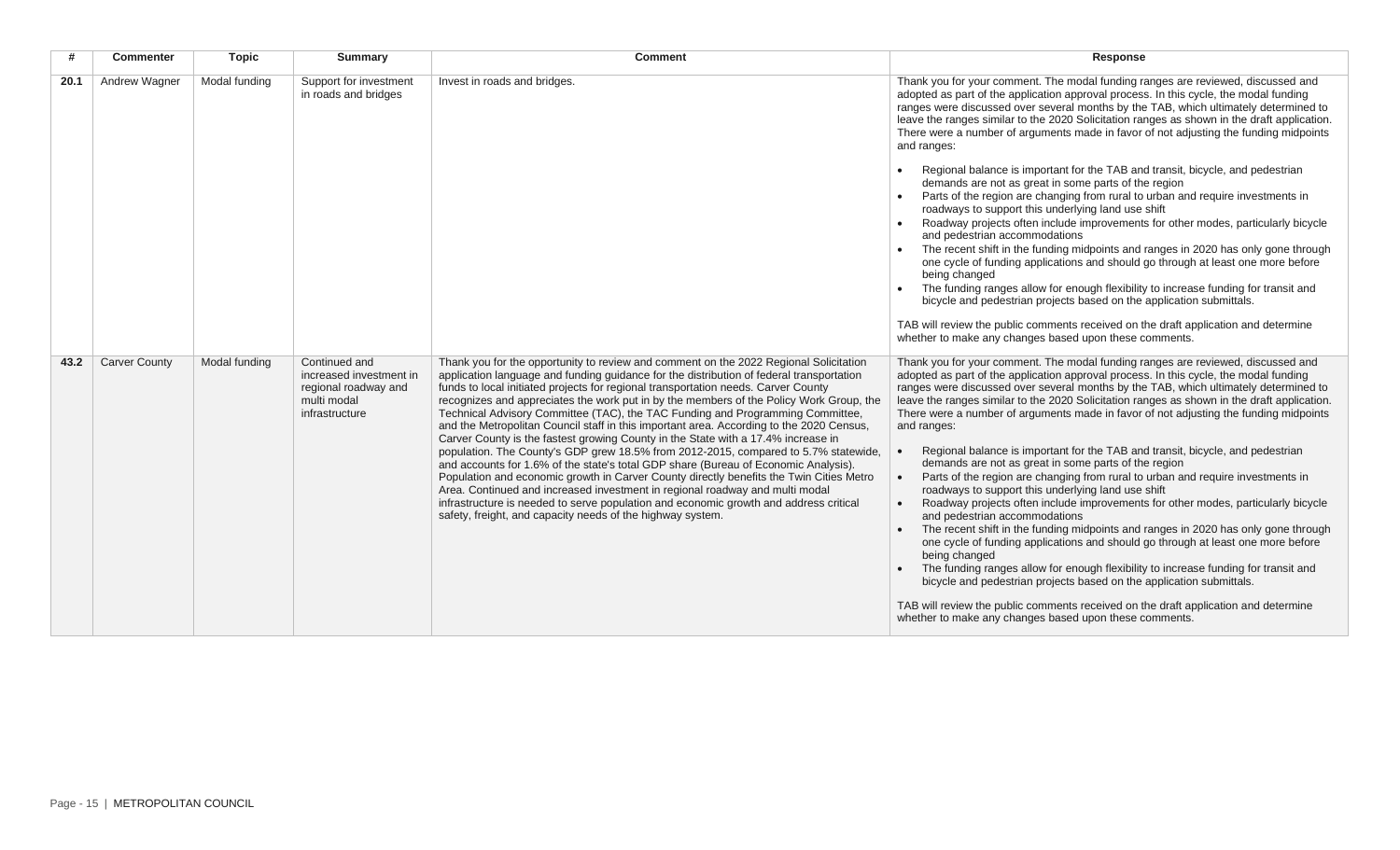| # | Commenter | Topic | Summary | Comment | Response |
|---|---|---|---|---|---|
| **20.1** | Andrew Wagner | Modal funding | Support for investment in roads and bridges | Invest in roads and bridges. | Thank you for your comment. The modal funding ranges are reviewed, discussed and adopted as part of the application approval process. In this cycle, the modal funding ranges were discussed over several months by the TAB, which ultimately determined to leave the ranges similar to the 2020 Solicitation ranges as shown in the draft application. There were a number of arguments made in favor of not adjusting the funding midpoints and ranges:<br><br>• Regional balance is important for the TAB and transit, bicycle, and pedestrian demands are not as great in some parts of the region<br>• Parts of the region are changing from rural to urban and require investments in roadways to support this underlying land use shift<br>• Roadway projects often include improvements for other modes, particularly bicycle and pedestrian accommodations<br>• The recent shift in the funding midpoints and ranges in 2020 has only gone through one cycle of funding applications and should go through at least one more before being changed<br>• The funding ranges allow for enough flexibility to increase funding for transit and bicycle and pedestrian projects based on the application submittals.<br><br>TAB will review the public comments received on the draft application and determine whether to make any changes based upon these comments. |
| **43.2** | Carver County | Modal funding | Continued and increased investment in regional roadway and multi modal infrastructure | Thank you for the opportunity to review and comment on the 2022 Regional Solicitation application language and funding guidance for the distribution of federal transportation funds to local initiated projects for regional transportation needs. Carver County recognizes and appreciates the work put in by the members of the Policy Work Group, the Technical Advisory Committee (TAC), the TAC Funding and Programming Committee, and the Metropolitan Council staff in this important area. According to the 2020 Census, Carver County is the fastest growing County in the State with a 17.4% increase in population. The County's GDP grew 18.5% from 2012-2015, compared to 5.7% statewide, and accounts for 1.6% of the state's total GDP share (Bureau of Economic Analysis). Population and economic growth in Carver County directly benefits the Twin Cities Metro Area. Continued and increased investment in regional roadway and multi modal infrastructure is needed to serve population and economic growth and address critical safety, freight, and capacity needs of the highway system. | Thank you for your comment. The modal funding ranges are reviewed, discussed and adopted as part of the application approval process. In this cycle, the modal funding ranges were discussed over several months by the TAB, which ultimately determined to leave the ranges similar to the 2020 Solicitation ranges as shown in the draft application. There were a number of arguments made in favor of not adjusting the funding midpoints and ranges:<br><br>• Regional balance is important for the TAB and transit, bicycle, and pedestrian demands are not as great in some parts of the region<br>• Parts of the region are changing from rural to urban and require investments in roadways to support this underlying land use shift<br>• Roadway projects often include improvements for other modes, particularly bicycle and pedestrian accommodations<br>• The recent shift in the funding midpoints and ranges in 2020 has only gone through one cycle of funding applications and should go through at least one more before being changed<br>• The funding ranges allow for enough flexibility to increase funding for transit and bicycle and pedestrian projects based on the application submittals.<br><br>TAB will review the public comments received on the draft application and determine whether to make any changes based upon these comments. |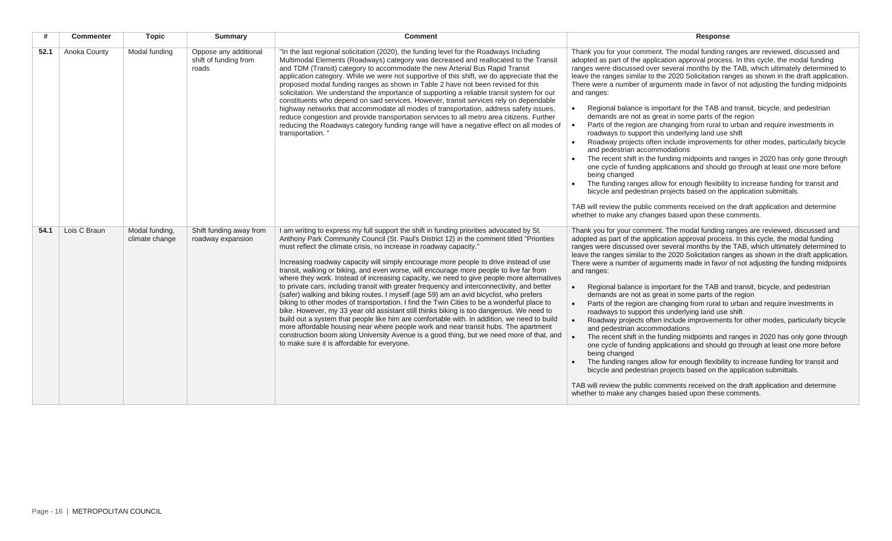| # | Commenter | Topic | Summary | Comment | Response |
|---|---|---|---|---|---|
| **52.1** | Anoka County | Modal funding | Oppose any additional shift of funding from roads | "In the last regional solicitation (2020), the funding level for the Roadways Including Multimodal Elements (Roadways) category was decreased and reallocated to the Transit and TDM (Transit) category to accommodate the new Arterial Bus Rapid Transit application category. While we were not supportive of this shift, we do appreciate that the proposed modal funding ranges as shown in Table 2 have not been revised for this solicitation. We understand the importance of supporting a reliable transit system for our constituents who depend on said services. However, transit services rely on dependable highway networks that accommodate all modes of transportation, address safety issues, reduce congestion and provide transportation services to all metro area citizens. Further reducing the Roadways category funding range will have a negative effect on all modes of transportation. " | Thank you for your comment. The modal funding ranges are reviewed, discussed and adopted as part of the application approval process. In this cycle, the modal funding ranges were discussed over several months by the TAB, which ultimately determined to leave the ranges similar to the 2020 Solicitation ranges as shown in the draft application. There were a number of arguments made in favor of not adjusting the funding midpoints and ranges:<br><br>• Regional balance is important for the TAB and transit, bicycle, and pedestrian demands are not as great in some parts of the region<br>• Parts of the region are changing from rural to urban and require investments in roadways to support this underlying land use shift<br>• Roadway projects often include improvements for other modes, particularly bicycle and pedestrian accommodations<br>• The recent shift in the funding midpoints and ranges in 2020 has only gone through one cycle of funding applications and should go through at least one more before being changed<br>• The funding ranges allow for enough flexibility to increase funding for transit and bicycle and pedestrian projects based on the application submittals.<br><br>TAB will review the public comments received on the draft application and determine whether to make any changes based upon these comments. |
| **54.1** | Lois C Braun | Modal funding, climate change | Shift funding away from roadway expansion | I am writing to express my full support the shift in funding priorities advocated by St. Anthony Park Community Council (St. Paul's District 12) in the comment titled "Priorities must reflect the climate crisis, no increase in roadway capacity."<br><br>Increasing roadway capacity will simply encourage more people to drive instead of use transit, walking or biking, and even worse, will encourage more people to live far from where they work. Instead of increasing capacity, we need to give people more alternatives to private cars, including transit with greater frequency and interconnectivity, and better (safer) walking and biking routes. I myself (age 59) am an avid bicyclist, who prefers biking to other modes of transportation. I find the Twin Cities to be a wonderful place to bike. However, my 33 year old assistant still thinks biking is too dangerous. We need to build out a system that people like him are comfortable with. In addition, we need to build more affordable housing near where people work and near transit hubs. The apartment construction boom along University Avenue is a good thing, but we need more of that, and to make sure it is affordable for everyone. | Thank you for your comment. The modal funding ranges are reviewed, discussed and adopted as part of the application approval process. In this cycle, the modal funding ranges were discussed over several months by the TAB, which ultimately determined to leave the ranges similar to the 2020 Solicitation ranges as shown in the draft application. There were a number of arguments made in favor of not adjusting the funding midpoints and ranges:<br><br>• Regional balance is important for the TAB and transit, bicycle, and pedestrian demands are not as great in some parts of the region<br>• Parts of the region are changing from rural to urban and require investments in roadways to support this underlying land use shift<br>• Roadway projects often include improvements for other modes, particularly bicycle and pedestrian accommodations<br>• The recent shift in the funding midpoints and ranges in 2020 has only gone through one cycle of funding applications and should go through at least one more before being changed<br>• The funding ranges allow for enough flexibility to increase funding for transit and bicycle and pedestrian projects based on the application submittals.<br><br>TAB will review the public comments received on the draft application and determine whether to make any changes based upon these comments. |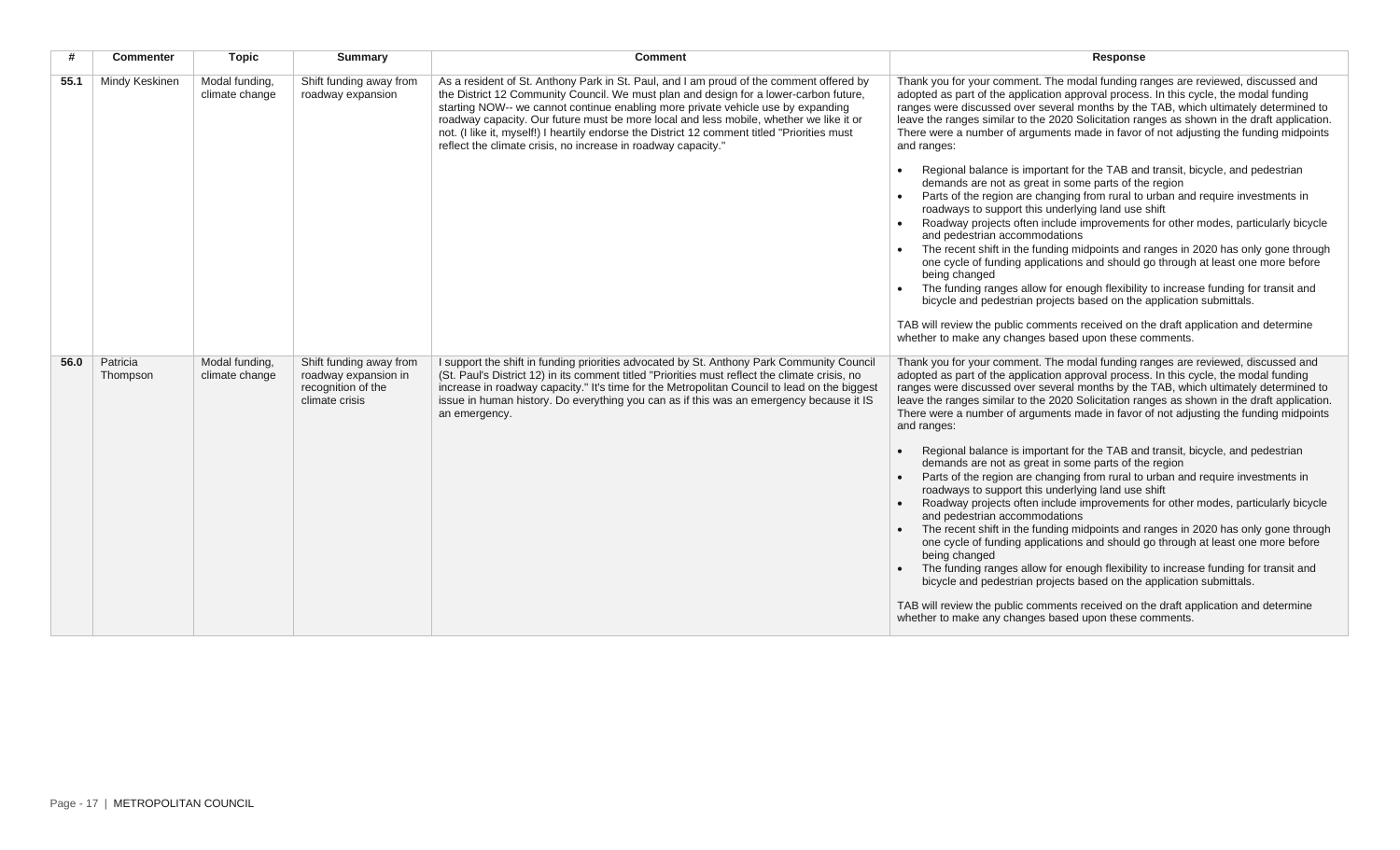| # | Commenter | Topic | Summary | Comment | Response |
|---|---|---|---|---|---|
| 55.1 | Mindy Keskinen | Modal funding, climate change | Shift funding away from roadway expansion | As a resident of St. Anthony Park in St. Paul, and I am proud of the comment offered by the District 12 Community Council. We must plan and design for a lower-carbon future, starting NOW-- we cannot continue enabling more private vehicle use by expanding roadway capacity. Our future must be more local and less mobile, whether we like it or not. (I like it, myself!) I heartily endorse the District 12 comment titled "Priorities must reflect the climate crisis, no increase in roadway capacity." | Thank you for your comment. The modal funding ranges are reviewed, discussed and adopted as part of the application approval process. In this cycle, the modal funding ranges were discussed over several months by the TAB, which ultimately determined to leave the ranges similar to the 2020 Solicitation ranges as shown in the draft application. There were a number of arguments made in favor of not adjusting the funding midpoints and ranges: <br><br>• Regional balance is important for the TAB and transit, bicycle, and pedestrian demands are not as great in some parts of the region<br>• Parts of the region are changing from rural to urban and require investments in roadways to support this underlying land use shift<br>• Roadway projects often include improvements for other modes, particularly bicycle and pedestrian accommodations<br>• The recent shift in the funding midpoints and ranges in 2020 has only gone through one cycle of funding applications and should go through at least one more before being changed<br>• The funding ranges allow for enough flexibility to increase funding for transit and bicycle and pedestrian projects based on the application submittals.<br><br>TAB will review the public comments received on the draft application and determine whether to make any changes based upon these comments. |
| 56.0 | Patricia Thompson | Modal funding, climate change | Shift funding away from roadway expansion in recognition of the climate crisis | I support the shift in funding priorities advocated by St. Anthony Park Community Council (St. Paul's District 12) in its comment titled "Priorities must reflect the climate crisis, no increase in roadway capacity." It's time for the Metropolitan Council to lead on the biggest issue in human history. Do everything you can as if this was an emergency because it IS an emergency. | Thank you for your comment. The modal funding ranges are reviewed, discussed and adopted as part of the application approval process. In this cycle, the modal funding ranges were discussed over several months by the TAB, which ultimately determined to leave the ranges similar to the 2020 Solicitation ranges as shown in the draft application. There were a number of arguments made in favor of not adjusting the funding midpoints and ranges: <br><br>• Regional balance is important for the TAB and transit, bicycle, and pedestrian demands are not as great in some parts of the region<br>• Parts of the region are changing from rural to urban and require investments in roadways to support this underlying land use shift<br>• Roadway projects often include improvements for other modes, particularly bicycle and pedestrian accommodations<br>• The recent shift in the funding midpoints and ranges in 2020 has only gone through one cycle of funding applications and should go through at least one more before being changed<br>• The funding ranges allow for enough flexibility to increase funding for transit and bicycle and pedestrian projects based on the application submittals.<br><br>TAB will review the public comments received on the draft application and determine whether to make any changes based upon these comments. |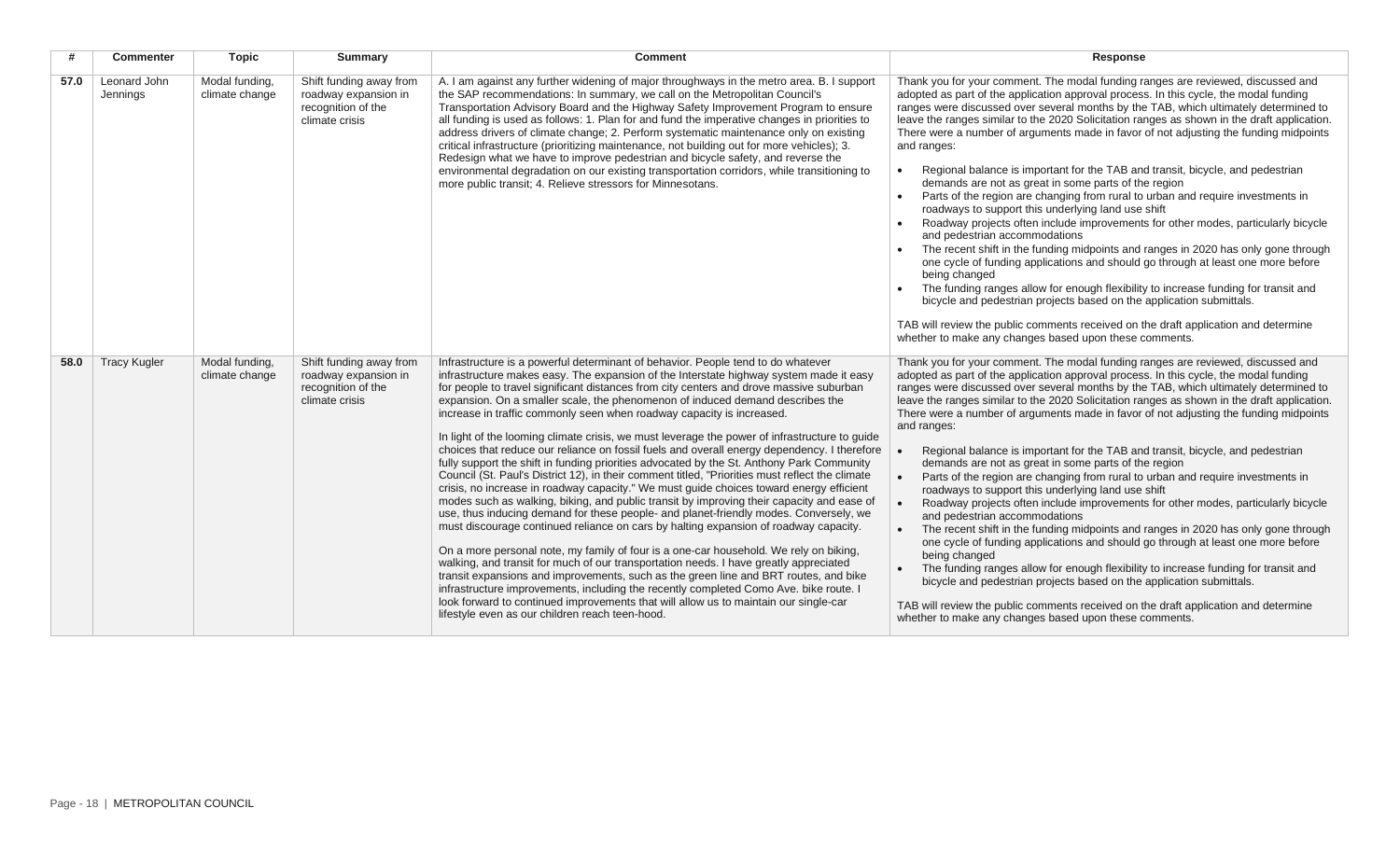| # | Commenter | Topic | Summary | Comment | Response |
|---|---|---|---|---|---|
| 57.0 | Leonard John Jennings | Modal funding, climate change | Shift funding away from roadway expansion in recognition of the climate crisis | A. I am against any further widening of major throughways in the metro area. B. I support the SAP recommendations: In summary, we call on the Metropolitan Council's Transportation Advisory Board and the Highway Safety Improvement Program to ensure all funding is used as follows: 1. Plan for and fund the imperative changes in priorities to address drivers of climate change; 2. Perform systematic maintenance only on existing critical infrastructure (prioritizing maintenance, not building out for more vehicles); 3. Redesign what we have to improve pedestrian and bicycle safety, and reverse the environmental degradation on our existing transportation corridors, while transitioning to more public transit; 4. Relieve stressors for Minnesotans. | Thank you for your comment. The modal funding ranges are reviewed, discussed and adopted as part of the application approval process. In this cycle, the modal funding ranges were discussed over several months by the TAB, which ultimately determined to leave the ranges similar to the 2020 Solicitation ranges as shown in the draft application. There were a number of arguments made in favor of not adjusting the funding midpoints and ranges:<br><br>• Regional balance is important for the TAB and transit, bicycle, and pedestrian demands are not as great in some parts of the region<br>• Parts of the region are changing from rural to urban and require investments in roadways to support this underlying land use shift<br>• Roadway projects often include improvements for other modes, particularly bicycle and pedestrian accommodations<br>• The recent shift in the funding midpoints and ranges in 2020 has only gone through one cycle of funding applications and should go through at least one more before being changed<br>• The funding ranges allow for enough flexibility to increase funding for transit and bicycle and pedestrian projects based on the application submittals.<br><br>TAB will review the public comments received on the draft application and determine whether to make any changes based upon these comments. |
| 58.0 | Tracy Kugler | Modal funding, climate change | Shift funding away from roadway expansion in recognition of the climate crisis | Infrastructure is a powerful determinant of behavior. People tend to do whatever infrastructure makes easy. The expansion of the Interstate highway system made it easy for people to travel significant distances from city centers and drove massive suburban expansion. On a smaller scale, the phenomenon of induced demand describes the increase in traffic commonly seen when roadway capacity is increased.<br><br>In light of the looming climate crisis, we must leverage the power of infrastructure to guide choices that reduce our reliance on fossil fuels and overall energy dependency. I therefore fully support the shift in funding priorities advocated by the St. Anthony Park Community Council (St. Paul's District 12), in their comment titled, "Priorities must reflect the climate crisis, no increase in roadway capacity." We must guide choices toward energy efficient modes such as walking, biking, and public transit by improving their capacity and ease of use, thus inducing demand for these people- and planet-friendly modes. Conversely, we must discourage continued reliance on cars by halting expansion of roadway capacity.<br><br>On a more personal note, my family of four is a one-car household. We rely on biking, walking, and transit for much of our transportation needs. I have greatly appreciated transit expansions and improvements, such as the green line and BRT routes, and bike infrastructure improvements, including the recently completed Como Ave. bike route. I look forward to continued improvements that will allow us to maintain our single-car lifestyle even as our children reach teen-hood. | Thank you for your comment. The modal funding ranges are reviewed, discussed and adopted as part of the application approval process. In this cycle, the modal funding ranges were discussed over several months by the TAB, which ultimately determined to leave the ranges similar to the 2020 Solicitation ranges as shown in the draft application. There were a number of arguments made in favor of not adjusting the funding midpoints and ranges:<br><br>• Regional balance is important for the TAB and transit, bicycle, and pedestrian demands are not as great in some parts of the region<br>• Parts of the region are changing from rural to urban and require investments in roadways to support this underlying land use shift<br>• Roadway projects often include improvements for other modes, particularly bicycle and pedestrian accommodations<br>• The recent shift in the funding midpoints and ranges in 2020 has only gone through one cycle of funding applications and should go through at least one more before being changed<br>• The funding ranges allow for enough flexibility to increase funding for transit and bicycle and pedestrian projects based on the application submittals.<br><br>TAB will review the public comments received on the draft application and determine whether to make any changes based upon these comments. |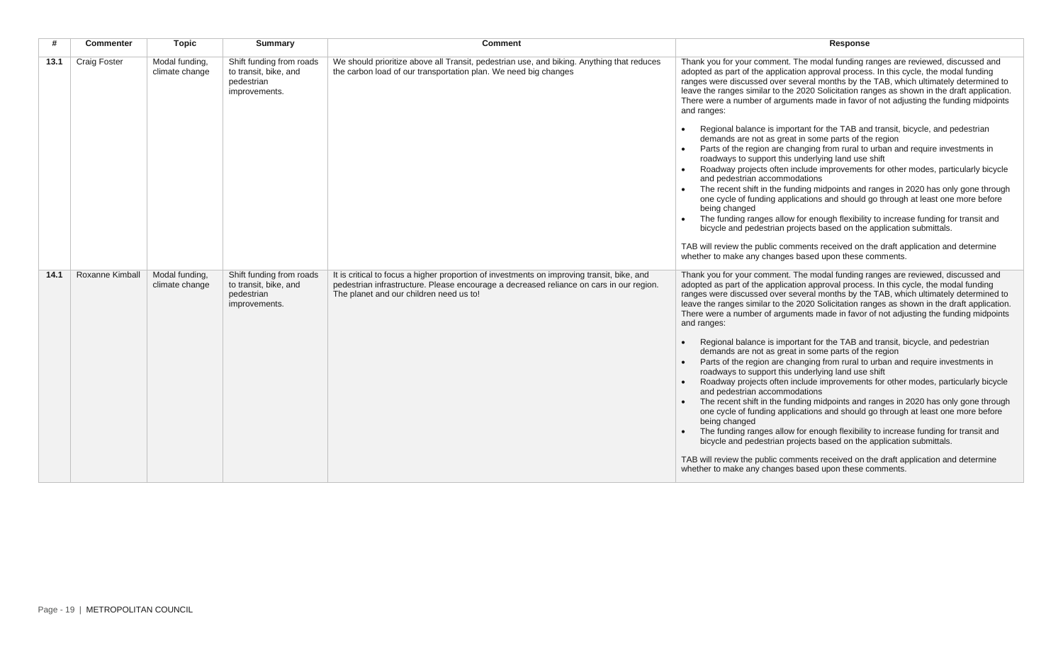| # | Commenter | Topic | Summary | Comment | Response |
|---|---|---|---|---|---|
| **13.1** | Craig Foster | Modal funding, climate change | Shift funding from roads to transit, bike, and pedestrian improvements. | We should prioritize above all Transit, pedestrian use, and biking. Anything that reduces the carbon load of our transportation plan. We need big changes | Thank you for your comment. The modal funding ranges are reviewed, discussed and adopted as part of the application approval process. In this cycle, the modal funding ranges were discussed over several months by the TAB, which ultimately determined to leave the ranges similar to the 2020 Solicitation ranges as shown in the draft application. There were a number of arguments made in favor of not adjusting the funding midpoints and ranges:<br>• Regional balance is important for the TAB and transit, bicycle, and pedestrian demands are not as great in some parts of the region<br>• Parts of the region are changing from rural to urban and require investments in roadways to support this underlying land use shift<br>• Roadway projects often include improvements for other modes, particularly bicycle and pedestrian accommodations<br>• The recent shift in the funding midpoints and ranges in 2020 has only gone through one cycle of funding applications and should go through at least one more before being changed<br>• The funding ranges allow for enough flexibility to increase funding for transit and bicycle and pedestrian projects based on the application submittals.<br><br>TAB will review the public comments received on the draft application and determine whether to make any changes based upon these comments. |
| **14.1** | Roxanne Kimball | Modal funding, climate change | Shift funding from roads to transit, bike, and pedestrian improvements. | It is critical to focus a higher proportion of investments on improving transit, bike, and pedestrian infrastructure. Please encourage a decreased reliance on cars in our region. The planet and our children need us to! | Thank you for your comment. The modal funding ranges are reviewed, discussed and adopted as part of the application approval process. In this cycle, the modal funding ranges were discussed over several months by the TAB, which ultimately determined to leave the ranges similar to the 2020 Solicitation ranges as shown in the draft application. There were a number of arguments made in favor of not adjusting the funding midpoints and ranges:<br>• Regional balance is important for the TAB and transit, bicycle, and pedestrian demands are not as great in some parts of the region<br>• Parts of the region are changing from rural to urban and require investments in roadways to support this underlying land use shift<br>• Roadway projects often include improvements for other modes, particularly bicycle and pedestrian accommodations<br>• The recent shift in the funding midpoints and ranges in 2020 has only gone through one cycle of funding applications and should go through at least one more before being changed<br>• The funding ranges allow for enough flexibility to increase funding for transit and bicycle and pedestrian projects based on the application submittals.<br><br>TAB will review the public comments received on the draft application and determine whether to make any changes based upon these comments. |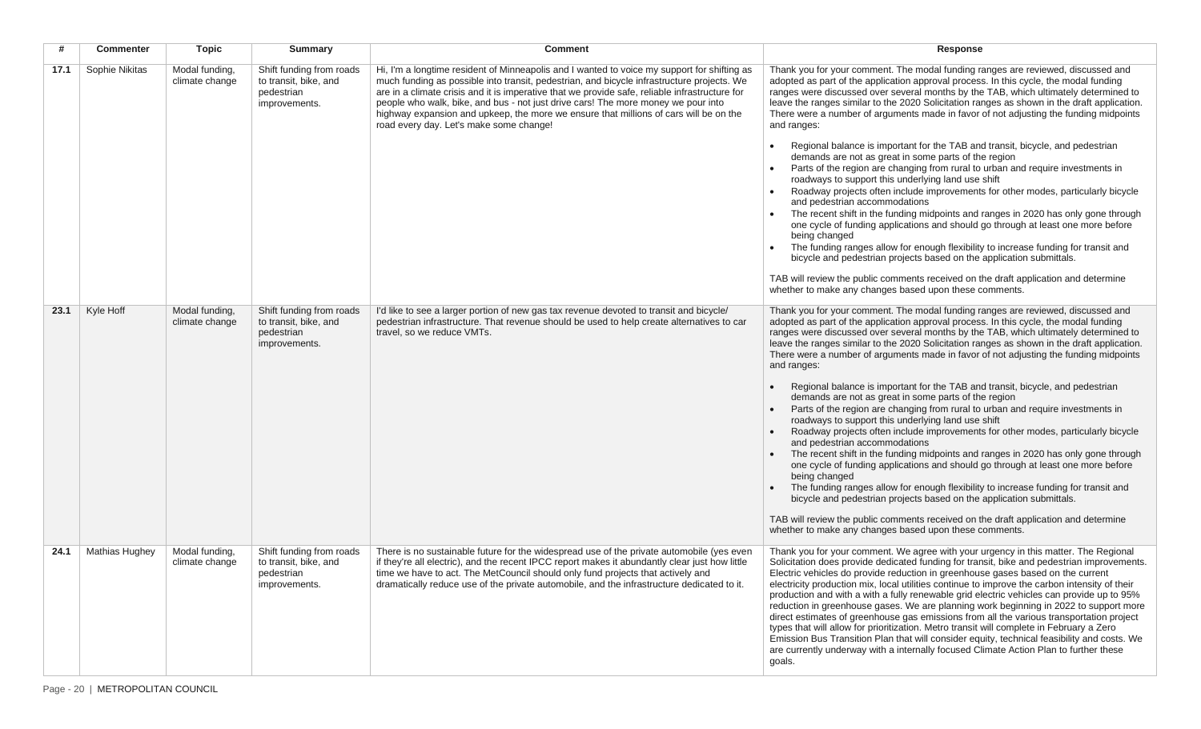| # | Commenter | Topic | Summary | Comment | Response |
|---|---|---|---|---|---|
| **17.1** | Sophie Nikitas | Modal funding, climate change | Shift funding from roads to transit, bike, and pedestrian improvements. | Hi, I'm a longtime resident of Minneapolis and I wanted to voice my support for shifting as much funding as possible into transit, pedestrian, and bicycle infrastructure projects. We are in a climate crisis and it is imperative that we provide safe, reliable infrastructure for people who walk, bike, and bus - not just drive cars! The more money we pour into highway expansion and upkeep, the more we ensure that millions of cars will be on the road every day. Let's make some change! | Thank you for your comment. The modal funding ranges are reviewed, discussed and adopted as part of the application approval process. In this cycle, the modal funding ranges were discussed over several months by the TAB, which ultimately determined to leave the ranges similar to the 2020 Solicitation ranges as shown in the draft application. There were a number of arguments made in favor of not adjusting the funding midpoints and ranges:<br><br>• Regional balance is important for the TAB and transit, bicycle, and pedestrian demands are not as great in some parts of the region<br>• Parts of the region are changing from rural to urban and require investments in roadways to support this underlying land use shift<br>• Roadway projects often include improvements for other modes, particularly bicycle and pedestrian accommodations<br>• The recent shift in the funding midpoints and ranges in 2020 has only gone through one cycle of funding applications and should go through at least one more before being changed<br>• The funding ranges allow for enough flexibility to increase funding for transit and bicycle and pedestrian projects based on the application submittals.<br><br>TAB will review the public comments received on the draft application and determine whether to make any changes based upon these comments. |
| **23.1** | Kyle Hoff | Modal funding, climate change | Shift funding from roads to transit, bike, and pedestrian improvements. | I'd like to see a larger portion of new gas tax revenue devoted to transit and bicycle/ pedestrian infrastructure. That revenue should be used to help create alternatives to car travel, so we reduce VMTs. | Thank you for your comment. The modal funding ranges are reviewed, discussed and adopted as part of the application approval process. In this cycle, the modal funding ranges were discussed over several months by the TAB, which ultimately determined to leave the ranges similar to the 2020 Solicitation ranges as shown in the draft application. There were a number of arguments made in favor of not adjusting the funding midpoints and ranges:<br><br>• Regional balance is important for the TAB and transit, bicycle, and pedestrian demands are not as great in some parts of the region<br>• Parts of the region are changing from rural to urban and require investments in roadways to support this underlying land use shift<br>• Roadway projects often include improvements for other modes, particularly bicycle and pedestrian accommodations<br>• The recent shift in the funding midpoints and ranges in 2020 has only gone through one cycle of funding applications and should go through at least one more before being changed<br>• The funding ranges allow for enough flexibility to increase funding for transit and bicycle and pedestrian projects based on the application submittals.<br><br>TAB will review the public comments received on the draft application and determine whether to make any changes based upon these comments. |
| **24.1** | Mathias Hughey | Modal funding, climate change | Shift funding from roads to transit, bike, and pedestrian improvements. | There is no sustainable future for the widespread use of the private automobile (yes even if they're all electric), and the recent IPCC report makes it abundantly clear just how little time we have to act. The MetCouncil should only fund projects that actively and dramatically reduce use of the private automobile, and the infrastructure dedicated to it. | Thank you for your comment. We agree with your urgency in this matter. The Regional Solicitation does provide dedicated funding for transit, bike and pedestrian improvements. Electric vehicles do provide reduction in greenhouse gases based on the current electricity production mix, local utilities continue to improve the carbon intensity of their production and with a with a fully renewable grid electric vehicles can provide up to 95% reduction in greenhouse gases. We are planning work beginning in 2022 to support more direct estimates of greenhouse gas emissions from all the various transportation project types that will allow for prioritization. Metro transit will complete in February a Zero Emission Bus Transition Plan that will consider equity, technical feasibility and costs. We are currently underway with a internally focused Climate Action Plan to further these goals. |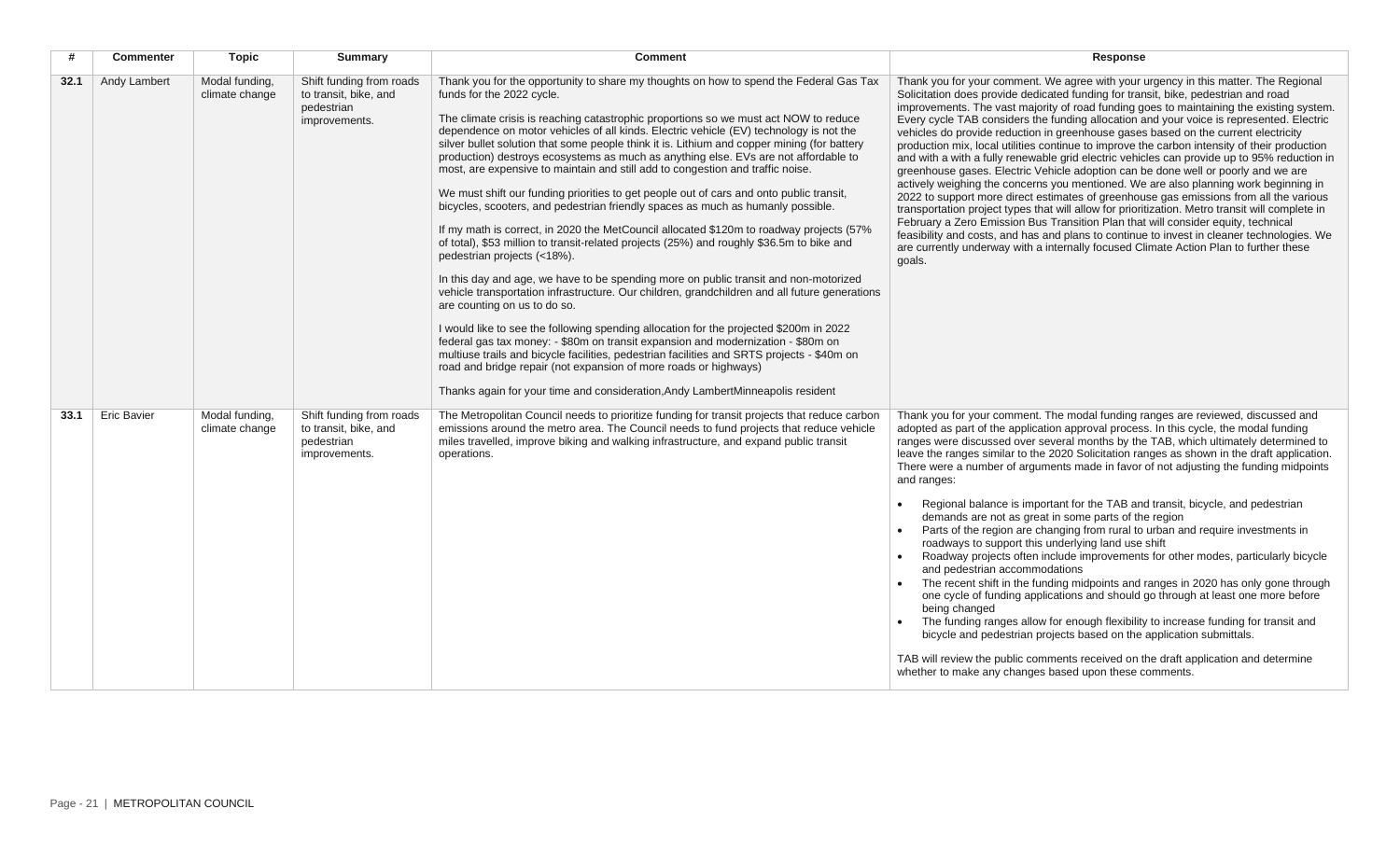| # | Commenter | Topic | Summary | Comment | Response |
|---|---|---|---|---|---|
| **32.1** | Andy Lambert | Modal funding, climate change | Shift funding from roads to transit, bike, and pedestrian improvements. | Thank you for the opportunity to share my thoughts on how to spend the Federal Gas Tax funds for the 2022 cycle.<br><br>The climate crisis is reaching catastrophic proportions so we must act NOW to reduce dependence on motor vehicles of all kinds. Electric vehicle (EV) technology is not the silver bullet solution that some people think it is. Lithium and copper mining (for battery production) destroys ecosystems as much as anything else. EVs are not affordable to most, are expensive to maintain and still add to congestion and traffic noise.<br><br>We must shift our funding priorities to get people out of cars and onto public transit, bicycles, scooters, and pedestrian friendly spaces as much as humanly possible.<br><br>If my math is correct, in 2020 the MetCouncil allocated $120m to roadway projects (57% of total), $53 million to transit-related projects (25%) and roughly $36.5m to bike and pedestrian projects (<18%).<br><br>In this day and age, we have to be spending more on public transit and non-motorized vehicle transportation infrastructure. Our children, grandchildren and all future generations are counting on us to do so.<br><br>I would like to see the following spending allocation for the projected $200m in 2022 federal gas tax money: - $80m on transit expansion and modernization - $80m on multiuse trails and bicycle facilities, pedestrian facilities and SRTS projects - $40m on road and bridge repair (not expansion of more roads or highways)<br><br>Thanks again for your time and consideration,Andy LambertMinneapolis resident | Thank you for your comment. We agree with your urgency in this matter. The Regional Solicitation does provide dedicated funding for transit, bike, pedestrian and road improvements. The vast majority of road funding goes to maintaining the existing system. Every cycle TAB considers the funding allocation and your voice is represented. Electric vehicles do provide reduction in greenhouse gases based on the current electricity production mix, local utilities continue to improve the carbon intensity of their production and with a with a fully renewable grid electric vehicles can provide up to 95% reduction in greenhouse gases. Electric Vehicle adoption can be done well or poorly and we are actively weighing the concerns you mentioned. We are also planning work beginning in 2022 to support more direct estimates of greenhouse gas emissions from all the various transportation project types that will allow for prioritization. Metro transit will complete in February a Zero Emission Bus Transition Plan that will consider equity, technical feasibility and costs, and has and plans to continue to invest in cleaner technologies. We are currently underway with a internally focused Climate Action Plan to further these goals. |
| **33.1** | Eric Bavier | Modal funding, climate change | Shift funding from roads to transit, bike, and pedestrian improvements. | The Metropolitan Council needs to prioritize funding for transit projects that reduce carbon emissions around the metro area. The Council needs to fund projects that reduce vehicle miles travelled, improve biking and walking infrastructure, and expand public transit operations. | Thank you for your comment. The modal funding ranges are reviewed, discussed and adopted as part of the application approval process. In this cycle, the modal funding ranges were discussed over several months by the TAB, which ultimately determined to leave the ranges similar to the 2020 Solicitation ranges as shown in the draft application. There were a number of arguments made in favor of not adjusting the funding midpoints and ranges:<br><br>• Regional balance is important for the TAB and transit, bicycle, and pedestrian demands are not as great in some parts of the region<br>• Parts of the region are changing from rural to urban and require investments in roadways to support this underlying land use shift<br>• Roadway projects often include improvements for other modes, particularly bicycle and pedestrian accommodations<br>• The recent shift in the funding midpoints and ranges in 2020 has only gone through one cycle of funding applications and should go through at least one more before being changed<br>• The funding ranges allow for enough flexibility to increase funding for transit and bicycle and pedestrian projects based on the application submittals.<br><br>TAB will review the public comments received on the draft application and determine whether to make any changes based upon these comments. |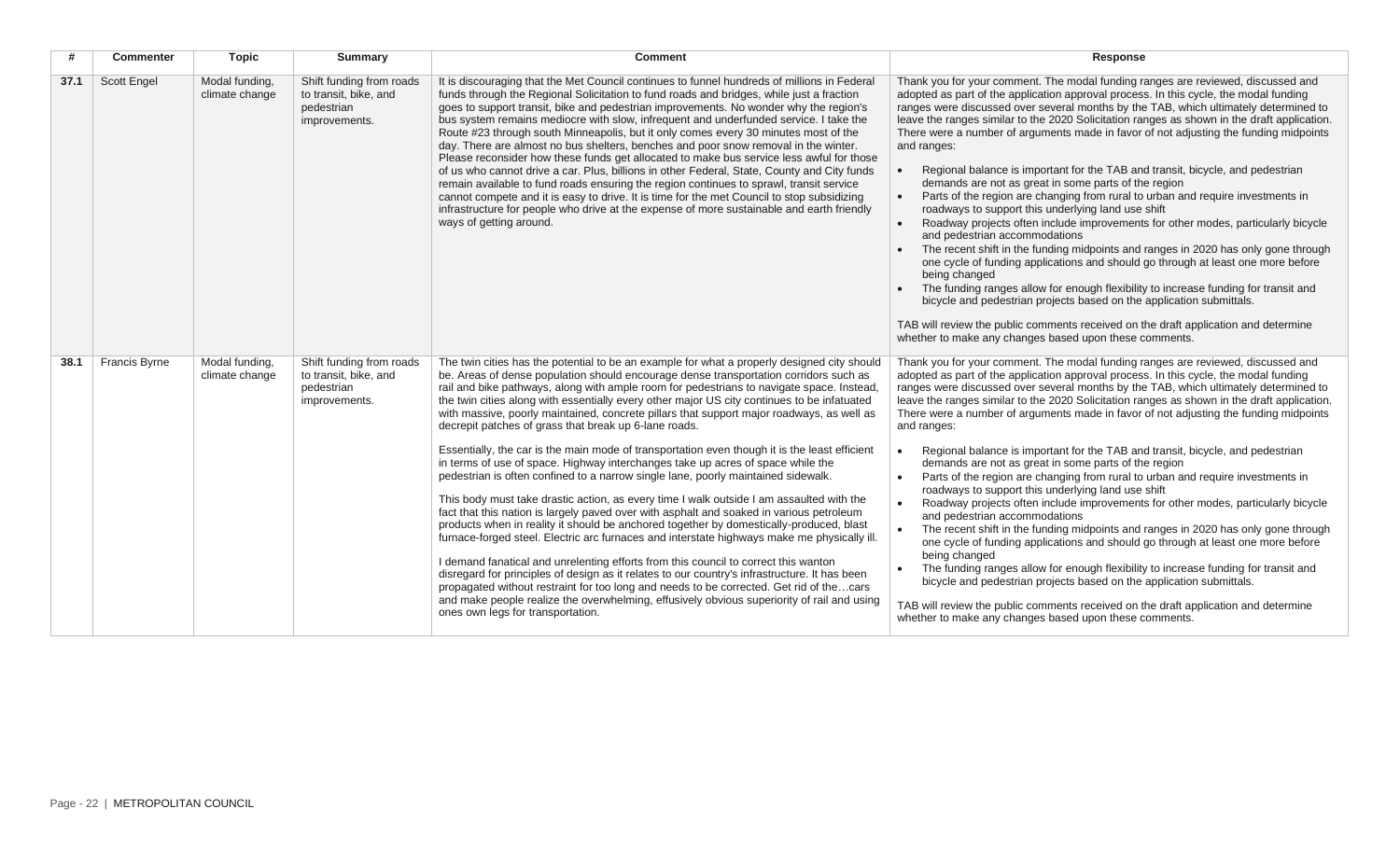| # | Commenter | Topic | Summary | Comment | Response |
|---|---|---|---|---|---|
| **37.1** | Scott Engel | Modal funding, climate change | Shift funding from roads to transit, bike, and pedestrian improvements. | It is discouraging that the Met Council continues to funnel hundreds of millions in Federal funds through the Regional Solicitation to fund roads and bridges, while just a fraction goes to support transit, bike and pedestrian improvements. No wonder why the region's bus system remains mediocre with slow, infrequent and underfunded service. I take the Route #23 through south Minneapolis, but it only comes every 30 minutes most of the day. There are almost no bus shelters, benches and poor snow removal in the winter. Please reconsider how these funds get allocated to make bus service less awful for those of us who cannot drive a car. Plus, billions in other Federal, State, County and City funds remain available to fund roads ensuring the region continues to sprawl, transit service cannot compete and it is easy to drive. It is time for the met Council to stop subsidizing infrastructure for people who drive at the expense of more sustainable and earth friendly ways of getting around. | Thank you for your comment. The modal funding ranges are reviewed, discussed and adopted as part of the application approval process. In this cycle, the modal funding ranges were discussed over several months by the TAB, which ultimately determined to leave the ranges similar to the 2020 Solicitation ranges as shown in the draft application. There were a number of arguments made in favor of not adjusting the funding midpoints and ranges:<br><br>• Regional balance is important for the TAB and transit, bicycle, and pedestrian demands are not as great in some parts of the region<br>• Parts of the region are changing from rural to urban and require investments in roadways to support this underlying land use shift<br>• Roadway projects often include improvements for other modes, particularly bicycle and pedestrian accommodations<br>• The recent shift in the funding midpoints and ranges in 2020 has only gone through one cycle of funding applications and should go through at least one more before being changed<br>• The funding ranges allow for enough flexibility to increase funding for transit and bicycle and pedestrian projects based on the application submittals.<br><br>TAB will review the public comments received on the draft application and determine whether to make any changes based upon these comments. |
| **38.1** | Francis Byrne | Modal funding, climate change | Shift funding from roads to transit, bike, and pedestrian improvements. | The twin cities has the potential to be an example for what a properly designed city should be. Areas of dense population should encourage dense transportation corridors such as rail and bike pathways, along with ample room for pedestrians to navigate space. Instead, the twin cities along with essentially every other major US city continues to be infatuated with massive, poorly maintained, concrete pillars that support major roadways, as well as decrepit patches of grass that break up 6-lane roads.<br><br>Essentially, the car is the main mode of transportation even though it is the least efficient in terms of use of space. Highway interchanges take up acres of space while the pedestrian is often confined to a narrow single lane, poorly maintained sidewalk.<br><br>This body must take drastic action, as every time I walk outside I am assaulted with the fact that this nation is largely paved over with asphalt and soaked in various petroleum products when in reality it should be anchored together by domestically-produced, blast furnace-forged steel. Electric arc furnaces and interstate highways make me physically ill.<br><br>I demand fanatical and unrelenting efforts from this council to correct this wanton disregard for principles of design as it relates to our country's infrastructure. It has been propagated without restraint for too long and needs to be corrected. Get rid of the…cars and make people realize the overwhelming, effusively obvious superiority of rail and using ones own legs for transportation. | Thank you for your comment. The modal funding ranges are reviewed, discussed and adopted as part of the application approval process. In this cycle, the modal funding ranges were discussed over several months by the TAB, which ultimately determined to leave the ranges similar to the 2020 Solicitation ranges as shown in the draft application. There were a number of arguments made in favor of not adjusting the funding midpoints and ranges:<br><br>• Regional balance is important for the TAB and transit, bicycle, and pedestrian demands are not as great in some parts of the region<br>• Parts of the region are changing from rural to urban and require investments in roadways to support this underlying land use shift<br>• Roadway projects often include improvements for other modes, particularly bicycle and pedestrian accommodations<br>• The recent shift in the funding midpoints and ranges in 2020 has only gone through one cycle of funding applications and should go through at least one more before being changed<br>• The funding ranges allow for enough flexibility to increase funding for transit and bicycle and pedestrian projects based on the application submittals.<br><br>TAB will review the public comments received on the draft application and determine whether to make any changes based upon these comments. |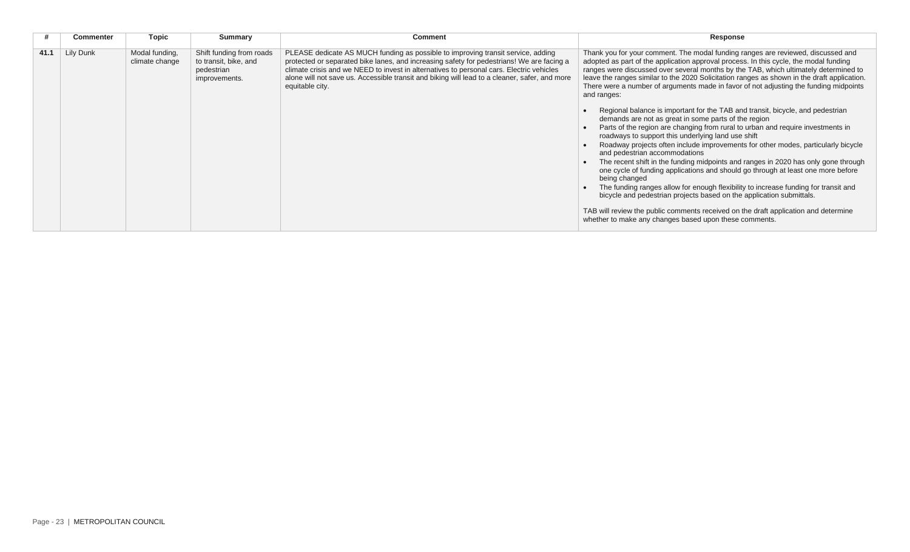| # | Commenter | Topic | Summary | Comment | Response |
|---|---|---|---|---|---|
| **41.1** | Lily Dunk | Modal funding, climate change | Shift funding from roads to transit, bike, and pedestrian improvements. | PLEASE dedicate AS MUCH funding as possible to improving transit service, adding protected or separated bike lanes, and increasing safety for pedestrians! We are facing a climate crisis and we NEED to invest in alternatives to personal cars. Electric vehicles alone will not save us. Accessible transit and biking will lead to a cleaner, safer, and more equitable city. | Thank you for your comment. The modal funding ranges are reviewed, discussed and adopted as part of the application approval process. In this cycle, the modal funding ranges were discussed over several months by the TAB, which ultimately determined to leave the ranges similar to the 2020 Solicitation ranges as shown in the draft application. There were a number of arguments made in favor of not adjusting the funding midpoints and ranges:<br><br>• Regional balance is important for the TAB and transit, bicycle, and pedestrian demands are not as great in some parts of the region<br>• Parts of the region are changing from rural to urban and require investments in roadways to support this underlying land use shift<br>• Roadway projects often include improvements for other modes, particularly bicycle and pedestrian accommodations<br>• The recent shift in the funding midpoints and ranges in 2020 has only gone through one cycle of funding applications and should go through at least one more before being changed<br>• The funding ranges allow for enough flexibility to increase funding for transit and bicycle and pedestrian projects based on the application submittals.<br><br>TAB will review the public comments received on the draft application and determine whether to make any changes based upon these comments. |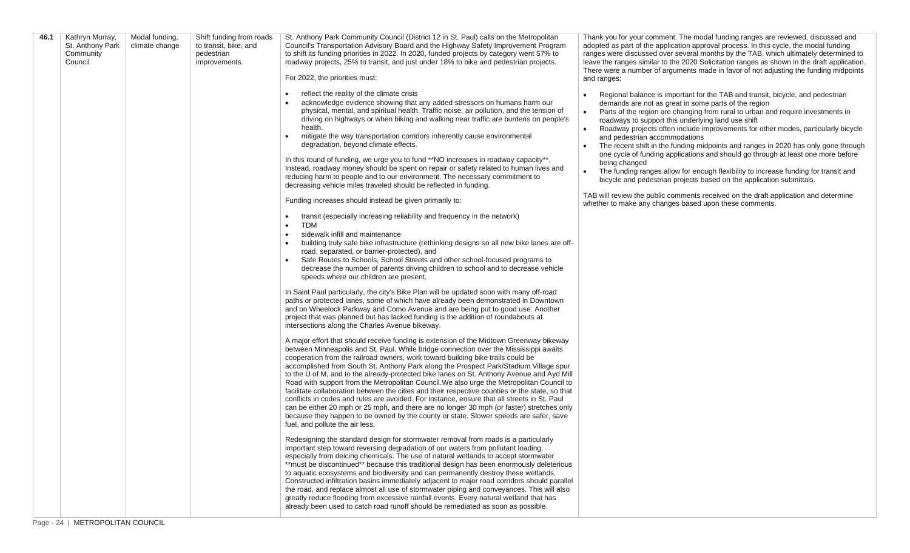| 46.1 | Kathryn Murray, St. Anthony Park Community Council | Modal funding, climate change | Shift funding from roads to transit, bike, and pedestrian improvements. | St. Anthony Park Community Council (District 12 in St. Paul) calls on the Metropolitan Council's Transportation Advisory Board and the Highway Safety Improvement Program to shift its funding priorities in 2022. In 2020, funded projects by category went 57% to roadway projects, 25% to transit, and just under 18% to bike and pedestrian projects.<br><br>For 2022, the priorities must:<br><br>• reflect the reality of the climate crisis<br>• acknowledge evidence showing that any added stressors on humans harm our physical, mental, and spiritual health. Traffic noise, air pollution, and the tension of driving on highways or when biking and walking near traffic are burdens on people's health.<br>• mitigate the way transportation corridors inherently cause environmental degradation, beyond climate effects.<br><br>In this round of funding, we urge you to fund **NO increases in roadway capacity**. Instead, roadway money should be spent on repair or safety related to human lives and reducing harm to people and to our environment. The necessary commitment to decreasing vehicle miles traveled should be reflected in funding.<br><br>Funding increases should instead be given primarily to:<br><br>• transit (especially increasing reliability and frequency in the network)<br>• TDM<br>• sidewalk infill and maintenance<br>• building truly safe bike infrastructure (rethinking designs so all new bike lanes are off-road, separated, or barrier-protected), and<br>• Safe Routes to Schools, School Streets and other school-focused programs to decrease the number of parents driving children to school and to decrease vehicle speeds where our children are present.<br><br>In Saint Paul particularly, the city's Bike Plan will be updated soon with many off-road paths or protected lanes, some of which have already been demonstrated in Downtown and on Wheelock Parkway and Como Avenue and are being put to good use. Another project that was planned but has lacked funding is the addition of roundabouts at intersections along the Charles Avenue bikeway.<br><br>A major effort that should receive funding is extension of the Midtown Greenway bikeway between Minneapolis and St. Paul. While bridge connection over the Mississippi awaits cooperation from the railroad owners, work toward building bike trails could be accomplished from South St. Anthony Park along the Prospect Park/Stadium Village spur to the U of M, and to the already-protected bike lanes on St. Anthony Avenue and Ayd Mill Road with support from the Metropolitan Council.We also urge the Metropolitan Council to facilitate collaboration between the cities and their respective counties or the state, so that conflicts in codes and rules are avoided. For instance, ensure that all streets in St. Paul can be either 20 mph or 25 mph, and there are no longer 30 mph (or faster) stretches only because they happen to be owned by the county or state. Slower speeds are safer, save fuel, and pollute the air less.<br><br>Redesigning the standard design for stormwater removal from roads is a particularly important step toward reversing degradation of our waters from pollutant loading, especially from deicing chemicals. The use of natural wetlands to accept stormwater **must be discontinued** because this traditional design has been enormously deleterious to aquatic ecosystems and biodiversity and can permanently destroy these wetlands. Constructed infiltration basins immediately adjacent to major road corridors should parallel the road, and replace almost all use of stormwater piping and conveyances. This will also greatly reduce flooding from excessive rainfall events. Every natural wetland that has already been used to catch road runoff should be remediated as soon as possible. | Thank you for your comment. The modal funding ranges are reviewed, discussed and adopted as part of the application approval process. In this cycle, the modal funding ranges were discussed over several months by the TAB, which ultimately determined to leave the ranges similar to the 2020 Solicitation ranges as shown in the draft application. There were a number of arguments made in favor of not adjusting the funding midpoints and ranges:<br><br>• Regional balance is important for the TAB and transit, bicycle, and pedestrian demands are not as great in some parts of the region<br>• Parts of the region are changing from rural to urban and require investments in roadways to support this underlying land use shift<br>• Roadway projects often include improvements for other modes, particularly bicycle and pedestrian accommodations<br>• The recent shift in the funding midpoints and ranges in 2020 has only gone through one cycle of funding applications and should go through at least one more before being changed<br>• The funding ranges allow for enough flexibility to increase funding for transit and bicycle and pedestrian projects based on the application submittals.<br><br>TAB will review the public comments received on the draft application and determine whether to make any changes based upon these comments. |
|---|---|---|---|---|---|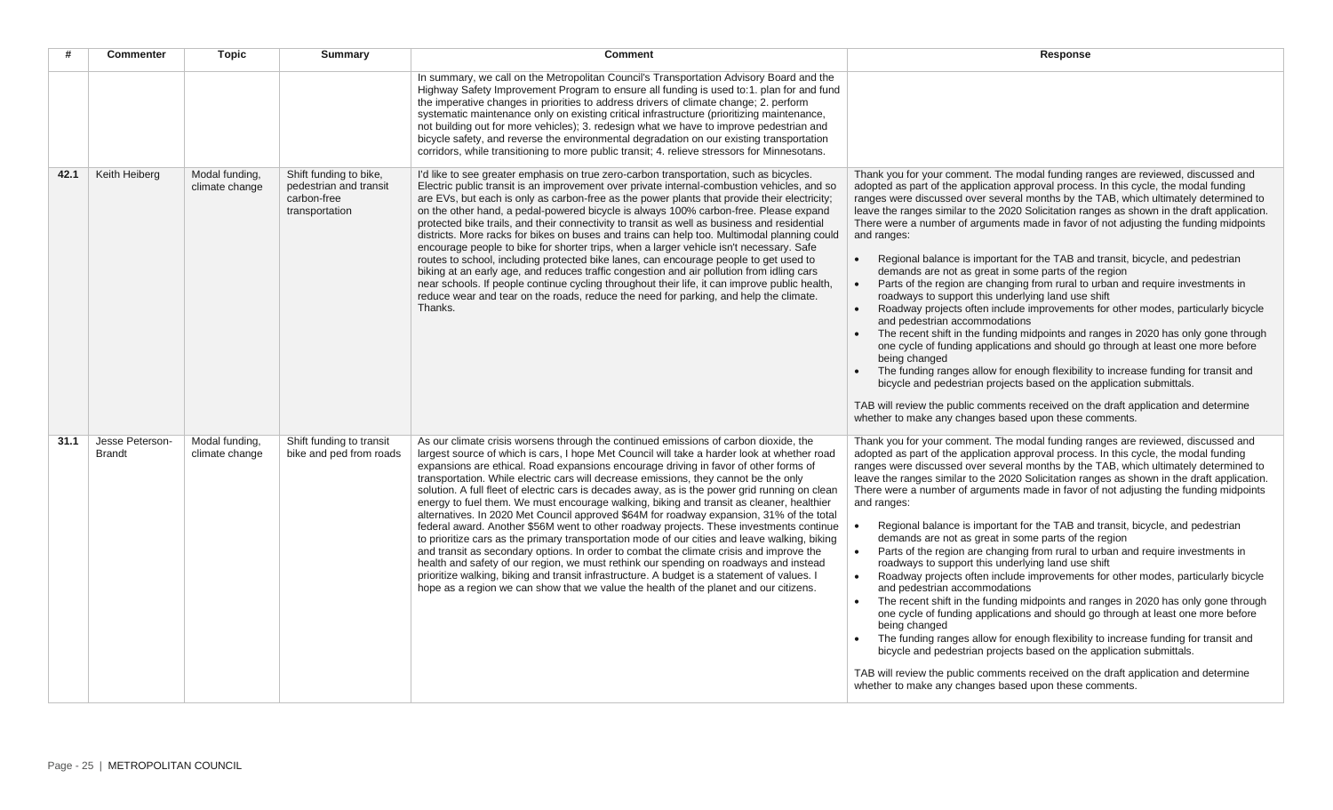| # | Commenter | Topic | Summary | Comment | Response |
|---|---|---|---|---|---|
| | | | | In summary, we call on the Metropolitan Council's Transportation Advisory Board and the Highway Safety Improvement Program to ensure all funding is used to:1. plan for and fund the imperative changes in priorities to address drivers of climate change; 2. perform systematic maintenance only on existing critical infrastructure (prioritizing maintenance, not building out for more vehicles); 3. redesign what we have to improve pedestrian and bicycle safety, and reverse the environmental degradation on our existing transportation corridors, while transitioning to more public transit; 4. relieve stressors for Minnesotans. | |
| 42.1 | Keith Heiberg | Modal funding, climate change | Shift funding to bike, pedestrian and transit carbon-free transportation | I'd like to see greater emphasis on true zero-carbon transportation, such as bicycles. Electric public transit is an improvement over private internal-combustion vehicles, and so are EVs, but each is only as carbon-free as the power plants that provide their electricity; on the other hand, a pedal-powered bicycle is always 100% carbon-free. Please expand protected bike trails, and their connectivity to transit as well as business and residential districts. More racks for bikes on buses and trains can help too. Multimodal planning could encourage people to bike for shorter trips, when a larger vehicle isn't necessary. Safe routes to school, including protected bike lanes, can encourage people to get used to biking at an early age, and reduces traffic congestion and air pollution from idling cars near schools. If people continue cycling throughout their life, it can improve public health, reduce wear and tear on the roads, reduce the need for parking, and help the climate. Thanks. | Thank you for your comment. The modal funding ranges are reviewed, discussed and adopted as part of the application approval process. In this cycle, the modal funding ranges were discussed over several months by the TAB, which ultimately determined to leave the ranges similar to the 2020 Solicitation ranges as shown in the draft application. There were a number of arguments made in favor of not adjusting the funding midpoints and ranges:<br><br>• Regional balance is important for the TAB and transit, bicycle, and pedestrian demands are not as great in some parts of the region<br>• Parts of the region are changing from rural to urban and require investments in roadways to support this underlying land use shift<br>• Roadway projects often include improvements for other modes, particularly bicycle and pedestrian accommodations<br>• The recent shift in the funding midpoints and ranges in 2020 has only gone through one cycle of funding applications and should go through at least one more before being changed<br>• The funding ranges allow for enough flexibility to increase funding for transit and bicycle and pedestrian projects based on the application submittals.<br><br>TAB will review the public comments received on the draft application and determine whether to make any changes based upon these comments. |
| 31.1 | Jesse Peterson-Brandt | Modal funding, climate change | Shift funding to transit bike and ped from roads | As our climate crisis worsens through the continued emissions of carbon dioxide, the largest source of which is cars, I hope Met Council will take a harder look at whether road expansions are ethical. Road expansions encourage driving in favor of other forms of transportation. While electric cars will decrease emissions, they cannot be the only solution. A full fleet of electric cars is decades away, as is the power grid running on clean energy to fuel them. We must encourage walking, biking and transit as cleaner, healthier alternatives. In 2020 Met Council approved $64M for roadway expansion, 31% of the total federal award. Another $56M went to other roadway projects. These investments continue to prioritize cars as the primary transportation mode of our cities and leave walking, biking and transit as secondary options. In order to combat the climate crisis and improve the health and safety of our region, we must rethink our spending on roadways and instead prioritize walking, biking and transit infrastructure. A budget is a statement of values. I hope as a region we can show that we value the health of the planet and our citizens. | Thank you for your comment. The modal funding ranges are reviewed, discussed and adopted as part of the application approval process. In this cycle, the modal funding ranges were discussed over several months by the TAB, which ultimately determined to leave the ranges similar to the 2020 Solicitation ranges as shown in the draft application. There were a number of arguments made in favor of not adjusting the funding midpoints and ranges:<br><br>• Regional balance is important for the TAB and transit, bicycle, and pedestrian demands are not as great in some parts of the region<br>• Parts of the region are changing from rural to urban and require investments in roadways to support this underlying land use shift<br>• Roadway projects often include improvements for other modes, particularly bicycle and pedestrian accommodations<br>• The recent shift in the funding midpoints and ranges in 2020 has only gone through one cycle of funding applications and should go through at least one more before being changed<br>• The funding ranges allow for enough flexibility to increase funding for transit and bicycle and pedestrian projects based on the application submittals.<br><br>TAB will review the public comments received on the draft application and determine whether to make any changes based upon these comments. |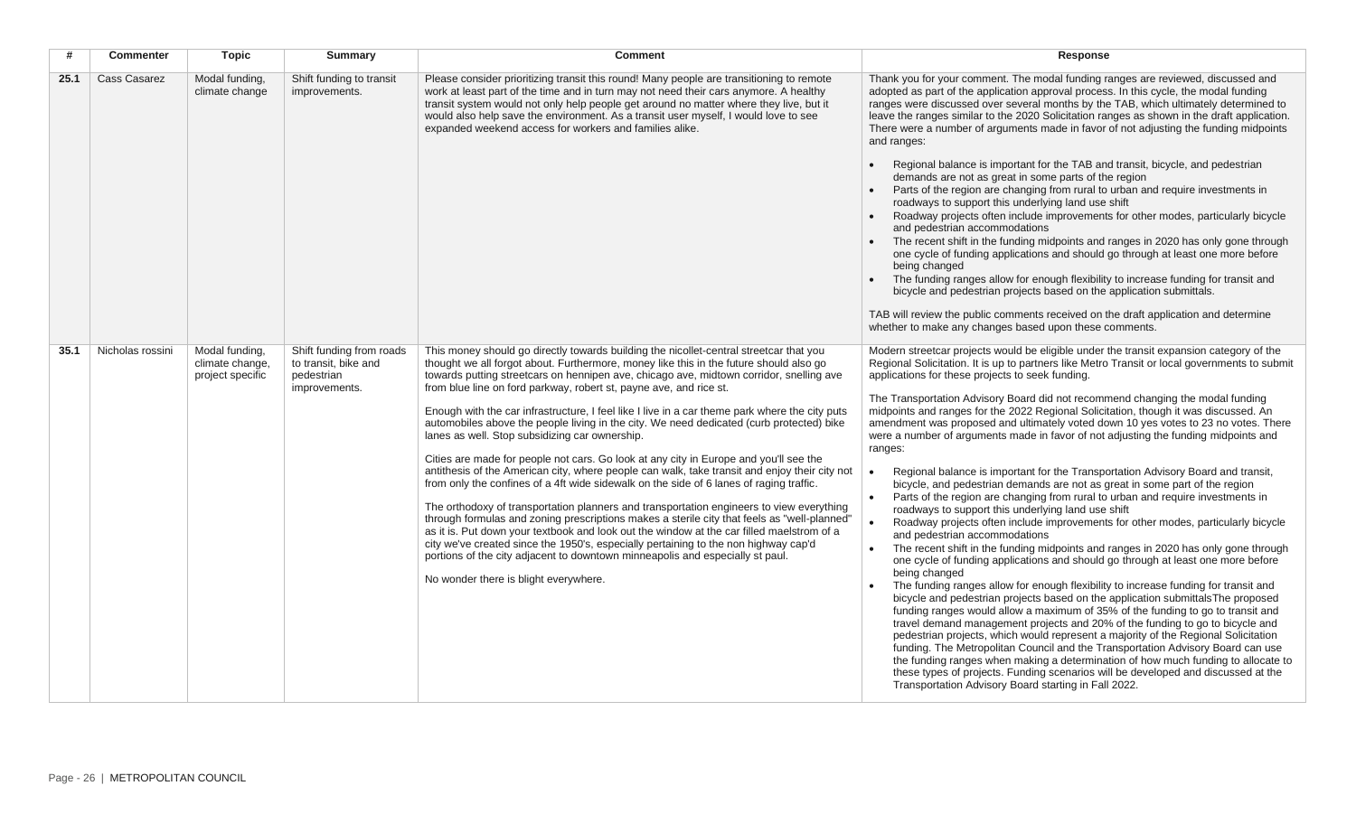| # | Commenter | Topic | Summary | Comment | Response |
|---|---|---|---|---|---|
| 25.1 | Cass Casarez | Modal funding, climate change | Shift funding to transit improvements. | Please consider prioritizing transit this round! Many people are transitioning to remote work at least part of the time and in turn may not need their cars anymore. A healthy transit system would not only help people get around no matter where they live, but it would also help save the environment. As a transit user myself, I would love to see expanded weekend access for workers and families alike. | Thank you for your comment. The modal funding ranges are reviewed, discussed and adopted as part of the application approval process. In this cycle, the modal funding ranges were discussed over several months by the TAB, which ultimately determined to leave the ranges similar to the 2020 Solicitation ranges as shown in the draft application. There were a number of arguments made in favor of not adjusting the funding midpoints and ranges:<br><br>• Regional balance is important for the TAB and transit, bicycle, and pedestrian demands are not as great in some parts of the region<br>• Parts of the region are changing from rural to urban and require investments in roadways to support this underlying land use shift<br>• Roadway projects often include improvements for other modes, particularly bicycle and pedestrian accommodations<br>• The recent shift in the funding midpoints and ranges in 2020 has only gone through one cycle of funding applications and should go through at least one more before being changed<br>• The funding ranges allow for enough flexibility to increase funding for transit and bicycle and pedestrian projects based on the application submittals.<br><br>TAB will review the public comments received on the draft application and determine whether to make any changes based upon these comments. |
| 35.1 | Nicholas rossini | Modal funding, climate change, project specific | Shift funding from roads to transit, bike and pedestrian improvements. | This money should go directly towards building the nicollet-central streetcar that you thought we all forgot about. Furthermore, money like this in the future should also go towards putting streetcars on hennipen ave, chicago ave, midtown corridor, snelling ave from blue line on ford parkway, robert st, payne ave, and rice st.<br><br>Enough with the car infrastructure, I feel like I live in a car theme park where the city puts automobiles above the people living in the city. We need dedicated (curb protected) bike lanes as well. Stop subsidizing car ownership.<br><br>Cities are made for people not cars. Go look at any city in Europe and you'll see the antithesis of the American city, where people can walk, take transit and enjoy their city not from only the confines of a 4ft wide sidewalk on the side of 6 lanes of raging traffic.<br><br>The orthodoxy of transportation planners and transportation engineers to view everything through formulas and zoning prescriptions makes a sterile city that feels as "well-planned" as it is. Put down your textbook and look out the window at the car filled maelstrom of a city we've created since the 1950's, especially pertaining to the non highway cap'd portions of the city adjacent to downtown minneapolis and especially st paul.<br><br>No wonder there is blight everywhere. | Modern streetcar projects would be eligible under the transit expansion category of the Regional Solicitation. It is up to partners like Metro Transit or local governments to submit applications for these projects to seek funding.<br><br>The Transportation Advisory Board did not recommend changing the modal funding midpoints and ranges for the 2022 Regional Solicitation, though it was discussed. An amendment was proposed and ultimately voted down 10 yes votes to 23 no votes. There were a number of arguments made in favor of not adjusting the funding midpoints and ranges:<br><br>• Regional balance is important for the Transportation Advisory Board and transit, bicycle, and pedestrian demands are not as great in some part of the region<br>• Parts of the region are changing from rural to urban and require investments in roadways to support this underlying land use shift<br>• Roadway projects often include improvements for other modes, particularly bicycle and pedestrian accommodations<br>• The recent shift in the funding midpoints and ranges in 2020 has only gone through one cycle of funding applications and should go through at least one more before being changed<br>• The funding ranges allow for enough flexibility to increase funding for transit and bicycle and pedestrian projects based on the application submittalsThe proposed funding ranges would allow a maximum of 35% of the funding to go to transit and travel demand management projects and 20% of the funding to go to bicycle and pedestrian projects, which would represent a majority of the Regional Solicitation funding. The Metropolitan Council and the Transportation Advisory Board can use the funding ranges when making a determination of how much funding to allocate to these types of projects. Funding scenarios will be developed and discussed at the Transportation Advisory Board starting in Fall 2022. |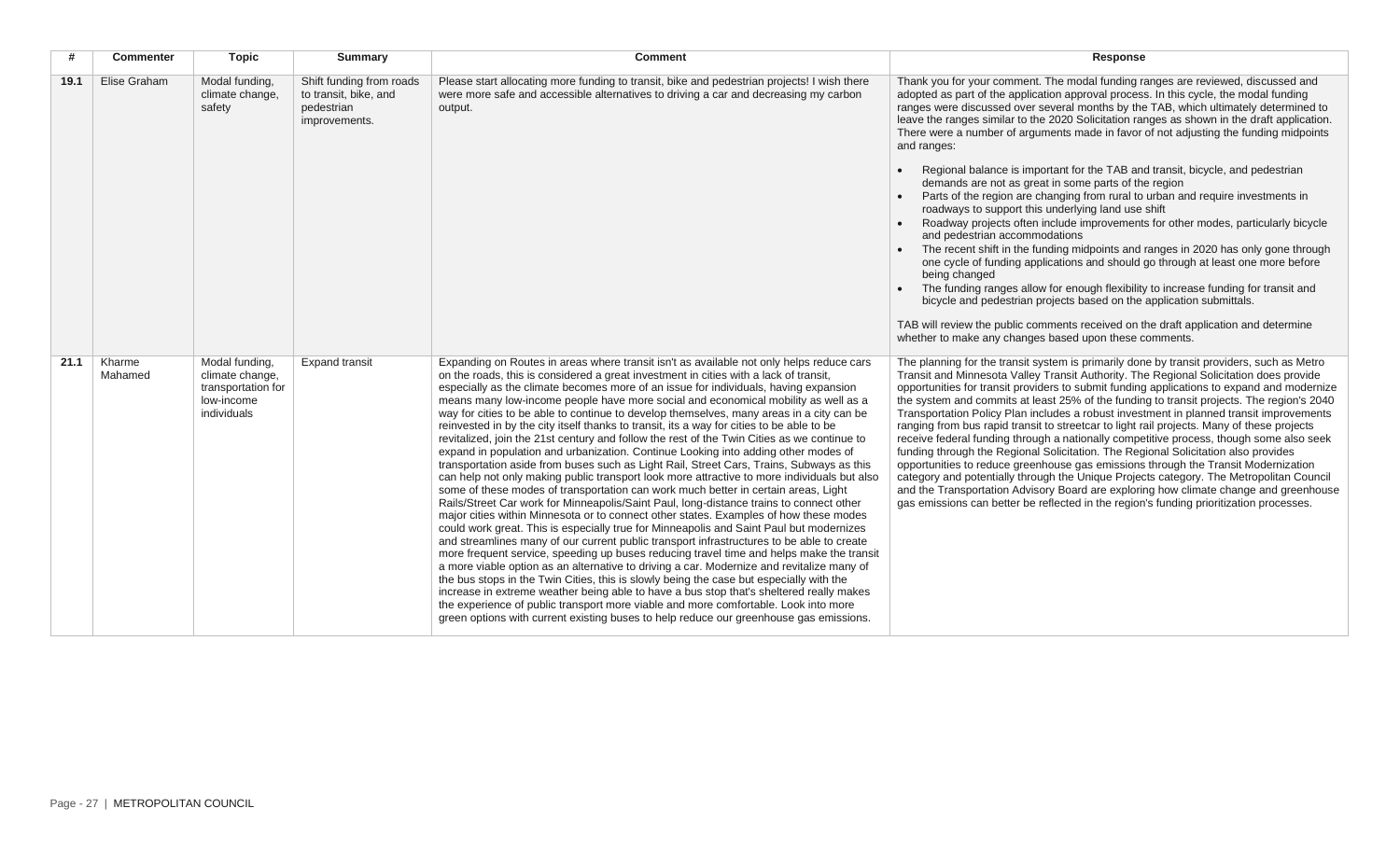| # | Commenter | Topic | Summary | Comment | Response |
|---|---|---|---|---|---|
| **19.1** | Elise Graham | Modal funding, climate change, safety | Shift funding from roads to transit, bike, and pedestrian improvements. | Please start allocating more funding to transit, bike and pedestrian projects! I wish there were more safe and accessible alternatives to driving a car and decreasing my carbon output. | Thank you for your comment. The modal funding ranges are reviewed, discussed and adopted as part of the application approval process. In this cycle, the modal funding ranges were discussed over several months by the TAB, which ultimately determined to leave the ranges similar to the 2020 Solicitation ranges as shown in the draft application. There were a number of arguments made in favor of not adjusting the funding midpoints and ranges:<br><br>• Regional balance is important for the TAB and transit, bicycle, and pedestrian demands are not as great in some parts of the region<br>• Parts of the region are changing from rural to urban and require investments in roadways to support this underlying land use shift<br>• Roadway projects often include improvements for other modes, particularly bicycle and pedestrian accommodations<br>• The recent shift in the funding midpoints and ranges in 2020 has only gone through one cycle of funding applications and should go through at least one more before being changed<br>• The funding ranges allow for enough flexibility to increase funding for transit and bicycle and pedestrian projects based on the application submittals.<br><br>TAB will review the public comments received on the draft application and determine whether to make any changes based upon these comments. |
| **21.1** | Kharme Mahamed | Modal funding, climate change, transportation for low-income individuals | Expand transit | Expanding on Routes in areas where transit isn't as available not only helps reduce cars on the roads, this is considered a great investment in cities with a lack of transit, especially as the climate becomes more of an issue for individuals, having expansion means many low-income people have more social and economical mobility as well as a way for cities to be able to continue to develop themselves, many areas in a city can be reinvested in by the city itself thanks to transit, its a way for cities to be able to be revitalized, join the 21st century and follow the rest of the Twin Cities as we continue to expand in population and urbanization. Continue Looking into adding other modes of transportation aside from buses such as Light Rail, Street Cars, Trains, Subways as this can help not only making public transport look more attractive to more individuals but also some of these modes of transportation can work much better in certain areas, Light Rails/Street Car work for Minneapolis/Saint Paul, long-distance trains to connect other major cities within Minnesota or to connect other states. Examples of how these modes could work great. This is especially true for Minneapolis and Saint Paul but modernizes and streamlines many of our current public transport infrastructures to be able to create more frequent service, speeding up buses reducing travel time and helps make the transit a more viable option as an alternative to driving a car. Modernize and revitalize many of the bus stops in the Twin Cities, this is slowly being the case but especially with the increase in extreme weather being able to have a bus stop that's sheltered really makes the experience of public transport more viable and more comfortable. Look into more green options with current existing buses to help reduce our greenhouse gas emissions. | The planning for the transit system is primarily done by transit providers, such as Metro Transit and Minnesota Valley Transit Authority. The Regional Solicitation does provide opportunities for transit providers to submit funding applications to expand and modernize the system and commits at least 25% of the funding to transit projects. The region's 2040 Transportation Policy Plan includes a robust investment in planned transit improvements ranging from bus rapid transit to streetcar to light rail projects. Many of these projects receive federal funding through a nationally competitive process, though some also seek funding through the Regional Solicitation. The Regional Solicitation also provides opportunities to reduce greenhouse gas emissions through the Transit Modernization category and potentially through the Unique Projects category. The Metropolitan Council and the Transportation Advisory Board are exploring how climate change and greenhouse gas emissions can better be reflected in the region's funding prioritization processes. |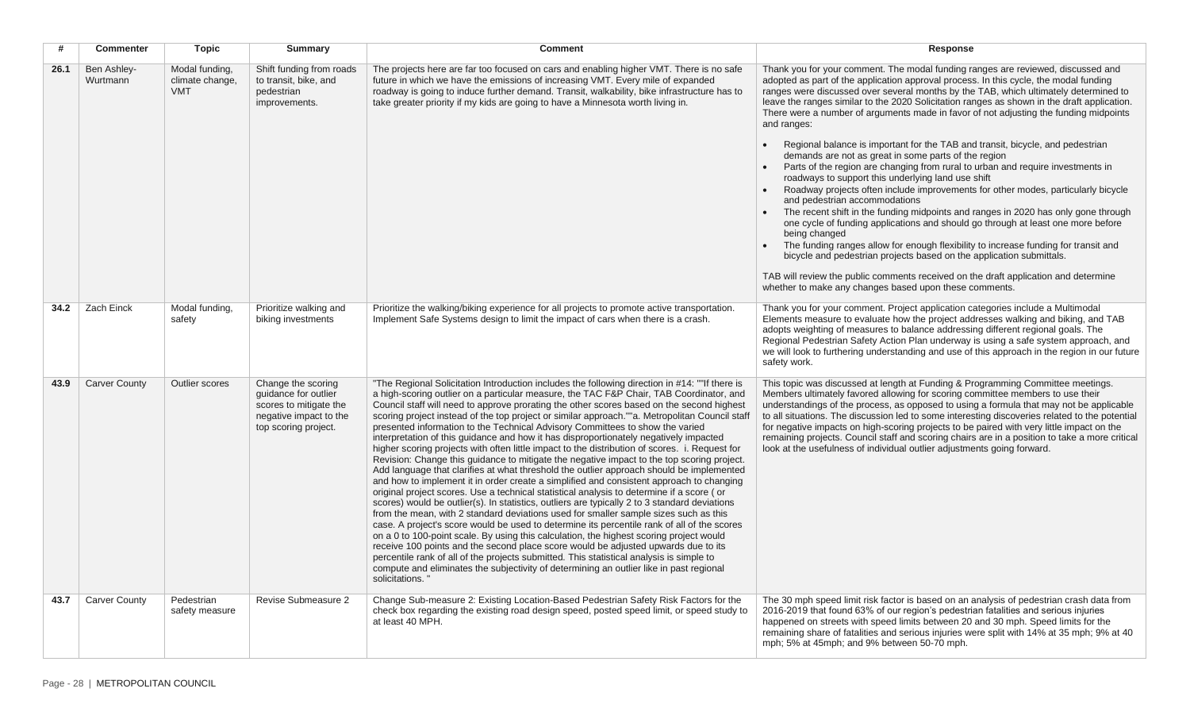| # | Commenter | Topic | Summary | Comment | Response |
|---|---|---|---|---|---|
| 26.1 | Ben Ashley-Wurtmann | Modal funding, climate change, VMT | Shift funding from roads to transit, bike, and pedestrian improvements. | The projects here are far too focused on cars and enabling higher VMT. There is no safe future in which we have the emissions of increasing VMT. Every mile of expanded roadway is going to induce further demand. Transit, walkability, bike infrastructure has to take greater priority if my kids are going to have a Minnesota worth living in. | Thank you for your comment. The modal funding ranges are reviewed, discussed and adopted as part of the application approval process. In this cycle, the modal funding ranges were discussed over several months by the TAB, which ultimately determined to leave the ranges similar to the 2020 Solicitation ranges as shown in the draft application. There were a number of arguments made in favor of not adjusting the funding midpoints and ranges:<br>• Regional balance is important for the TAB and transit, bicycle, and pedestrian demands are not as great in some parts of the region<br>• Parts of the region are changing from rural to urban and require investments in roadways to support this underlying land use shift<br>• Roadway projects often include improvements for other modes, particularly bicycle and pedestrian accommodations<br>• The recent shift in the funding midpoints and ranges in 2020 has only gone through one cycle of funding applications and should go through at least one more before being changed<br>• The funding ranges allow for enough flexibility to increase funding for transit and bicycle and pedestrian projects based on the application submittals.<br><br>TAB will review the public comments received on the draft application and determine whether to make any changes based upon these comments. |
| 34.2 | Zach Einck | Modal funding, safety | Prioritize walking and biking investments | Prioritize the walking/biking experience for all projects to promote active transportation. Implement Safe Systems design to limit the impact of cars when there is a crash. | Thank you for your comment. Project application categories include a Multimodal Elements measure to evaluate how the project addresses walking and biking, and TAB adopts weighting of measures to balance addressing different regional goals. The Regional Pedestrian Safety Action Plan underway is using a safe system approach, and we will look to furthering understanding and use of this approach in the region in our future safety work. |
| 43.9 | Carver County | Outlier scores | Change the scoring guidance for outlier scores to mitigate the negative impact to the top scoring project. | "The Regional Solicitation Introduction includes the following direction in #14: ""If there is a high-scoring outlier on a particular measure, the TAC F&P Chair, TAB Coordinator, and Council staff will need to approve prorating the other scores based on the second highest scoring project instead of the top project or similar approach.""a. Metropolitan Council staff presented information to the Technical Advisory Committees to show the varied interpretation of this guidance and how it has disproportionately negatively impacted higher scoring projects with often little impact to the distribution of scores. i. Request for Revision: Change this guidance to mitigate the negative impact to the top scoring project. Add language that clarifies at what threshold the outlier approach should be implemented and how to implement it in order create a simplified and consistent approach to changing original project scores. Use a technical statistical analysis to determine if a score ( or scores) would be outlier(s). In statistics, outliers are typically 2 to 3 standard deviations from the mean, with 2 standard deviations used for smaller sample sizes such as this case. A project's score would be used to determine its percentile rank of all of the scores on a 0 to 100-point scale. By using this calculation, the highest scoring project would receive 100 points and the second place score would be adjusted upwards due to its percentile rank of all of the projects submitted. This statistical analysis is simple to compute and eliminates the subjectivity of determining an outlier like in past regional solicitations. " | This topic was discussed at length at Funding & Programming Committee meetings. Members ultimately favored allowing for scoring committee members to use their understandings of the process, as opposed to using a formula that may not be applicable to all situations. The discussion led to some interesting discoveries related to the potential for negative impacts on high-scoring projects to be paired with very little impact on the remaining projects. Council staff and scoring chairs are in a position to take a more critical look at the usefulness of individual outlier adjustments going forward. |
| 43.7 | Carver County | Pedestrian safety measure | Revise Submeasure 2 | Change Sub-measure 2: Existing Location-Based Pedestrian Safety Risk Factors for the check box regarding the existing road design speed, posted speed limit, or speed study to at least 40 MPH. | The 30 mph speed limit risk factor is based on an analysis of pedestrian crash data from 2016-2019 that found 63% of our region's pedestrian fatalities and serious injuries happened on streets with speed limits between 20 and 30 mph. Speed limits for the remaining share of fatalities and serious injuries were split with 14% at 35 mph; 9% at 40 mph; 5% at 45mph; and 9% between 50-70 mph. |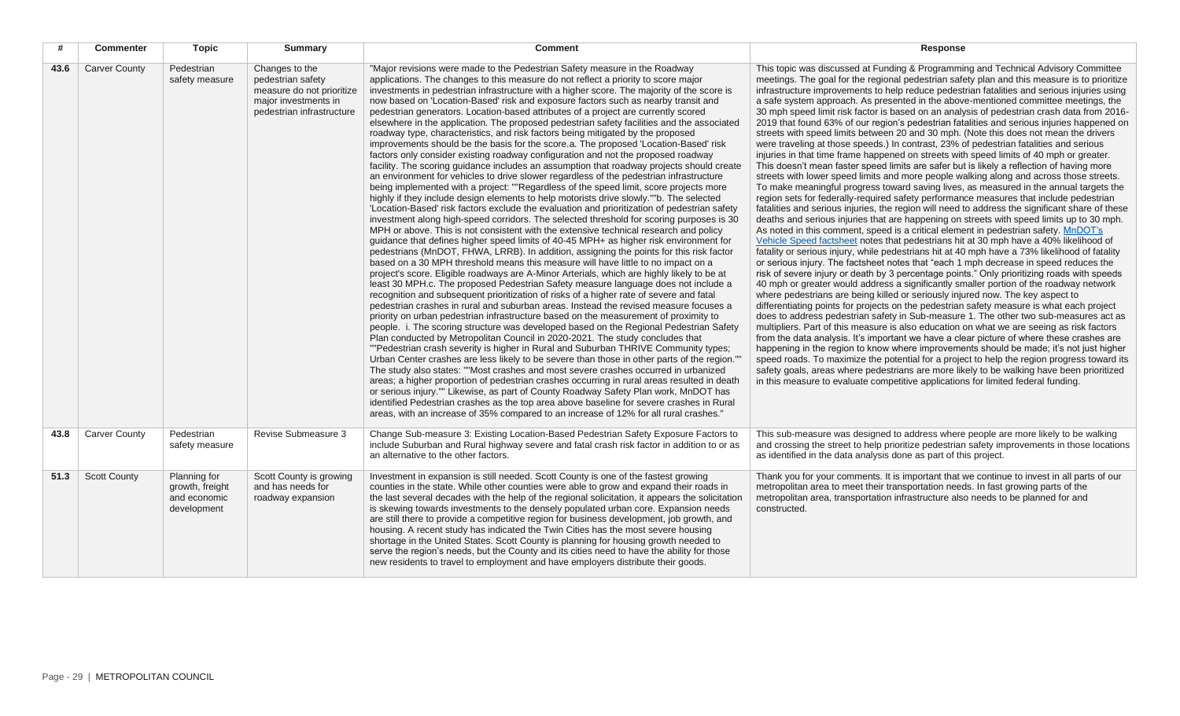| # | Commenter | Topic | Summary | Comment | Response |
|---|---|---|---|---|---|
| 43.6 | Carver County | Pedestrian safety measure | Changes to the pedestrian safety measure do not prioritize major investments in pedestrian infrastructure | "Major revisions were made to the Pedestrian Safety measure in the Roadway applications. The changes to this measure do not reflect a priority to score major investments in pedestrian infrastructure with a higher score. The majority of the score is now based on 'Location-Based' risk and exposure factors such as nearby transit and pedestrian generators. Location-based attributes of a project are currently scored elsewhere in the application. The proposed pedestrian safety facilities and the associated roadway type, characteristics, and risk factors being mitigated by the proposed improvements should be the basis for the score.a. The proposed 'Location-Based' risk factors only consider existing roadway configuration and not the proposed roadway facility. The scoring guidance includes an assumption that roadway projects should create an environment for vehicles to drive slower regardless of the pedestrian infrastructure being implemented with a project: ""Regardless of the speed limit, score projects more highly if they include design elements to help motorists drive slowly.""b. The selected 'Location-Based' risk factors exclude the evaluation and prioritization of pedestrian safety investment along high-speed corridors. The selected threshold for scoring purposes is 30 MPH or above. This is not consistent with the extensive technical research and policy guidance that defines higher speed limits of 40-45 MPH+ as higher risk environment for pedestrians (MnDOT, FHWA, LRRB). In addition, assigning the points for this risk factor based on a 30 MPH threshold means this measure will have little to no impact on a project's score. Eligible roadways are A-Minor Arterials, which are highly likely to be at least 30 MPH.c. The proposed Pedestrian Safety measure language does not include a recognition and subsequent prioritization of risks of a higher rate of severe and fatal pedestrian crashes in rural and suburban areas. Instead the revised measure focuses a priority on urban pedestrian infrastructure based on the measurement of proximity to people. i. The scoring structure was developed based on the Regional Pedestrian Safety Plan conducted by Metropolitan Council in 2020-2021. The study concludes that ""Pedestrian crash severity is higher in Rural and Suburban THRIVE Community types; Urban Center crashes are less likely to be severe than those in other parts of the region."" The study also states: ""Most crashes and most severe crashes occurred in urbanized areas; a higher proportion of pedestrian crashes occurring in rural areas resulted in death or serious injury."" Likewise, as part of County Roadway Safety Plan work, MnDOT has identified Pedestrian crashes as the top area above baseline for severe crashes in Rural areas, with an increase of 35% compared to an increase of 12% for all rural crashes." | This topic was discussed at Funding & Programming and Technical Advisory Committee meetings. The goal for the regional pedestrian safety plan and this measure is to prioritize infrastructure improvements to help reduce pedestrian fatalities and serious injuries using a safe system approach. As presented in the above-mentioned committee meetings, the 30 mph speed limit risk factor is based on an analysis of pedestrian crash data from 2016-2019 that found 63% of our region's pedestrian fatalities and serious injuries happened on streets with speed limits between 20 and 30 mph. (Note this does not mean the drivers were traveling at those speeds.) In contrast, 23% of pedestrian fatalities and serious injuries in that time frame happened on streets with speed limits of 40 mph or greater. This doesn't mean faster speed limits are safer but is likely a reflection of having more streets with lower speed limits and more people walking along and across those streets. To make meaningful progress toward saving lives, as measured in the annual targets the region sets for federally-required safety performance measures that include pedestrian fatalities and serious injuries, the region will need to address the significant share of these deaths and serious injuries that are happening on streets with speed limits up to 30 mph. As noted in this comment, speed is a critical element in pedestrian safety. MnDOT's Vehicle Speed factsheet notes that pedestrians hit at 30 mph have a 40% likelihood of fatality or serious injury, while pedestrians hit at 40 mph have a 73% likelihood of fatality or serious injury. The factsheet notes that "each 1 mph decrease in speed reduces the risk of severe injury or death by 3 percentage points." Only prioritizing roads with speeds 40 mph or greater would address a significantly smaller portion of the roadway network where pedestrians are being killed or seriously injured now. The key aspect to differentiating points for projects on the pedestrian safety measure is what each project does to address pedestrian safety in Sub-measure 1. The other two sub-measures act as multipliers. Part of this measure is also education on what we are seeing as risk factors from the data analysis. It's important we have a clear picture of where these crashes are happening in the region to know where improvements should be made; it's not just higher speed roads. To maximize the potential for a project to help the region progress toward its safety goals, areas where pedestrians are more likely to be walking have been prioritized in this measure to evaluate competitive applications for limited federal funding. |
| 43.8 | Carver County | Pedestrian safety measure | Revise Submeasure 3 | Change Sub-measure 3: Existing Location-Based Pedestrian Safety Exposure Factors to include Suburban and Rural highway severe and fatal crash risk factor in addition to or as an alternative to the other factors. | This sub-measure was designed to address where people are more likely to be walking and crossing the street to help prioritize pedestrian safety improvements in those locations as identified in the data analysis done as part of this project. |
| 51.3 | Scott County | Planning for growth, freight and economic development | Scott County is growing and has needs for roadway expansion | Investment in expansion is still needed. Scott County is one of the fastest growing counties in the state. While other counties were able to grow and expand their roads in the last several decades with the help of the regional solicitation, it appears the solicitation is skewing towards investments to the densely populated urban core. Expansion needs are still there to provide a competitive region for business development, job growth, and housing. A recent study has indicated the Twin Cities has the most severe housing shortage in the United States. Scott County is planning for housing growth needed to serve the region's needs, but the County and its cities need to have the ability for those new residents to travel to employment and have employers distribute their goods. | Thank you for your comments. It is important that we continue to invest in all parts of our metropolitan area to meet their transportation needs. In fast growing parts of the metropolitan area, transportation infrastructure also needs to be planned for and constructed. |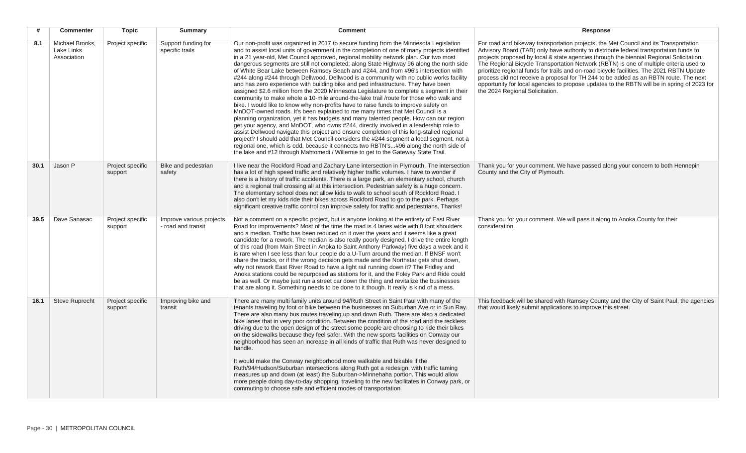| # | Commenter | Topic | Summary | Comment | Response |
|---|---|---|---|---|---|
| **8.1** | Michael Brooks, Lake Links Association | Project specific | Support funding for specific trails | Our non-profit was organized in 2017 to secure funding from the Minnesota Legislation and to assist local units of government in the completion of one of many projects identified in a 21 year-old, Met Council approved, regional mobility network plan. Our two most dangerous segments are still not completed; along State Highway 96 along the north side of White Bear Lake between Ramsey Beach and #244, and from #96's intersection with #244 along #244 through Dellwood. Dellwood is a community with no public works facility and has zero experience with building bike and ped infrastructure. They have been assigned $2.6 million from the 2020 Minnesota Legislature to complete a segment in their community to make whole a 10-mile around-the-lake trail /route for those who walk and bike. I would like to know why non-profits have to raise funds to improve safety on MnDOT-owned roads. It's been explained to me many times that Met Council is a planning organization, yet it has budgets and many talented people. How can our region get your agency, and MnDOT, who owns #244, directly involved in a leadership role to assist Dellwood navigate this project and ensure completion of this long-stalled regional project? I should add that Met Council considers the #244 segment a local segment, not a regional one, which is odd, because it connects two RBTN's...#96 along the north side of the lake and #12 through Mahtomedi / Willernie to get to the Gateway State Trail. | For road and bikeway transportation projects, the Met Council and its Transportation Advisory Board (TAB) only have authority to distribute federal transportation funds to projects proposed by local & state agencies through the biennial Regional Solicitation. The Regional Bicycle Transportation Network (RBTN) is one of multiple criteria used to prioritize regional funds for trails and on-road bicycle facilities. The 2021 RBTN Update process did not receive a proposal for TH 244 to be added as an RBTN route. The next opportunity for local agencies to propose updates to the RBTN will be in spring of 2023 for the 2024 Regional Solicitation. |
| **30.1** | Jason P | Project specific support | Bike and pedestrian safety | I live near the Rockford Road and Zachary Lane intersection in Plymouth. The intersection has a lot of high speed traffic and relatively higher traffic volumes. I have to wonder if there is a history of traffic accidents. There is a large park, an elementary school, church and a regional trail crossing all at this intersection. Pedestrian safety is a huge concern. The elementary school does not allow kids to walk to school south of Rockford Road. I also don't let my kids ride their bikes across Rockford Road to go to the park. Perhaps significant creative traffic control can improve safety for traffic and pedestrians. Thanks! | Thank you for your comment. We have passed along your concern to both Hennepin County and the City of Plymouth. |
| **39.5** | Dave Sanasac | Project specific support | Improve various projects - road and transit | Not a comment on a specific project, but is anyone looking at the entirety of East River Road for improvements? Most of the time the road is 4 lanes wide with 8 foot shoulders and a median. Traffic has been reduced on it over the years and it seems like a great candidate for a rework. The median is also really poorly designed. I drive the entire length of this road (from Main Street in Anoka to Saint Anthony Parkway) five days a week and it is rare when I see less than four people do a U-Turn around the median. If BNSF won't share the tracks, or if the wrong decision gets made and the Northstar gets shut down, why not rework East River Road to have a light rail running down it? The Fridley and Anoka stations could be repurposed as stations for it, and the Foley Park and Ride could be as well. Or maybe just run a street car down the thing and revitalize the businesses that are along it. Something needs to be done to it though. It really is kind of a mess. | Thank you for your comment. We will pass it along to Anoka County for their consideration. |
| **16.1** | Steve Ruprecht | Project specific support | Improving bike and transit | There are many multi family units around 94/Ruth Street in Saint Paul with many of the tenants traveling by foot or bike between the businesses on Suburban Ave or in Sun Ray. There are also many bus routes traveling up and down Ruth. There are also a dedicated bike lanes that in very poor condition. Between the condition of the road and the reckless driving due to the open design of the street some people are choosing to ride their bikes on the sidewalks because they feel safer. With the new sports facilities on Conway our neighborhood has seen an increase in all kinds of traffic that Ruth was never designed to handle.<br><br>It would make the Conway neighborhood more walkable and bikable if the Ruth/94/Hudson/Suburban intersections along Ruth got a redesign, with traffic taming measures up and down (at least) the Suburban->Minnehaha portion. This would allow more people doing day-to-day shopping, traveling to the new facilitates in Conway park, or commuting to choose safe and efficient modes of transportation. | This feedback will be shared with Ramsey County and the City of Saint Paul, the agencies that would likely submit applications to improve this street. |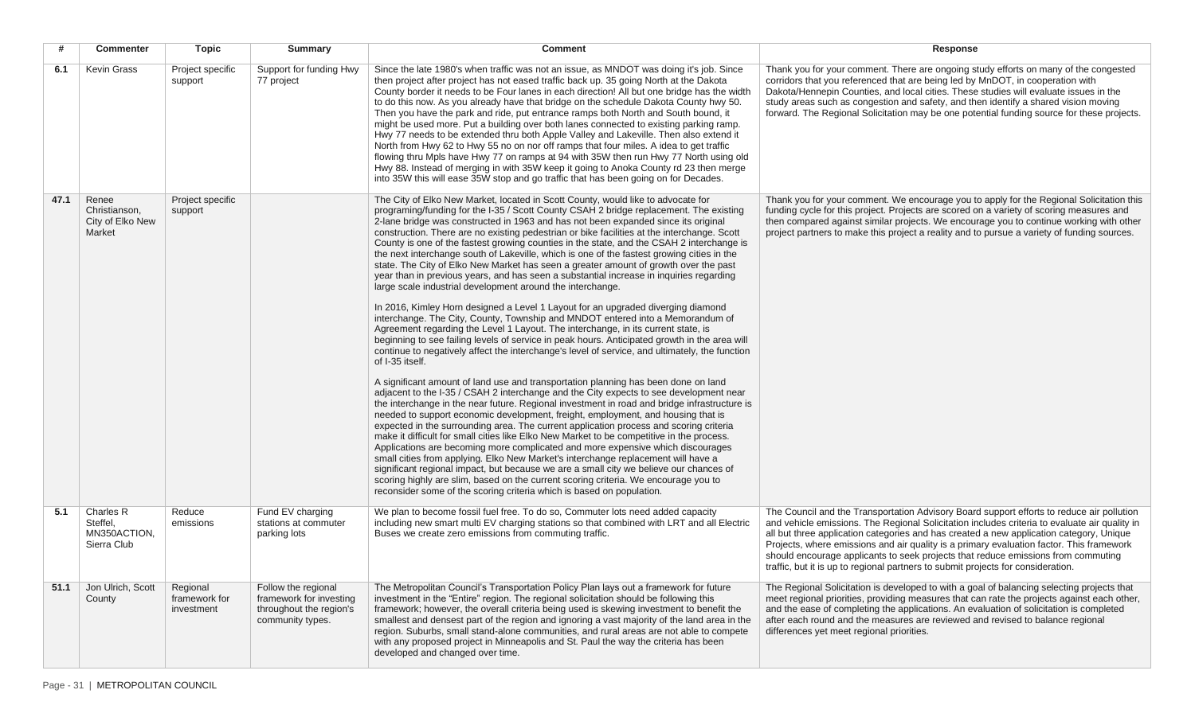| # | Commenter | Topic | Summary | Comment | Response |
|---|---|---|---|---|---|
| 6.1 | Kevin Grass | Project specific support | Support for funding Hwy 77 project | Since the late 1980's when traffic was not an issue, as MNDOT was doing it's job. Since then project after project has not eased traffic back up. 35 going North at the Dakota County border it needs to be Four lanes in each direction! All but one bridge has the width to do this now. As you already have that bridge on the schedule Dakota County hwy 50. Then you have the park and ride, put entrance ramps both North and South bound, it might be used more. Put a building over both lanes connected to existing parking ramp. Hwy 77 needs to be extended thru both Apple Valley and Lakeville. Then also extend it North from Hwy 62 to Hwy 55 no on nor off ramps that four miles. A idea to get traffic flowing thru Mpls have Hwy 77 on ramps at 94 with 35W then run Hwy 77 North using old Hwy 88. Instead of merging in with 35W keep it going to Anoka County rd 23 then merge into 35W this will ease 35W stop and go traffic that has been going on for Decades. | Thank you for your comment. There are ongoing study efforts on many of the congested corridors that you referenced that are being led by MnDOT, in cooperation with Dakota/Hennepin Counties, and local cities. These studies will evaluate issues in the study areas such as congestion and safety, and then identify a shared vision moving forward. The Regional Solicitation may be one potential funding source for these projects. |
| 47.1 | Renee Christianson, City of Elko New Market | Project specific support | | The City of Elko New Market, located in Scott County, would like to advocate for programing/funding for the I-35 / Scott County CSAH 2 bridge replacement. The existing 2-lane bridge was constructed in 1963 and has not been expanded since its original construction. There are no existing pedestrian or bike facilities at the interchange. Scott County is one of the fastest growing counties in the state, and the CSAH 2 interchange is the next interchange south of Lakeville, which is one of the fastest growing cities in the state. The City of Elko New Market has seen a greater amount of growth over the past year than in previous years, and has seen a substantial increase in inquiries regarding large scale industrial development around the interchange.<br><br>In 2016, Kimley Horn designed a Level 1 Layout for an upgraded diverging diamond interchange. The City, County, Township and MNDOT entered into a Memorandum of Agreement regarding the Level 1 Layout. The interchange, in its current state, is beginning to see failing levels of service in peak hours. Anticipated growth in the area will continue to negatively affect the interchange's level of service, and ultimately, the function of I-35 itself.<br><br>A significant amount of land use and transportation planning has been done on land adjacent to the I-35 / CSAH 2 interchange and the City expects to see development near the interchange in the near future. Regional investment in road and bridge infrastructure is needed to support economic development, freight, employment, and housing that is expected in the surrounding area. The current application process and scoring criteria make it difficult for small cities like Elko New Market to be competitive in the process. Applications are becoming more complicated and more expensive which discourages small cities from applying. Elko New Market's interchange replacement will have a significant regional impact, but because we are a small city we believe our chances of scoring highly are slim, based on the current scoring criteria. We encourage you to reconsider some of the scoring criteria which is based on population. | Thank you for your comment. We encourage you to apply for the Regional Solicitation this funding cycle for this project. Projects are scored on a variety of scoring measures and then compared against similar projects. We encourage you to continue working with other project partners to make this project a reality and to pursue a variety of funding sources. |
| 5.1 | Charles R Steffel, MN350ACTION, Sierra Club | Reduce emissions | Fund EV charging stations at commuter parking lots | We plan to become fossil fuel free. To do so, Commuter lots need added capacity including new smart multi EV charging stations so that combined with LRT and all Electric Buses we create zero emissions from commuting traffic. | The Council and the Transportation Advisory Board support efforts to reduce air pollution and vehicle emissions. The Regional Solicitation includes criteria to evaluate air quality in all but three application categories and has created a new application category, Unique Projects, where emissions and air quality is a primary evaluation factor. This framework should encourage applicants to seek projects that reduce emissions from commuting traffic, but it is up to regional partners to submit projects for consideration. |
| 51.1 | Jon Ulrich, Scott County | Regional framework for investment | Follow the regional framework for investing throughout the region's community types. | The Metropolitan Council's Transportation Policy Plan lays out a framework for future investment in the "Entire" region. The regional solicitation should be following this framework; however, the overall criteria being used is skewing investment to benefit the smallest and densest part of the region and ignoring a vast majority of the land area in the region. Suburbs, small stand-alone communities, and rural areas are not able to compete with any proposed project in Minneapolis and St. Paul the way the criteria has been developed and changed over time. | The Regional Solicitation is developed to with a goal of balancing selecting projects that meet regional priorities, providing measures that can rate the projects against each other, and the ease of completing the applications. An evaluation of solicitation is completed after each round and the measures are reviewed and revised to balance regional differences yet meet regional priorities. |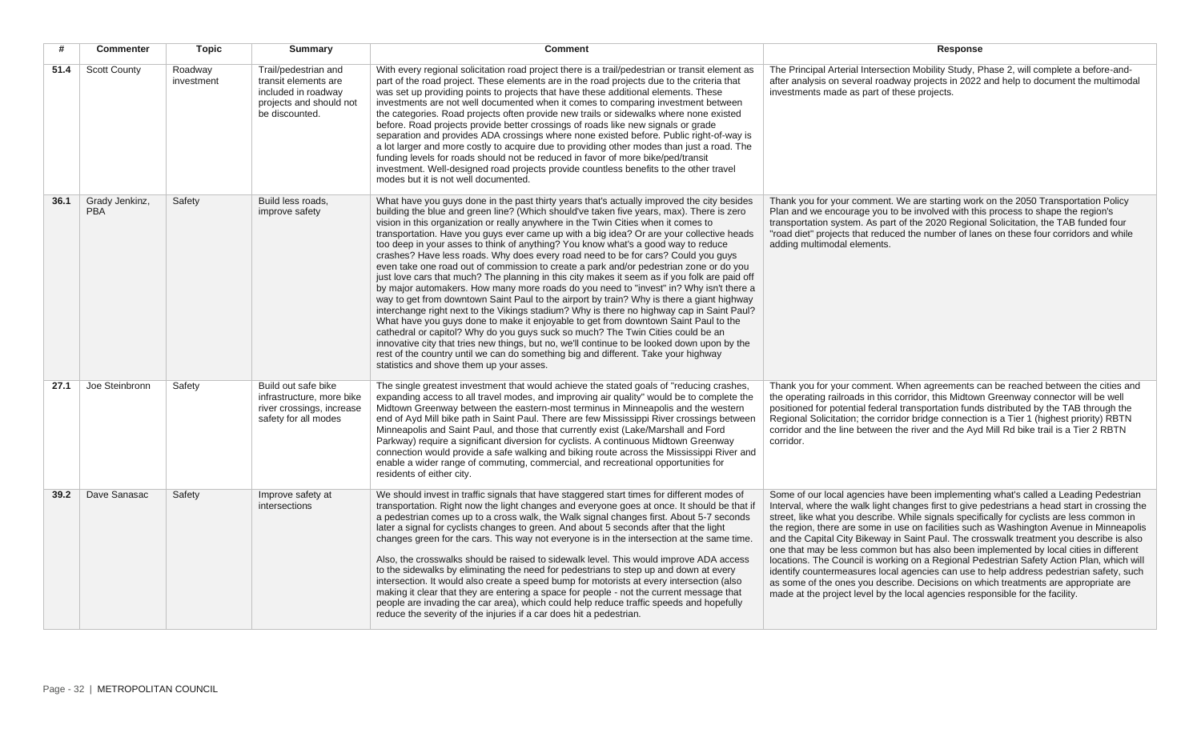| # | Commenter | Topic | Summary | Comment | Response |
|---|---|---|---|---|---|
| 51.4 | Scott County | Roadway investment | Trail/pedestrian and transit elements are included in roadway projects and should not be discounted. | With every regional solicitation road project there is a trail/pedestrian or transit element as part of the road project. These elements are in the road projects due to the criteria that was set up providing points to projects that have these additional elements. These investments are not well documented when it comes to comparing investment between the categories. Road projects often provide new trails or sidewalks where none existed before. Road projects provide better crossings of roads like new signals or grade separation and provides ADA crossings where none existed before. Public right-of-way is a lot larger and more costly to acquire due to providing other modes than just a road. The funding levels for roads should not be reduced in favor of more bike/ped/transit investment. Well-designed road projects provide countless benefits to the other travel modes but it is not well documented. | The Principal Arterial Intersection Mobility Study, Phase 2, will complete a before-and-after analysis on several roadway projects in 2022 and help to document the multimodal investments made as part of these projects. |
| 36.1 | Grady Jenkinz, PBA | Safety | Build less roads, improve safety | What have you guys done in the past thirty years that's actually improved the city besides building the blue and green line? (Which should've taken five years, max). There is zero vision in this organization or really anywhere in the Twin Cities when it comes to transportation. Have you guys ever came up with a big idea? Or are your collective heads too deep in your asses to think of anything? You know what's a good way to reduce crashes? Have less roads. Why does every road need to be for cars? Could you guys even take one road out of commission to create a park and/or pedestrian zone or do you just love cars that much? The planning in this city makes it seem as if you folk are paid off by major automakers. How many more roads do you need to "invest" in? Why isn't there a way to get from downtown Saint Paul to the airport by train? Why is there a giant highway interchange right next to the Vikings stadium? Why is there no highway cap in Saint Paul? What have you guys done to make it enjoyable to get from downtown Saint Paul to the cathedral or capitol? Why do you guys suck so much? The Twin Cities could be an innovative city that tries new things, but no, we'll continue to be looked down upon by the rest of the country until we can do something big and different. Take your highway statistics and shove them up your asses. | Thank you for your comment. We are starting work on the 2050 Transportation Policy Plan and we encourage you to be involved with this process to shape the region's transportation system. As part of the 2020 Regional Solicitation, the TAB funded four "road diet" projects that reduced the number of lanes on these four corridors and while adding multimodal elements. |
| 27.1 | Joe Steinbronn | Safety | Build out safe bike infrastructure, more bike river crossings, increase safety for all modes | The single greatest investment that would achieve the stated goals of "reducing crashes, expanding access to all travel modes, and improving air quality" would be to complete the Midtown Greenway between the eastern-most terminus in Minneapolis and the western end of Ayd Mill bike path in Saint Paul. There are few Mississippi River crossings between Minneapolis and Saint Paul, and those that currently exist (Lake/Marshall and Ford Parkway) require a significant diversion for cyclists. A continuous Midtown Greenway connection would provide a safe walking and biking route across the Mississippi River and enable a wider range of commuting, commercial, and recreational opportunities for residents of either city. | Thank you for your comment. When agreements can be reached between the cities and the operating railroads in this corridor, this Midtown Greenway connector will be well positioned for potential federal transportation funds distributed by the TAB through the Regional Solicitation; the corridor bridge connection is a Tier 1 (highest priority) RBTN corridor and the line between the river and the Ayd Mill Rd bike trail is a Tier 2 RBTN corridor. |
| 39.2 | Dave Sanasac | Safety | Improve safety at intersections | We should invest in traffic signals that have staggered start times for different modes of transportation. Right now the light changes and everyone goes at once. It should be that if a pedestrian comes up to a cross walk, the Walk signal changes first. About 5-7 seconds later a signal for cyclists changes to green. And about 5 seconds after that the light changes green for the cars. This way not everyone is in the intersection at the same time.<br><br>Also, the crosswalks should be raised to sidewalk level. This would improve ADA access to the sidewalks by eliminating the need for pedestrians to step up and down at every intersection. It would also create a speed bump for motorists at every intersection (also making it clear that they are entering a space for people - not the current message that people are invading the car area), which could help reduce traffic speeds and hopefully reduce the severity of the injuries if a car does hit a pedestrian. | Some of our local agencies have been implementing what's called a Leading Pedestrian Interval, where the walk light changes first to give pedestrians a head start in crossing the street, like what you describe. While signals specifically for cyclists are less common in the region, there are some in use on facilities such as Washington Avenue in Minneapolis and the Capital City Bikeway in Saint Paul. The crosswalk treatment you describe is also one that may be less common but has also been implemented by local cities in different locations. The Council is working on a Regional Pedestrian Safety Action Plan, which will identify countermeasures local agencies can use to help address pedestrian safety, such as some of the ones you describe. Decisions on which treatments are appropriate are made at the project level by the local agencies responsible for the facility. |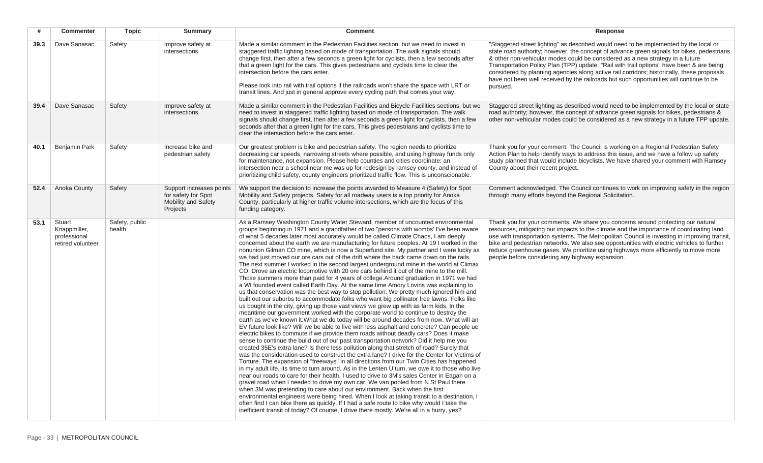| # | Commenter | Topic | Summary | Comment | Response |
|---|---|---|---|---|---|
| 39.3 | Dave Sanasac | Safety | Improve safety at intersections | Made a similar comment in the Pedestrian Facilities section, but we need to invest in staggered traffic lighting based on mode of transportation. The walk signals should change first, then after a few seconds a green light for cyclists, then a few seconds after that a green light for the cars. This gives pedestrians and cyclists time to clear the intersection before the cars enter.<br><br>Please look into rail with trail options if the railroads won't share the space with LRT or transit lines. And just in general approve every cycling path that comes your way. | "Staggered street lighting" as described would need to be implemented by the local or state road authority; however, the concept of advance green signals for bikes, pedestrians & other non-vehicular modes could be considered as a new strategy in a future Transportation Policy Plan (TPP) update. "Rail with trail options" have been & are being considered by planning agencies along active rail corridors; historically, these proposals have not been well received by the railroads but such opportunities will continue to be pursued. |
| 39.4 | Dave Sanasac | Safety | Improve safety at intersections | Made a similar comment in the Pedestrian Facilities and Bicycle Facilities sections, but we need to invest in staggered traffic lighting based on mode of transportation. The walk signals should change first, then after a few seconds a green light for cyclists, then a few seconds after that a green light for the cars. This gives pedestrians and cyclists time to clear the intersection before the cars enter. | Staggered street lighting as described would need to be implemented by the local or state road authority; however, the concept of advance green signals for bikes, pedestrians & other non-vehicular modes could be considered as a new strategy in a future TPP update. |
| 40.1 | Benjamin Park | Safety | Increase bike and pedestrian safety | Our greatest problem is bike and pedestrian safety. The region needs to prioritize decreasing car speeds, narrowing streets where possible, and using highway funds only for maintenance, not expansion. Please help counties and cities coordinate: an intersection near a school near me was up for redesign by ramsey county, and instead of prioritizing child safety, county engineers prioritized traffic flow. This is unconscionable. | Thank you for your comment. The Council is working on a Regional Pedestrian Safety Action Plan to help identify ways to address this issue, and we have a follow up safety study planned that would include bicyclists. We have shared your comment with Ramsey County about their recent project. |
| 52.4 | Anoka County | Safety | Support increases points for safety for Spot Mobility and Safety Projects | We support the decision to increase the points awarded to Measure 4 (Safety) for Spot Mobility and Safety projects. Safety for all roadway users is a top priority for Anoka County, particularly at higher traffic volume intersections, which are the focus of this funding category. | Comment acknowledged. The Council continues to work on improving safety in the region through many efforts beyond the Regional Solicitation. |
| 53.1 | Stuart Knappmiller, professional retired volunteer | Safety, public health | | As a Ramsey Washington County Water Steward, member of uncounted environmental groups beginning in 1971 and a grandfather of two "persons with wombs' I've been aware of what 5 decades later most accurately would be called Climate Chaos, I am deeply concerned about the earth we are manufacturing for future peoples. At 19 I worked in the nonunion Gilman CO mine, which is now a Superfund site. My partner and I were lucky as we had just moved our ore cars out of the drift where the back came down on the rails. The next summer I worked in the second largest underground mine in the world at Climax CO. Drove an electric locomotive with 20 ore cars behind it out of the mine to the mill. Those summers more than paid for 4 years of college.Around graduation in 1971 we had a WI founded event called Earth Day. At the same time Amory Lovins was explaining to us that conservation was the best way to stop pollution. We pretty much ignored him and built out our suburbs to accommodate folks who want big pollinator free lawns. Folks like us bought in the city, giving up those vast views we grew up with as farm kids. In the meantime our government worked with the corporate world to continue to destroy the earth as we've known it.What we do today will be around decades from now. What will an EV future look like? Will we be able to live with less asphalt and concrete? Can people ue electric bikes to commute if we provide them roads without deadly cars? Does it make sense to continue the build out of our past transportation network? Did it help me you created 35E's extra lane? Is there less pollution along that stretch of road? Surely that was the consideration used to construct the extra lane? I drive for the Center for Victims of Torture. The expansion of "freeways" in all directions from our Twin Cities has happened in my adult life. Its time to turn around. As in the Lenten U turn, we owe it to those who live near our roads to care for their health. I used to drive to 3M's sales Center in Eagan on a gravel road when I needed to drive my own car. We van pooled from N St Paul there when 3M was pretending to care about our environment. Back when the first environmental engineers were being hired. When I look at taking transit to a destination, I often find I can bike there as quickly. If I had a safe route to bike why would I take the inefficient transit of today? Of course, I drive there mostly. We're all in a hurry, yes? | Thank you for your comments. We share you concerns around protecting our natural resources, mitigating our impacts to the climate and the importance of coordinating land use with transportation systems. The Metropolitan Council is investing in improving transit, bike and pedestrian networks. We also see opportunities with electric vehicles to further reduce greenhouse gases. We prioritize using highways more efficiently to move more people before considering any highway expansion. |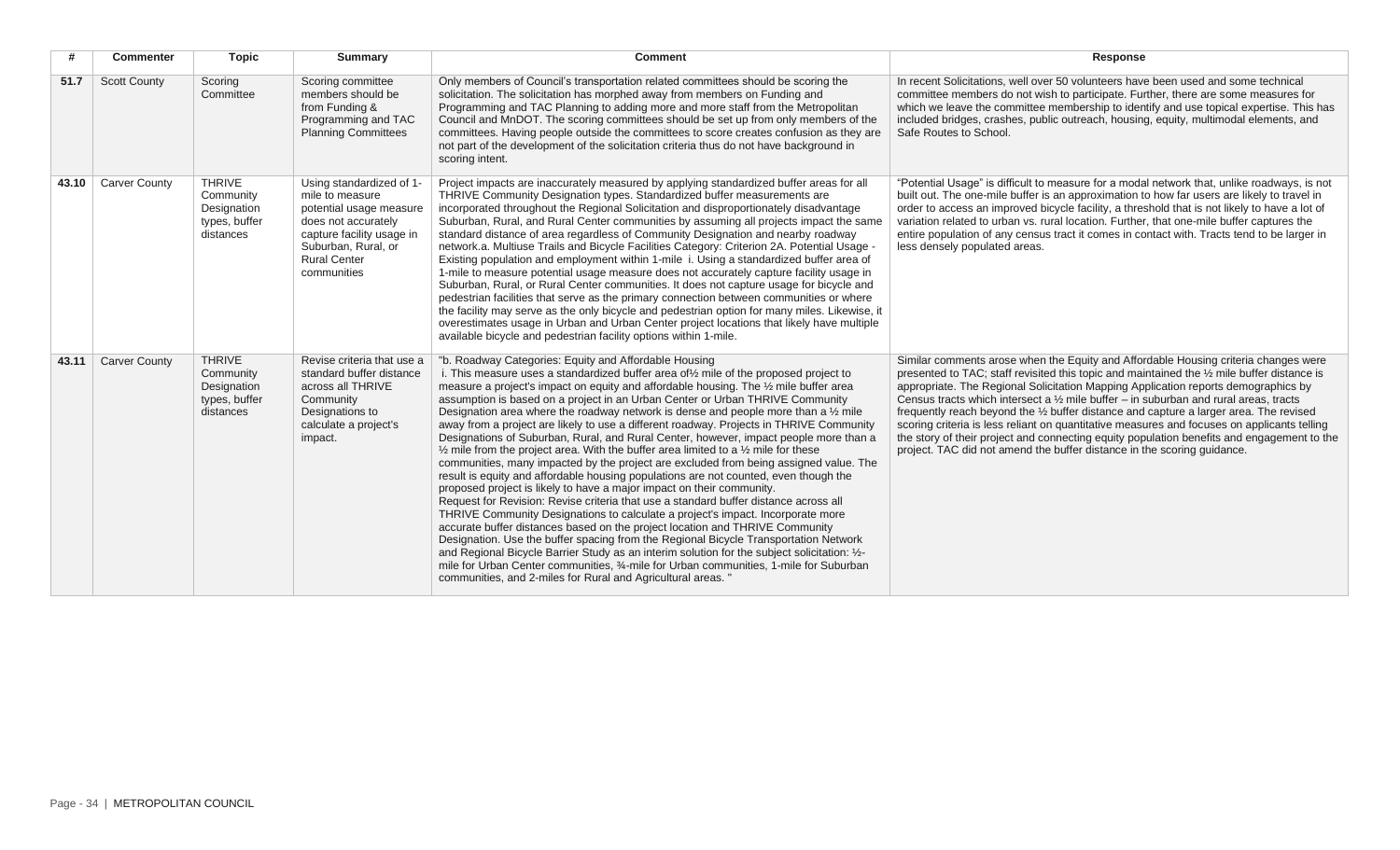| # | Commenter | Topic | Summary | Comment | Response |
|---|---|---|---|---|---|
| **51.7** | Scott County | Scoring Committee | Scoring committee members should be from Funding & Programming and TAC Planning Committees | Only members of Council's transportation related committees should be scoring the solicitation. The solicitation has morphed away from members on Funding and Programming and TAC Planning to adding more and more staff from the Metropolitan Council and MnDOT. The scoring committees should be set up from only members of the committees. Having people outside the committees to score creates confusion as they are not part of the development of the solicitation criteria thus do not have background in scoring intent. | In recent Solicitations, well over 50 volunteers have been used and some technical committee members do not wish to participate. Further, there are some measures for which we leave the committee membership to identify and use topical expertise. This has included bridges, crashes, public outreach, housing, equity, multimodal elements, and Safe Routes to School. |
| **43.10** | Carver County | THRIVE Community Designation types, buffer distances | Using standardized of 1-mile to measure potential usage measure does not accurately capture facility usage in Suburban, Rural, or Rural Center communities | Project impacts are inaccurately measured by applying standardized buffer areas for all THRIVE Community Designation types. Standardized buffer measurements are incorporated throughout the Regional Solicitation and disproportionately disadvantage Suburban, Rural, and Rural Center communities by assuming all projects impact the same standard distance of area regardless of Community Designation and nearby roadway network.a. Multiuse Trails and Bicycle Facilities Category: Criterion 2A. Potential Usage - Existing population and employment within 1-mile i. Using a standardized buffer area of 1-mile to measure potential usage measure does not accurately capture facility usage in Suburban, Rural, or Rural Center communities. It does not capture usage for bicycle and pedestrian facilities that serve as the primary connection between communities or where the facility may serve as the only bicycle and pedestrian option for many miles. Likewise, it overestimates usage in Urban and Urban Center project locations that likely have multiple available bicycle and pedestrian facility options within 1-mile. | "Potential Usage" is difficult to measure for a modal network that, unlike roadways, is not built out. The one-mile buffer is an approximation to how far users are likely to travel in order to access an improved bicycle facility, a threshold that is not likely to have a lot of variation related to urban vs. rural location. Further, that one-mile buffer captures the entire population of any census tract it comes in contact with. Tracts tend to be larger in less densely populated areas. |
| **43.11** | Carver County | THRIVE Community Designation types, buffer distances | Revise criteria that use a standard buffer distance across all THRIVE Community Designations to calculate a project's impact. | "b. Roadway Categories: Equity and Affordable Housing i. This measure uses a standardized buffer area of½ mile of the proposed project to measure a project's impact on equity and affordable housing. The ½ mile buffer area assumption is based on a project in an Urban Center or Urban THRIVE Community Designation area where the roadway network is dense and people more than a ½ mile away from a project are likely to use a different roadway. Projects in THRIVE Community Designations of Suburban, Rural, and Rural Center, however, impact people more than a ½ mile from the project area. With the buffer area limited to a ½ mile for these communities, many impacted by the project are excluded from being assigned value. The result is equity and affordable housing populations are not counted, even though the proposed project is likely to have a major impact on their community. Request for Revision: Revise criteria that use a standard buffer distance across all THRIVE Community Designations to calculate a project's impact. Incorporate more accurate buffer distances based on the project location and THRIVE Community Designation. Use the buffer spacing from the Regional Bicycle Transportation Network and Regional Bicycle Barrier Study as an interim solution for the subject solicitation: ½-mile for Urban Center communities, ¾-mile for Urban communities, 1-mile for Suburban communities, and 2-miles for Rural and Agricultural areas. " | Similar comments arose when the Equity and Affordable Housing criteria changes were presented to TAC; staff revisited this topic and maintained the ½ mile buffer distance is appropriate. The Regional Solicitation Mapping Application reports demographics by Census tracts which intersect a ½ mile buffer – in suburban and rural areas, tracts frequently reach beyond the ½ buffer distance and capture a larger area. The revised scoring criteria is less reliant on quantitative measures and focuses on applicants telling the story of their project and connecting equity population benefits and engagement to the project. TAC did not amend the buffer distance in the scoring guidance. |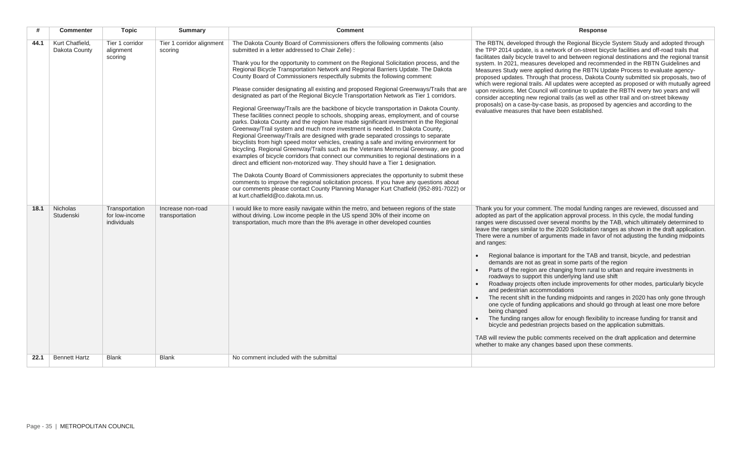| # | Commenter | Topic | Summary | Comment | Response |
|---|---|---|---|---|---|
| **44.1** | Kurt Chatfield, Dakota County | Tier 1 corridor alignment scoring | Tier 1 corridor alignment scoring | The Dakota County Board of Commissioners offers the following comments (also submitted in a letter addressed to Chair Zelle) :<br><br>Thank you for the opportunity to comment on the Regional Solicitation process, and the Regional Bicycle Transportation Network and Regional Barriers Update. The Dakota County Board of Commissioners respectfully submits the following comment:<br><br>Please consider designating all existing and proposed Regional Greenways/Trails that are designated as part of the Regional Bicycle Transportation Network as Tier 1 corridors.<br><br>Regional Greenway/Trails are the backbone of bicycle transportation in Dakota County. These facilities connect people to schools, shopping areas, employment, and of course parks. Dakota County and the region have made significant investment in the Regional Greenway/Trail system and much more investment is needed. In Dakota County, Regional Greenway/Trails are designed with grade separated crossings to separate bicyclists from high speed motor vehicles, creating a safe and inviting environment for bicycling. Regional Greenway/Trails such as the Veterans Memorial Greenway, are good examples of bicycle corridors that connect our communities to regional destinations in a direct and efficient non-motorized way. They should have a Tier 1 designation.<br><br>The Dakota County Board of Commissioners appreciates the opportunity to submit these comments to improve the regional solicitation process. If you have any questions about our comments please contact County Planning Manager Kurt Chatfield (952-891-7022) or at kurt.chatfield@co.dakota.mn.us. | The RBTN, developed through the Regional Bicycle System Study and adopted through the TPP 2014 update, is a network of on-street bicycle facilities and off-road trails that facilitates daily bicycle travel to and between regional destinations and the regional transit system. In 2021, measures developed and recommended in the RBTN Guidelines and Measures Study were applied during the RBTN Update Process to evaluate agency-proposed updates. Through that process, Dakota County submitted six proposals, two of which were regional trails. All updates were accepted as proposed or with mutually agreed upon revisions. Met Council will continue to update the RBTN every two years and will consider accepting new regional trails (as well as other trail and on-street bikeway proposals) on a case-by-case basis, as proposed by agencies and according to the evaluative measures that have been established. |
| **18.1** | Nicholas Studenski | Transportation for low-income individuals | Increase non-road transportation | I would like to more easily navigate within the metro, and between regions of the state without driving. Low income people in the US spend 30% of their income on transportation, much more than the 8% average in other developed counties | Thank you for your comment. The modal funding ranges are reviewed, discussed and adopted as part of the application approval process. In this cycle, the modal funding ranges were discussed over several months by the TAB, which ultimately determined to leave the ranges similar to the 2020 Solicitation ranges as shown in the draft application. There were a number of arguments made in favor of not adjusting the funding midpoints and ranges:<br><br>• Regional balance is important for the TAB and transit, bicycle, and pedestrian demands are not as great in some parts of the region<br>• Parts of the region are changing from rural to urban and require investments in roadways to support this underlying land use shift<br>• Roadway projects often include improvements for other modes, particularly bicycle and pedestrian accommodations<br>• The recent shift in the funding midpoints and ranges in 2020 has only gone through one cycle of funding applications and should go through at least one more before being changed<br>• The funding ranges allow for enough flexibility to increase funding for transit and bicycle and pedestrian projects based on the application submittals.<br><br>TAB will review the public comments received on the draft application and determine whether to make any changes based upon these comments. |
| **22.1** | Bennett Hartz | Blank | Blank | No comment included with the submittal | |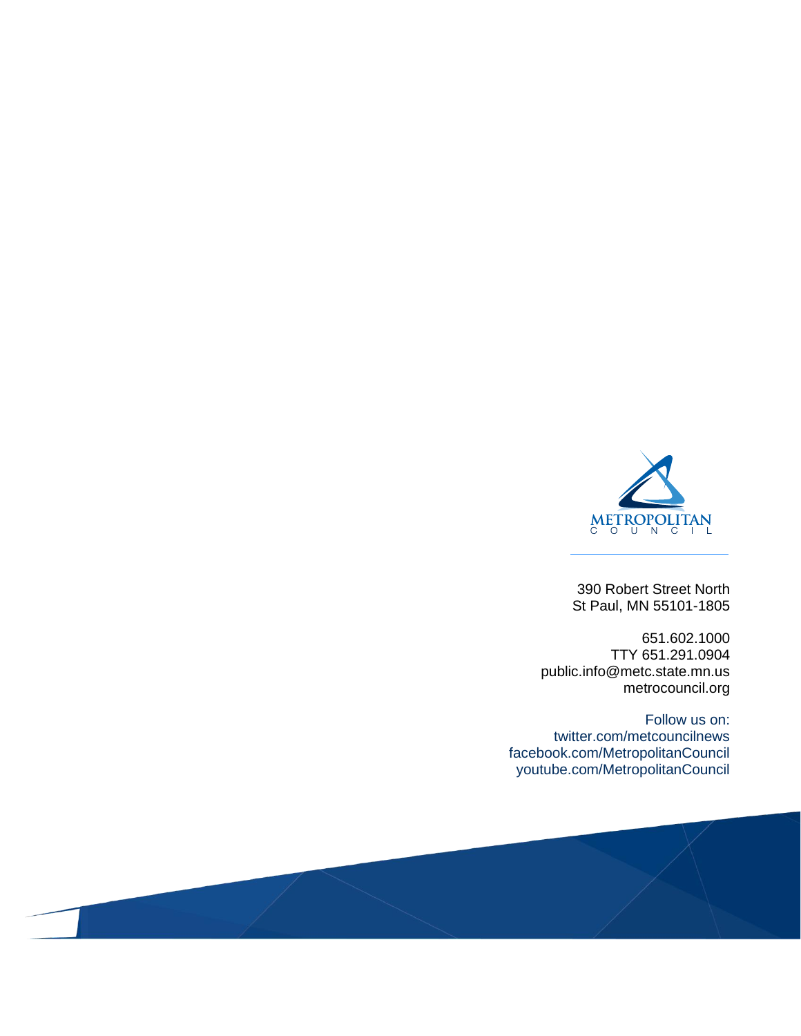METROPOLITAN COUNCIL

390 Robert Street North
St Paul, MN 55101-1805

651.602.1000
TTY 651.291.0904
public.info@metc.state.mn.us
metrocouncil.org

Follow us on:
twitter.com/metcouncilnews
facebook.com/MetropolitanCouncil
youtube.com/MetropolitanCouncil